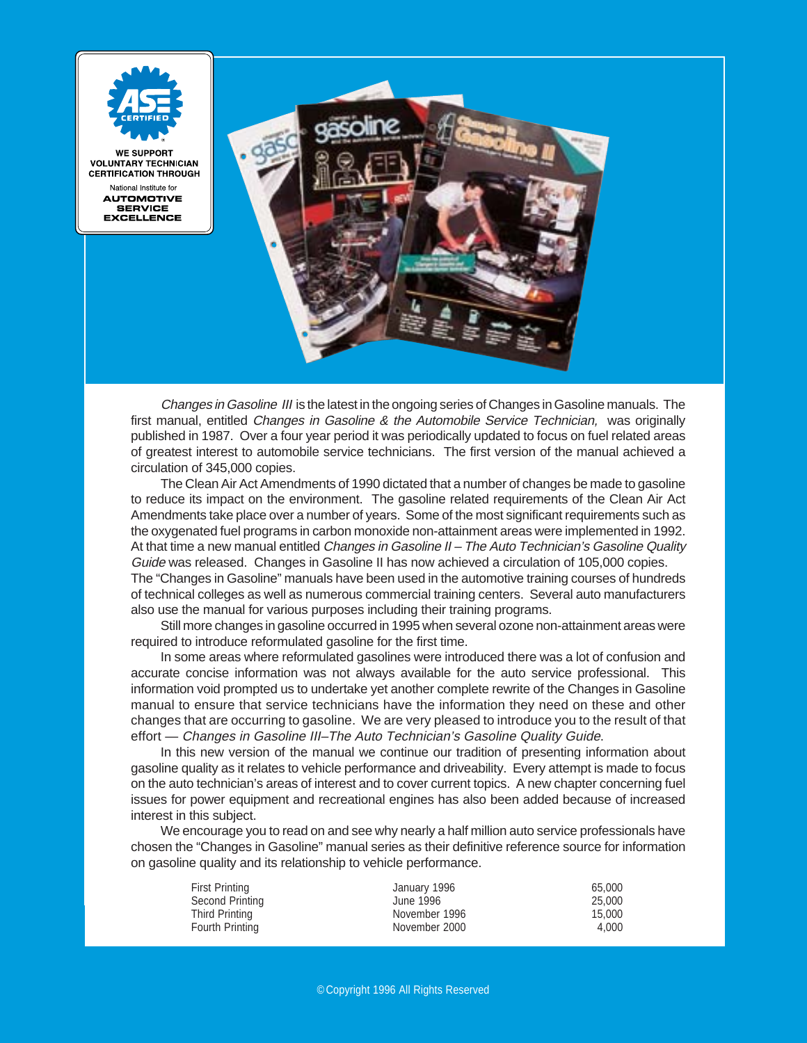WE SUPPORT VOLUNTARY TECHNICIAN CERTIFICATION THROUGH

National Institute for AUTOMOTIVE SERVICE EXCELLENCE

*Changes in Gasoline III* is the latest in the ongoing series of Changes in Gasoline manuals. The first manual, entitled *Changes in Gasoline & the Automobile Service Technician,* was originally published in 1987. Over a four year period it was periodically updated to focus on fuel related areas of greatest interest to automobile service technicians. The first version of the manual achieved a circulation of 345,000 copies.

The Clean Air Act Amendments of 1990 dictated that a number of changes be made to gasoline to reduce its impact on the environment. The gasoline related requirements of the Clean Air Act Amendments take place over a number of years. Some of the most significant requirements such as the oxygenated fuel programs in carbon monoxide non-attainment areas were implemented in 1992. At that time a new manual entitled *Changes in Gasoline II – The Auto Technician's Gasoline Quality Guide* was released. Changes in Gasoline II has now achieved a circulation of 105,000 copies. The "Changes in Gasoline" manuals have been used in the automotive training courses of hundreds of technical colleges as well as numerous commercial training centers. Several auto manufacturers also use the manual for various purposes including their training programs.

Still more changes in gasoline occurred in 1995 when several ozone non-attainment areas were required to introduce reformulated gasoline for the first time.

In some areas where reformulated gasolines were introduced there was a lot of confusion and accurate concise information was not always available for the auto service professional. This information void prompted us to undertake yet another complete rewrite of the Changes in Gasoline manual to ensure that service technicians have the information they need on these and other changes that are occurring to gasoline. We are very pleased to introduce you to the result of that effort — *Changes in Gasoline III–The Auto Technician's Gasoline Quality Guide*.

In this new version of the manual we continue our tradition of presenting information about gasoline quality as it relates to vehicle performance and driveability. Every attempt is made to focus on the auto technician's areas of interest and to cover current topics. A new chapter concerning fuel issues for power equipment and recreational engines has also been added because of increased interest in this subject.

We encourage you to read on and see why nearly a half million auto service professionals have chosen the "Changes in Gasoline" manual series as their definitive reference source for information on gasoline quality and its relationship to vehicle performance.

| | | |
|---|---|---|
| First Printing | January 1996 | 65,000 |
| Second Printing | June 1996 | 25,000 |
| Third Printing | November 1996 | 15,000 |
| Fourth Printing | November 2000 | 4,000 |

© Copyright 1996 All Rights Reserved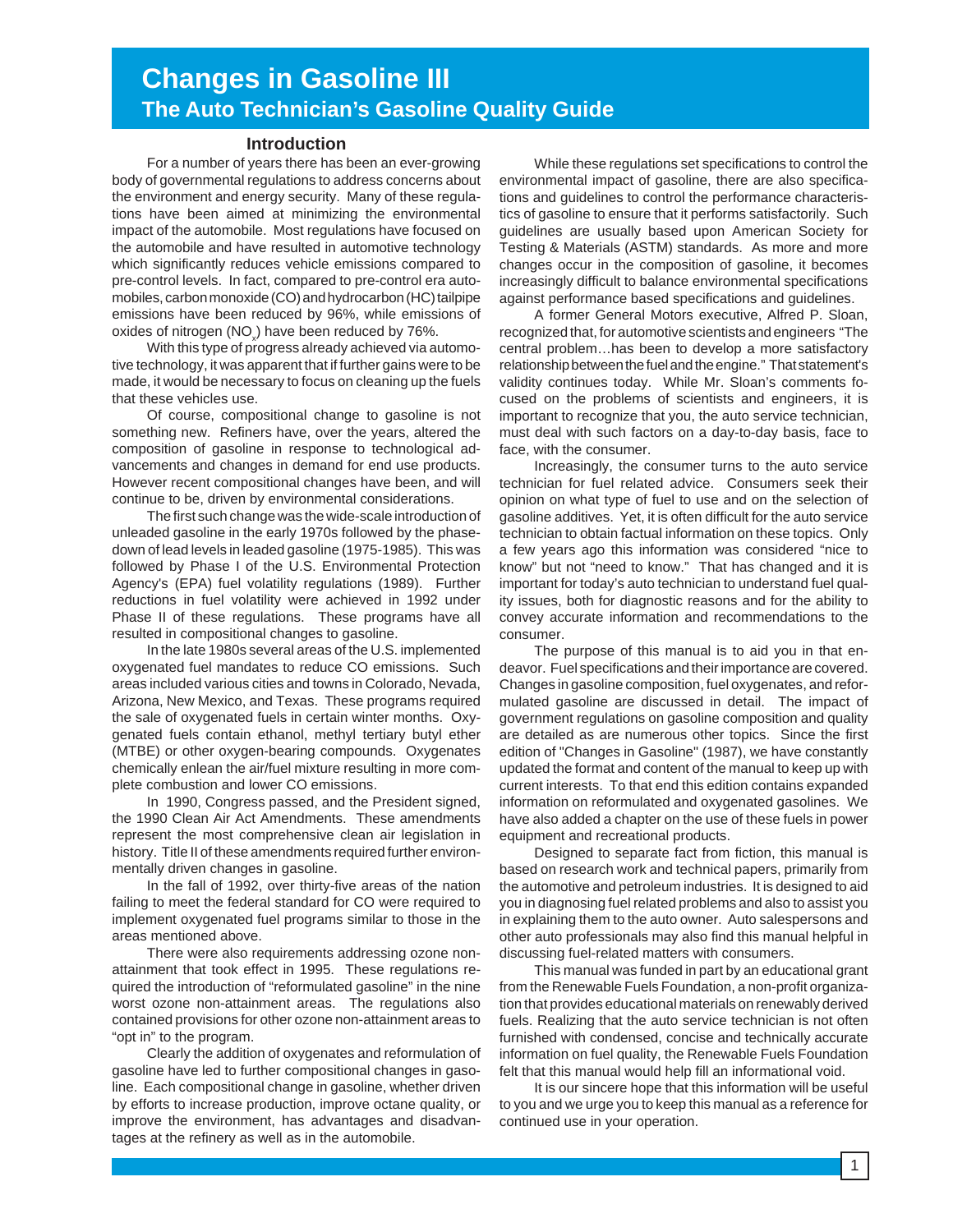# Changes in Gasoline III

## The Auto Technician's Gasoline Quality Guide

### Introduction

For a number of years there has been an ever-growing body of governmental regulations to address concerns about the environment and energy security. Many of these regulations have been aimed at minimizing the environmental impact of the automobile. Most regulations have focused on the automobile and have resulted in automotive technology which significantly reduces vehicle emissions compared to pre-control levels. In fact, compared to pre-control era automobiles, carbon monoxide (CO) and hydrocarbon (HC) tailpipe emissions have been reduced by 96%, while emissions of oxides of nitrogen ($NO_x$) have been reduced by 76%.

With this type of progress already achieved via automotive technology, it was apparent that if further gains were to be made, it would be necessary to focus on cleaning up the fuels that these vehicles use.

Of course, compositional change to gasoline is not something new. Refiners have, over the years, altered the composition of gasoline in response to technological advancements and changes in demand for end use products. However recent compositional changes have been, and will continue to be, driven by environmental considerations.

The first such change was the wide-scale introduction of unleaded gasoline in the early 1970s followed by the phase-down of lead levels in leaded gasoline (1975-1985). This was followed by Phase I of the U.S. Environmental Protection Agency's (EPA) fuel volatility regulations (1989). Further reductions in fuel volatility were achieved in 1992 under Phase II of these regulations. These programs have all resulted in compositional changes to gasoline.

In the late 1980s several areas of the U.S. implemented oxygenated fuel mandates to reduce CO emissions. Such areas included various cities and towns in Colorado, Nevada, Arizona, New Mexico, and Texas. These programs required the sale of oxygenated fuels in certain winter months. Oxygenated fuels contain ethanol, methyl tertiary butyl ether (MTBE) or other oxygen-bearing compounds. Oxygenates chemically enlean the air/fuel mixture resulting in more complete combustion and lower CO emissions.

In 1990, Congress passed, and the President signed, the 1990 Clean Air Act Amendments. These amendments represent the most comprehensive clean air legislation in history. Title II of these amendments required further environmentally driven changes in gasoline.

In the fall of 1992, over thirty-five areas of the nation failing to meet the federal standard for CO were required to implement oxygenated fuel programs similar to those in the areas mentioned above.

There were also requirements addressing ozone non-attainment that took effect in 1995. These regulations required the introduction of "reformulated gasoline" in the nine worst ozone non-attainment areas. The regulations also contained provisions for other ozone non-attainment areas to "opt in" to the program.

Clearly the addition of oxygenates and reformulation of gasoline have led to further compositional changes in gasoline. Each compositional change in gasoline, whether driven by efforts to increase production, improve octane quality, or improve the environment, has advantages and disadvantages at the refinery as well as in the automobile.

While these regulations set specifications to control the environmental impact of gasoline, there are also specifications and guidelines to control the performance characteristics of gasoline to ensure that it performs satisfactorily. Such guidelines are usually based upon American Society for Testing & Materials (ASTM) standards. As more and more changes occur in the composition of gasoline, it becomes increasingly difficult to balance environmental specifications against performance based specifications and guidelines.

A former General Motors executive, Alfred P. Sloan, recognized that, for automotive scientists and engineers "The central problem…has been to develop a more satisfactory relationship between the fuel and the engine." That statement's validity continues today. While Mr. Sloan's comments focused on the problems of scientists and engineers, it is important to recognize that you, the auto service technician, must deal with such factors on a day-to-day basis, face to face, with the consumer.

Increasingly, the consumer turns to the auto service technician for fuel related advice. Consumers seek their opinion on what type of fuel to use and on the selection of gasoline additives. Yet, it is often difficult for the auto service technician to obtain factual information on these topics. Only a few years ago this information was considered "nice to know" but not "need to know." That has changed and it is important for today's auto technician to understand fuel quality issues, both for diagnostic reasons and for the ability to convey accurate information and recommendations to the consumer.

The purpose of this manual is to aid you in that endeavor. Fuel specifications and their importance are covered. Changes in gasoline composition, fuel oxygenates, and reformulated gasoline are discussed in detail. The impact of government regulations on gasoline composition and quality are detailed as are numerous other topics. Since the first edition of "Changes in Gasoline" (1987), we have constantly updated the format and content of the manual to keep up with current interests. To that end this edition contains expanded information on reformulated and oxygenated gasolines. We have also added a chapter on the use of these fuels in power equipment and recreational products.

Designed to separate fact from fiction, this manual is based on research work and technical papers, primarily from the automotive and petroleum industries. It is designed to aid you in diagnosing fuel related problems and also to assist you in explaining them to the auto owner. Auto salespersons and other auto professionals may also find this manual helpful in discussing fuel-related matters with consumers.

This manual was funded in part by an educational grant from the Renewable Fuels Foundation, a non-profit organization that provides educational materials on renewably derived fuels. Realizing that the auto service technician is not often furnished with condensed, concise and technically accurate information on fuel quality, the Renewable Fuels Foundation felt that this manual would help fill an informational void.

It is our sincere hope that this information will be useful to you and we urge you to keep this manual as a reference for continued use in your operation.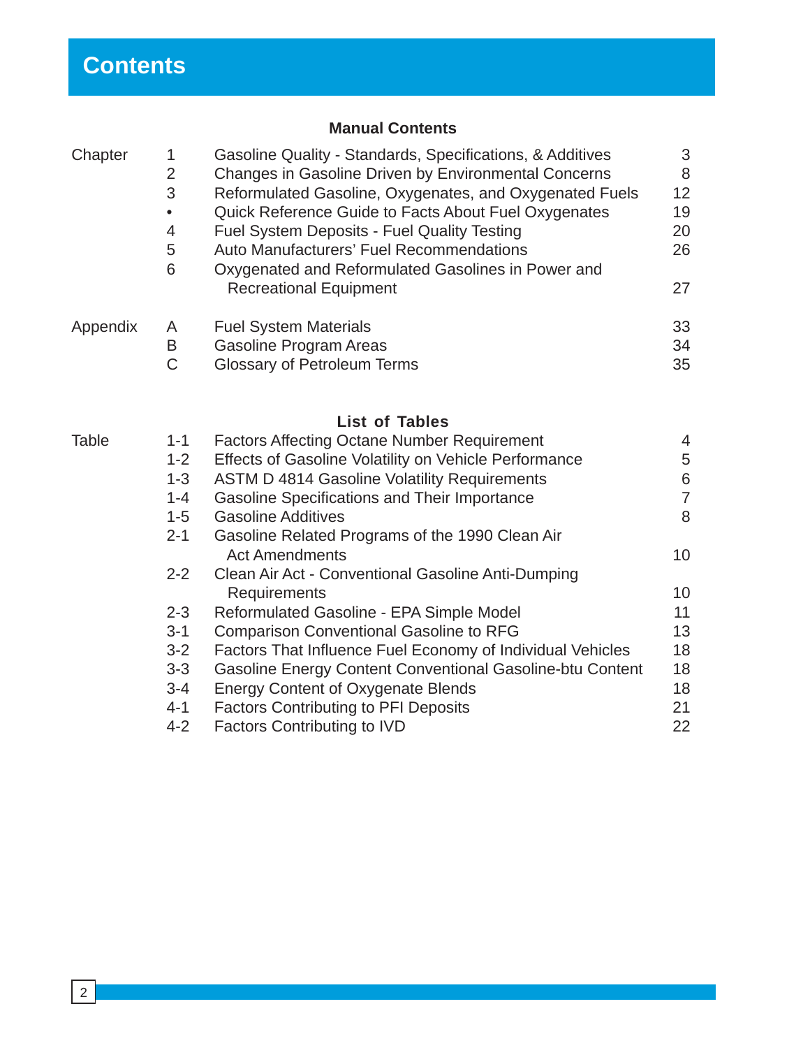# Contents

## Manual Contents

| | | | |
|---|---|---|---|
| Chapter | 1 | Gasoline Quality - Standards, Specifications, & Additives | 3 |
| | 2 | Changes in Gasoline Driven by Environmental Concerns | 8 |
| | 3 | Reformulated Gasoline, Oxygenates, and Oxygenated Fuels | 12 |
| | • | Quick Reference Guide to Facts About Fuel Oxygenates | 19 |
| | 4 | Fuel System Deposits - Fuel Quality Testing | 20 |
| | 5 | Auto Manufacturers' Fuel Recommendations | 26 |
| | 6 | Oxygenated and Reformulated Gasolines in Power and Recreational Equipment | 27 |
| Appendix | A | Fuel System Materials | 33 |
| | B | Gasoline Program Areas | 34 |
| | C | Glossary of Petroleum Terms | 35 |

## List of Tables

| | | | |
|---|---|---|---|
| Table | 1-1 | Factors Affecting Octane Number Requirement | 4 |
| | 1-2 | Effects of Gasoline Volatility on Vehicle Performance | 5 |
| | 1-3 | ASTM D 4814 Gasoline Volatility Requirements | 6 |
| | 1-4 | Gasoline Specifications and Their Importance | 7 |
| | 1-5 | Gasoline Additives | 8 |
| | 2-1 | Gasoline Related Programs of the 1990 Clean Air Act Amendments | 10 |
| | 2-2 | Clean Air Act - Conventional Gasoline Anti-Dumping Requirements | 10 |
| | 2-3 | Reformulated Gasoline - EPA Simple Model | 11 |
| | 3-1 | Comparison Conventional Gasoline to RFG | 13 |
| | 3-2 | Factors That Influence Fuel Economy of Individual Vehicles | 18 |
| | 3-3 | Gasoline Energy Content Conventional Gasoline-btu Content | 18 |
| | 3-4 | Energy Content of Oxygenate Blends | 18 |
| | 4-1 | Factors Contributing to PFI Deposits | 21 |
| | 4-2 | Factors Contributing to IVD | 22 |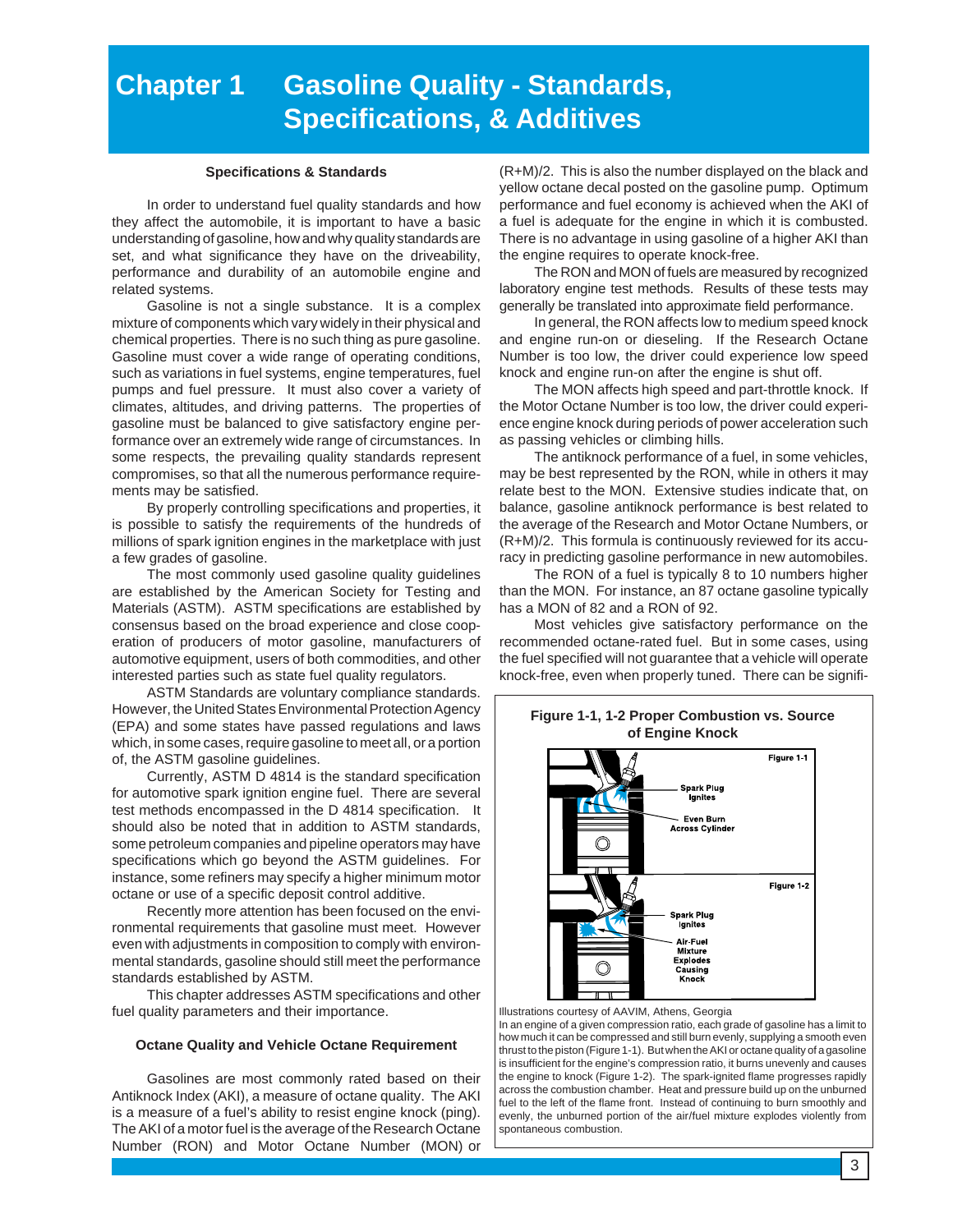# Chapter 1 Gasoline Quality - Standards, Specifications, & Additives

### Specifications & Standards

In order to understand fuel quality standards and how they affect the automobile, it is important to have a basic understanding of gasoline, how and why quality standards are set, and what significance they have on the driveability, performance and durability of an automobile engine and related systems.

Gasoline is not a single substance. It is a complex mixture of components which vary widely in their physical and chemical properties. There is no such thing as pure gasoline. Gasoline must cover a wide range of operating conditions, such as variations in fuel systems, engine temperatures, fuel pumps and fuel pressure. It must also cover a variety of climates, altitudes, and driving patterns. The properties of gasoline must be balanced to give satisfactory engine performance over an extremely wide range of circumstances. In some respects, the prevailing quality standards represent compromises, so that all the numerous performance requirements may be satisfied.

By properly controlling specifications and properties, it is possible to satisfy the requirements of the hundreds of millions of spark ignition engines in the marketplace with just a few grades of gasoline.

The most commonly used gasoline quality guidelines are established by the American Society for Testing and Materials (ASTM). ASTM specifications are established by consensus based on the broad experience and close cooperation of producers of motor gasoline, manufacturers of automotive equipment, users of both commodities, and other interested parties such as state fuel quality regulators.

ASTM Standards are voluntary compliance standards. However, the United States Environmental Protection Agency (EPA) and some states have passed regulations and laws which, in some cases, require gasoline to meet all, or a portion of, the ASTM gasoline guidelines.

Currently, ASTM D 4814 is the standard specification for automotive spark ignition engine fuel. There are several test methods encompassed in the D 4814 specification. It should also be noted that in addition to ASTM standards, some petroleum companies and pipeline operators may have specifications which go beyond the ASTM guidelines. For instance, some refiners may specify a higher minimum motor octane or use of a specific deposit control additive.

Recently more attention has been focused on the environmental requirements that gasoline must meet. However even with adjustments in composition to comply with environmental standards, gasoline should still meet the performance standards established by ASTM.

This chapter addresses ASTM specifications and other fuel quality parameters and their importance.

### Octane Quality and Vehicle Octane Requirement

Gasolines are most commonly rated based on their Antiknock Index (AKI), a measure of octane quality. The AKI is a measure of a fuel's ability to resist engine knock (ping). The AKI of a motor fuel is the average of the Research Octane Number (RON) and Motor Octane Number (MON) or (R+M)/2. This is also the number displayed on the black and yellow octane decal posted on the gasoline pump. Optimum performance and fuel economy is achieved when the AKI of a fuel is adequate for the engine in which it is combusted. There is no advantage in using gasoline of a higher AKI than the engine requires to operate knock-free.

The RON and MON of fuels are measured by recognized laboratory engine test methods. Results of these tests may generally be translated into approximate field performance.

In general, the RON affects low to medium speed knock and engine run-on or dieseling. If the Research Octane Number is too low, the driver could experience low speed knock and engine run-on after the engine is shut off.

The MON affects high speed and part-throttle knock. If the Motor Octane Number is too low, the driver could experience engine knock during periods of power acceleration such as passing vehicles or climbing hills.

The antiknock performance of a fuel, in some vehicles, may be best represented by the RON, while in others it may relate best to the MON. Extensive studies indicate that, on balance, gasoline antiknock performance is best related to the average of the Research and Motor Octane Numbers, or (R+M)/2. This formula is continuously reviewed for its accuracy in predicting gasoline performance in new automobiles.

The RON of a fuel is typically 8 to 10 numbers higher than the MON. For instance, an 87 octane gasoline typically has a MON of 82 and a RON of 92.

Most vehicles give satisfactory performance on the recommended octane-rated fuel. But in some cases, using the fuel specified will not guarantee that a vehicle will operate knock-free, even when properly tuned. There can be signifi-

**Figure 1-1, 1-2 Proper Combustion vs. Source of Engine Knock**

Figure 1-1: Spark Plug Ignites; Even Burn Across Cylinder

Figure 1-2: Spark Plug Ignites; Air-Fuel Mixture Explodes Causing Knock

Illustrations courtesy of AAVIM, Athens, Georgia

In an engine of a given compression ratio, each grade of gasoline has a limit to how much it can be compressed and still burn evenly, supplying a smooth even thrust to the piston (Figure 1-1). But when the AKI or octane quality of a gasoline is insufficient for the engine's compression ratio, it burns unevenly and causes the engine to knock (Figure 1-2). The spark-ignited flame progresses rapidly across the combustion chamber. Heat and pressure build up on the unburned fuel to the left of the flame front. Instead of continuing to burn smoothly and evenly, the unburned portion of the air/fuel mixture explodes violently from spontaneous combustion.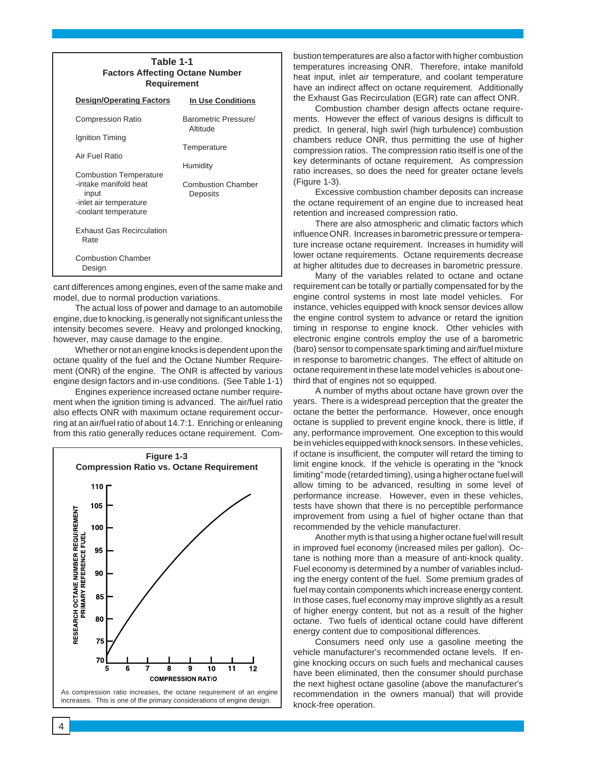**Table 1-1**
**Factors Affecting Octane Number Requirement**

| Design/Operating Factors | In Use Conditions |
|---|---|
| Compression Ratio | Barometric Pressure/ Altitude |
| Ignition Timing | Temperature |
| Air Fuel Ratio | Humidity |
| Combustion Temperature<br>-intake manifold heat input<br>-inlet air temperature<br>-coolant temperature | Combustion Chamber Deposits |
| Exhaust Gas Recirculation Rate | |
| Combustion Chamber Design | |

cant differences among engines, even of the same make and model, due to normal production variations.

The actual loss of power and damage to an automobile engine, due to knocking, is generally not significant unless the intensity becomes severe. Heavy and prolonged knocking, however, may cause damage to the engine.

Whether or not an engine knocks is dependent upon the octane quality of the fuel and the Octane Number Requirement (ONR) of the engine. The ONR is affected by various engine design factors and in-use conditions. (See Table 1-1)

Engines experience increased octane number requirement when the ignition timing is advanced. The air/fuel ratio also effects ONR with maximum octane requirement occurring at an air/fuel ratio of about 14.7:1. Enriching or enleaning from this ratio generally reduces octane requirement. Combustion temperatures are also a factor with higher combustion temperatures increasing ONR. Therefore, intake manifold heat input, inlet air temperature, and coolant temperature have an indirect affect on octane requirement. Additionally the Exhaust Gas Recirculation (EGR) rate can affect ONR.

**Figure 1-3**
**Compression Ratio vs. Octane Requirement**

| Compression Ratio | Research Octane Number Requirement (Primary Reference Fuel), approx. |
|---|---|
| 5 | 72 |
| 6 | 80 |
| 7 | 87 |
| 8 | 94 |
| 9 | 100 |
| 10 | 104 |
| 11 | 107 |
| 12 | 108 |

As compression ratio increases, the octane requirement of an engine increases. This is one of the primary considerations of engine design.

Combustion chamber design affects octane requirements. However the effect of various designs is difficult to predict. In general, high swirl (high turbulence) combustion chambers reduce ONR, thus permitting the use of higher compression ratios. The compression ratio itself is one of the key determinants of octane requirement. As compression ratio increases, so does the need for greater octane levels (Figure 1-3).

Excessive combustion chamber deposits can increase the octane requirement of an engine due to increased heat retention and increased compression ratio.

There are also atmospheric and climatic factors which influence ONR. Increases in barometric pressure or temperature increase octane requirement. Increases in humidity will lower octane requirements. Octane requirements decrease at higher altitudes due to decreases in barometric pressure.

Many of the variables related to octane and octane requirement can be totally or partially compensated for by the engine control systems in most late model vehicles. For instance, vehicles equipped with knock sensor devices allow the engine control system to advance or retard the ignition timing in response to engine knock. Other vehicles with electronic engine controls employ the use of a barometric (baro) sensor to compensate spark timing and air/fuel mixture in response to barometric changes. The effect of altitude on octane requirement in these late model vehicles is about one-third that of engines not so equipped.

A number of myths about octane have grown over the years. There is a widespread perception that the greater the octane the better the performance. However, once enough octane is supplied to prevent engine knock, there is little, if any, performance improvement. One exception to this would be in vehicles equipped with knock sensors. In these vehicles, if octane is insufficient, the computer will retard the timing to limit engine knock. If the vehicle is operating in the "knock limiting" mode (retarded timing), using a higher octane fuel will allow timing to be advanced, resulting in some level of performance increase. However, even in these vehicles, tests have shown that there is no perceptible performance improvement from using a fuel of higher octane than that recommended by the vehicle manufacturer.

Another myth is that using a higher octane fuel will result in improved fuel economy (increased miles per gallon). Octane is nothing more than a measure of anti-knock quality. Fuel economy is determined by a number of variables including the energy content of the fuel. Some premium grades of fuel may contain components which increase energy content. In those cases, fuel economy may improve slightly as a result of higher energy content, but not as a result of the higher octane. Two fuels of identical octane could have different energy content due to compositional differences.

Consumers need only use a gasoline meeting the vehicle manufacturer's recommended octane levels. If engine knocking occurs on such fuels and mechanical causes have been eliminated, then the consumer should purchase the next highest octane gasoline (above the manufacturer's recommendation in the owners manual) that will provide knock-free operation.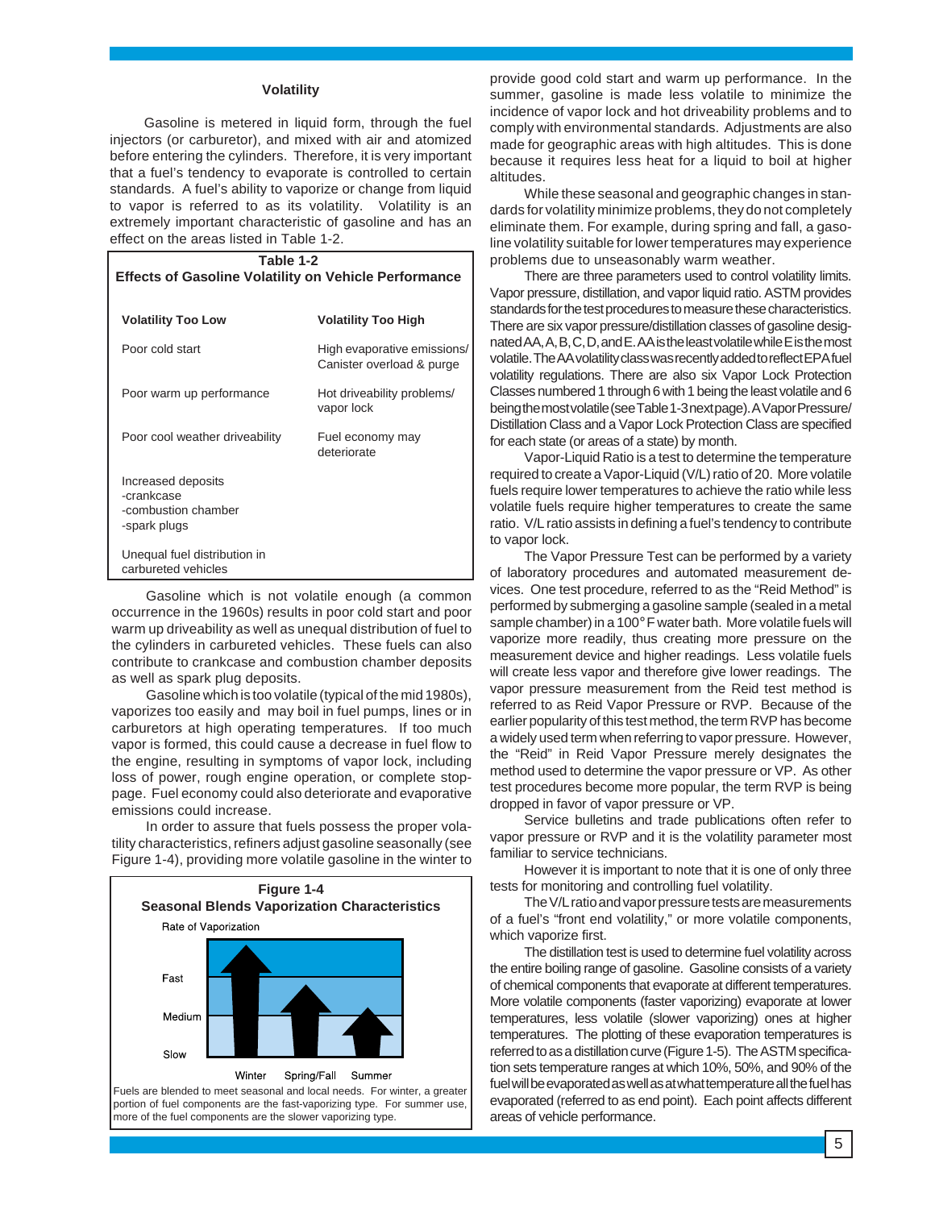### Volatility

Gasoline is metered in liquid form, through the fuel injectors (or carburetor), and mixed with air and atomized before entering the cylinders. Therefore, it is very important that a fuel's tendency to evaporate is controlled to certain standards. A fuel's ability to vaporize or change from liquid to vapor is referred to as its volatility. Volatility is an extremely important characteristic of gasoline and has an effect on the areas listed in Table 1-2.

**Table 1-2**
**Effects of Gasoline Volatility on Vehicle Performance**

| Volatility Too Low | Volatility Too High |
|---|---|
| Poor cold start | High evaporative emissions/ Canister overload & purge |
| Poor warm up performance | Hot driveability problems/ vapor lock |
| Poor cool weather driveability | Fuel economy may deteriorate |
| Increased deposits -crankcase -combustion chamber -spark plugs | |
| Unequal fuel distribution in carbureted vehicles | |

Gasoline which is not volatile enough (a common occurrence in the 1960s) results in poor cold start and poor warm up driveability as well as unequal distribution of fuel to the cylinders in carbureted vehicles. These fuels can also contribute to crankcase and combustion chamber deposits as well as spark plug deposits.

Gasoline which is too volatile (typical of the mid 1980s), vaporizes too easily and may boil in fuel pumps, lines or in carburetors at high operating temperatures. If too much vapor is formed, this could cause a decrease in fuel flow to the engine, resulting in symptoms of vapor lock, including loss of power, rough engine operation, or complete stoppage. Fuel economy could also deteriorate and evaporative emissions could increase.

In order to assure that fuels possess the proper volatility characteristics, refiners adjust gasoline seasonally (see Figure 1-4), providing more volatile gasoline in the winter to provide good cold start and warm up performance. In the summer, gasoline is made less volatile to minimize the incidence of vapor lock and hot driveability problems and to comply with environmental standards. Adjustments are also made for geographic areas with high altitudes. This is done because it requires less heat for a liquid to boil at higher altitudes.

**Figure 1-4**
**Seasonal Blends Vaporization Characteristics**

Rate of Vaporization: Fast, Medium, Slow — Winter, Spring/Fall, Summer

Fuels are blended to meet seasonal and local needs. For winter, a greater portion of fuel components are the fast-vaporizing type. For summer use, more of the fuel components are the slower vaporizing type.

While these seasonal and geographic changes in standards for volatility minimize problems, they do not completely eliminate them. For example, during spring and fall, a gasoline volatility suitable for lower temperatures may experience problems due to unseasonably warm weather.

There are three parameters used to control volatility limits. Vapor pressure, distillation, and vapor liquid ratio. ASTM provides standards for the test procedures to measure these characteristics. There are six vapor pressure/distillation classes of gasoline designated AA, A, B, C, D, and E. AA is the least volatile while E is the most volatile. The AA volatility class was recently added to reflect EPA fuel volatility regulations. There are also six Vapor Lock Protection Classes numbered 1 through 6 with 1 being the least volatile and 6 being the most volatile (see Table 1-3 next page). A Vapor Pressure/ Distillation Class and a Vapor Lock Protection Class are specified for each state (or areas of a state) by month.

Vapor-Liquid Ratio is a test to determine the temperature required to create a Vapor-Liquid (V/L) ratio of 20. More volatile fuels require lower temperatures to achieve the ratio while less volatile fuels require higher temperatures to create the same ratio. V/L ratio assists in defining a fuel's tendency to contribute to vapor lock.

The Vapor Pressure Test can be performed by a variety of laboratory procedures and automated measurement devices. One test procedure, referred to as the "Reid Method" is performed by submerging a gasoline sample (sealed in a metal sample chamber) in a 100° F water bath. More volatile fuels will vaporize more readily, thus creating more pressure on the measurement device and higher readings. Less volatile fuels will create less vapor and therefore give lower readings. The vapor pressure measurement from the Reid test method is referred to as Reid Vapor Pressure or RVP. Because of the earlier popularity of this test method, the term RVP has become a widely used term when referring to vapor pressure. However, the "Reid" in Reid Vapor Pressure merely designates the method used to determine the vapor pressure or VP. As other test procedures become more popular, the term RVP is being dropped in favor of vapor pressure or VP.

Service bulletins and trade publications often refer to vapor pressure or RVP and it is the volatility parameter most familiar to service technicians.

However it is important to note that it is one of only three tests for monitoring and controlling fuel volatility.

The V/L ratio and vapor pressure tests are measurements of a fuel's "front end volatility," or more volatile components, which vaporize first.

The distillation test is used to determine fuel volatility across the entire boiling range of gasoline. Gasoline consists of a variety of chemical components that evaporate at different temperatures. More volatile components (faster vaporizing) evaporate at lower temperatures, less volatile (slower vaporizing) ones at higher temperatures. The plotting of these evaporation temperatures is referred to as a distillation curve (Figure 1-5). The ASTM specification sets temperature ranges at which 10%, 50%, and 90% of the fuel will be evaporated as well as at what temperature all the fuel has evaporated (referred to as end point). Each point affects different areas of vehicle performance.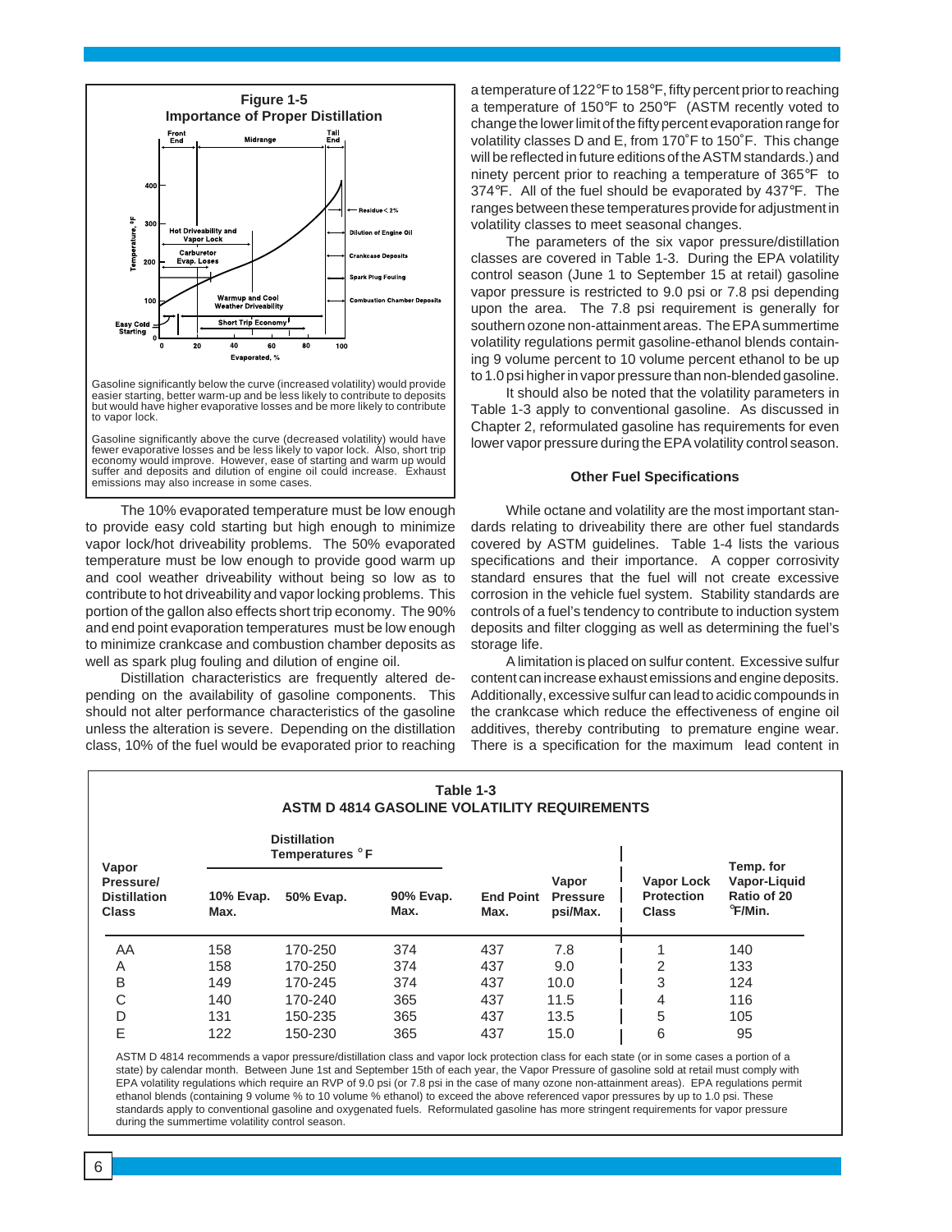**Figure 1-5**
**Importance of Proper Distillation**

Gasoline significantly below the curve (increased volatility) would provide easier starting, better warm-up and be less likely to contribute to deposits but would have higher evaporative losses and be more likely to contribute to vapor lock.

Gasoline significantly above the curve (decreased volatility) would have fewer evaporative losses and be less likely to vapor lock. Also, short trip economy would improve. However, ease of starting and warm up would suffer and deposits and dilution of engine oil could increase. Exhaust emissions may also increase in some cases.

The 10% evaporated temperature must be low enough to provide easy cold starting but high enough to minimize vapor lock/hot driveability problems. The 50% evaporated temperature must be low enough to provide good warm up and cool weather driveability without being so low as to contribute to hot driveability and vapor locking problems. This portion of the gallon also effects short trip economy. The 90% and end point evaporation temperatures must be low enough to minimize crankcase and combustion chamber deposits as well as spark plug fouling and dilution of engine oil.

Distillation characteristics are frequently altered depending on the availability of gasoline components. This should not alter performance characteristics of the gasoline unless the alteration is severe. Depending on the distillation class, 10% of the fuel would be evaporated prior to reaching a temperature of 122°F to 158°F, fifty percent prior to reaching a temperature of 150°F to 250°F (ASTM recently voted to change the lower limit of the fifty percent evaporation range for volatility classes D and E, from 170˚F to 150˚F. This change will be reflected in future editions of the ASTM standards.) and ninety percent prior to reaching a temperature of 365°F to 374°F. All of the fuel should be evaporated by 437°F. The ranges between these temperatures provide for adjustment in volatility classes to meet seasonal changes.

The parameters of the six vapor pressure/distillation classes are covered in Table 1-3. During the EPA volatility control season (June 1 to September 15 at retail) gasoline vapor pressure is restricted to 9.0 psi or 7.8 psi depending upon the area. The 7.8 psi requirement is generally for southern ozone non-attainment areas. The EPA summertime volatility regulations permit gasoline-ethanol blends containing 9 volume percent to 10 volume percent ethanol to be up to 1.0 psi higher in vapor pressure than non-blended gasoline.

It should also be noted that the volatility parameters in Table 1-3 apply to conventional gasoline. As discussed in Chapter 2, reformulated gasoline has requirements for even lower vapor pressure during the EPA volatility control season.

### Other Fuel Specifications

While octane and volatility are the most important standards relating to driveability there are other fuel standards covered by ASTM guidelines. Table 1-4 lists the various specifications and their importance. A copper corrosivity standard ensures that the fuel will not create excessive corrosion in the vehicle fuel system. Stability standards are controls of a fuel's tendency to contribute to induction system deposits and filter clogging as well as determining the fuel's storage life.

A limitation is placed on sulfur content. Excessive sulfur content can increase exhaust emissions and engine deposits. Additionally, excessive sulfur can lead to acidic compounds in the crankcase which reduce the effectiveness of engine oil additives, thereby contributing to premature engine wear. There is a specification for the maximum lead content in

**Table 1-3**
**ASTM D 4814 GASOLINE VOLATILITY REQUIREMENTS**

| Vapor Pressure/ Distillation Class | Distillation Temperatures °F | | | | Vapor Pressure psi/Max. | Vapor Lock Protection Class | Temp. for Vapor-Liquid Ratio of 20 °F/Min. |
|---|---|---|---|---|---|---|---|
| | 10% Evap. Max. | 50% Evap. | 90% Evap. Max. | End Point Max. | | | |
| AA | 158 | 170-250 | 374 | 437 | 7.8 | 1 | 140 |
| A | 158 | 170-250 | 374 | 437 | 9.0 | 2 | 133 |
| B | 149 | 170-245 | 374 | 437 | 10.0 | 3 | 124 |
| C | 140 | 170-240 | 365 | 437 | 11.5 | 4 | 116 |
| D | 131 | 150-235 | 365 | 437 | 13.5 | 5 | 105 |
| E | 122 | 150-230 | 365 | 437 | 15.0 | 6 | 95 |

ASTM D 4814 recommends a vapor pressure/distillation class and vapor lock protection class for each state (or in some cases a portion of a state) by calendar month. Between June 1st and September 15th of each year, the Vapor Pressure of gasoline sold at retail must comply with EPA volatility regulations which require an RVP of 9.0 psi (or 7.8 psi in the case of many ozone non-attainment areas). EPA regulations permit ethanol blends (containing 9 volume % to 10 volume % ethanol) to exceed the above referenced vapor pressures by up to 1.0 psi. These standards apply to conventional gasoline and oxygenated fuels. Reformulated gasoline has more stringent requirements for vapor pressure during the summertime volatility control season.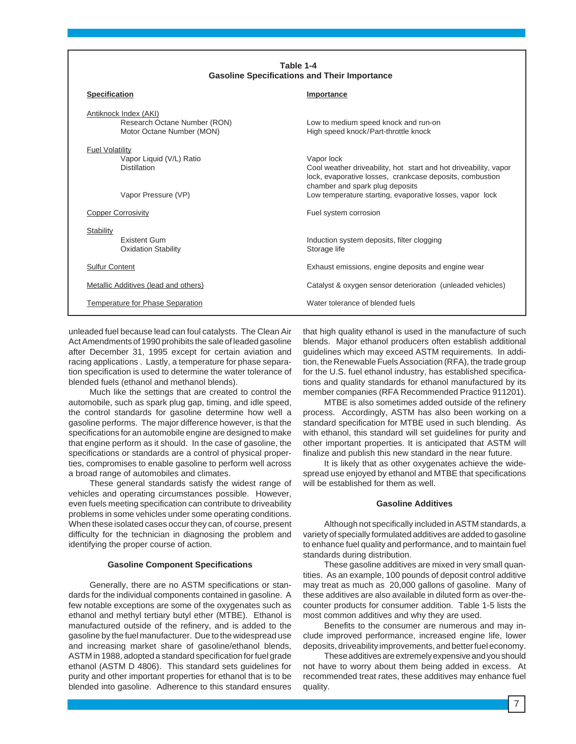**Table 1-4**
**Gasoline Specifications and Their Importance**

| Specification | Importance |
|---|---|
| Antiknock Index (AKI) | |
| Research Octane Number (RON) | Low to medium speed knock and run-on |
| Motor Octane Number (MON) | High speed knock/Part-throttle knock |
| Fuel Volatility | |
| Vapor Liquid (V/L) Ratio | Vapor lock |
| Distillation | Cool weather driveability, hot start and hot driveability, vapor lock, evaporative losses, crankcase deposits, combustion chamber and spark plug deposits |
| Vapor Pressure (VP) | Low temperature starting, evaporative losses, vapor lock |
| Copper Corrosivity | Fuel system corrosion |
| Stability | |
| Existent Gum | Induction system deposits, filter clogging |
| Oxidation Stability | Storage life |
| Sulfur Content | Exhaust emissions, engine deposits and engine wear |
| Metallic Additives (lead and others) | Catalyst & oxygen sensor deterioration (unleaded vehicles) |
| Temperature for Phase Separation | Water tolerance of blended fuels |

unleaded fuel because lead can foul catalysts. The Clean Air Act Amendments of 1990 prohibits the sale of leaded gasoline after December 31, 1995 except for certain aviation and racing applications . Lastly, a temperature for phase separation specification is used to determine the water tolerance of blended fuels (ethanol and methanol blends).

Much like the settings that are created to control the automobile, such as spark plug gap, timing, and idle speed, the control standards for gasoline determine how well a gasoline performs. The major difference however, is that the specifications for an automobile engine are designed to make that engine perform as it should. In the case of gasoline, the specifications or standards are a control of physical properties, compromises to enable gasoline to perform well across a broad range of automobiles and climates.

These general standards satisfy the widest range of vehicles and operating circumstances possible. However, even fuels meeting specification can contribute to driveability problems in some vehicles under some operating conditions. When these isolated cases occur they can, of course, present difficulty for the technician in diagnosing the problem and identifying the proper course of action.

### Gasoline Component Specifications

Generally, there are no ASTM specifications or standards for the individual components contained in gasoline. A few notable exceptions are some of the oxygenates such as ethanol and methyl tertiary butyl ether (MTBE). Ethanol is manufactured outside of the refinery, and is added to the gasoline by the fuel manufacturer. Due to the widespread use and increasing market share of gasoline/ethanol blends, ASTM in 1988, adopted a standard specification for fuel grade ethanol (ASTM D 4806). This standard sets guidelines for purity and other important properties for ethanol that is to be blended into gasoline. Adherence to this standard ensures that high quality ethanol is used in the manufacture of such blends. Major ethanol producers often establish additional guidelines which may exceed ASTM requirements. In addition, the Renewable Fuels Association (RFA), the trade group for the U.S. fuel ethanol industry, has established specifications and quality standards for ethanol manufactured by its member companies (RFA Recommended Practice 911201).

MTBE is also sometimes added outside of the refinery process. Accordingly, ASTM has also been working on a standard specification for MTBE used in such blending. As with ethanol, this standard will set guidelines for purity and other important properties. It is anticipated that ASTM will finalize and publish this new standard in the near future.

It is likely that as other oxygenates achieve the widespread use enjoyed by ethanol and MTBE that specifications will be established for them as well.

### Gasoline Additives

Although not specifically included in ASTM standards, a variety of specially formulated additives are added to gasoline to enhance fuel quality and performance, and to maintain fuel standards during distribution.

These gasoline additives are mixed in very small quantities. As an example, 100 pounds of deposit control additive may treat as much as 20,000 gallons of gasoline. Many of these additives are also available in diluted form as over-the-counter products for consumer addition. Table 1-5 lists the most common additives and why they are used.

Benefits to the consumer are numerous and may include improved performance, increased engine life, lower deposits, driveability improvements, and better fuel economy.

These additives are extremely expensive and you should not have to worry about them being added in excess. At recommended treat rates, these additives may enhance fuel quality.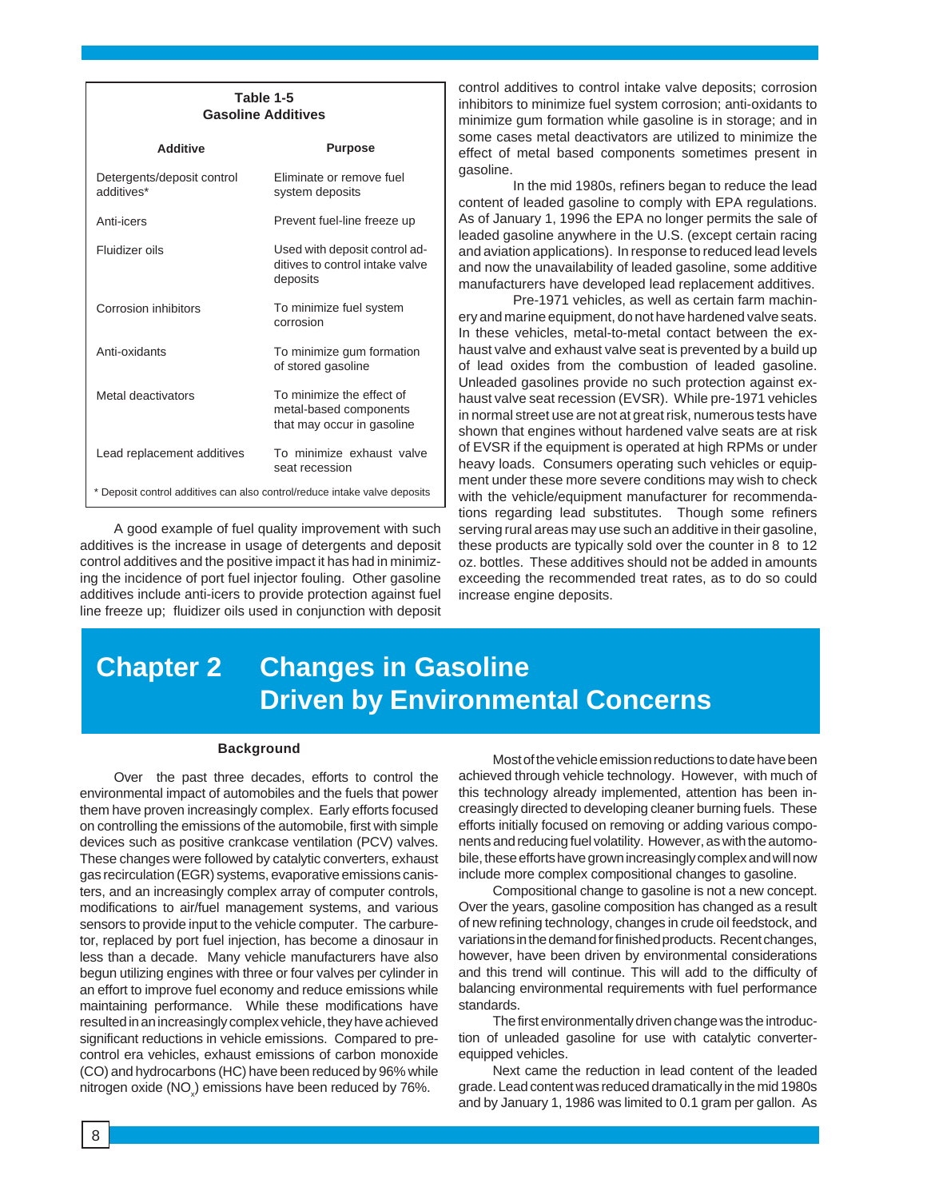**Table 1-5**
**Gasoline Additives**

| Additive | Purpose |
|---|---|
| Detergents/deposit control additives* | Eliminate or remove fuel system deposits |
| Anti-icers | Prevent fuel-line freeze up |
| Fluidizer oils | Used with deposit control additives to control intake valve deposits |
| Corrosion inhibitors | To minimize fuel system corrosion |
| Anti-oxidants | To minimize gum formation of stored gasoline |
| Metal deactivators | To minimize the effect of metal-based components that may occur in gasoline |
| Lead replacement additives | To minimize exhaust valve seat recession |

\* Deposit control additives can also control/reduce intake valve deposits

A good example of fuel quality improvement with such additives is the increase in usage of detergents and deposit control additives and the positive impact it has had in minimizing the incidence of port fuel injector fouling. Other gasoline additives include anti-icers to provide protection against fuel line freeze up; fluidizer oils used in conjunction with deposit control additives to control intake valve deposits; corrosion inhibitors to minimize fuel system corrosion; anti-oxidants to minimize gum formation while gasoline is in storage; and in some cases metal deactivators are utilized to minimize the effect of metal based components sometimes present in gasoline.

In the mid 1980s, refiners began to reduce the lead content of leaded gasoline to comply with EPA regulations. As of January 1, 1996 the EPA no longer permits the sale of leaded gasoline anywhere in the U.S. (except certain racing and aviation applications). In response to reduced lead levels and now the unavailability of leaded gasoline, some additive manufacturers have developed lead replacement additives.

Pre-1971 vehicles, as well as certain farm machinery and marine equipment, do not have hardened valve seats. In these vehicles, metal-to-metal contact between the exhaust valve and exhaust valve seat is prevented by a build up of lead oxides from the combustion of leaded gasoline. Unleaded gasolines provide no such protection against exhaust valve seat recession (EVSR). While pre-1971 vehicles in normal street use are not at great risk, numerous tests have shown that engines without hardened valve seats are at risk of EVSR if the equipment is operated at high RPMs or under heavy loads. Consumers operating such vehicles or equipment under these more severe conditions may wish to check with the vehicle/equipment manufacturer for recommendations regarding lead substitutes. Though some refiners serving rural areas may use such an additive in their gasoline, these products are typically sold over the counter in 8 to 12 oz. bottles. These additives should not be added in amounts exceeding the recommended treat rates, as to do so could increase engine deposits.

# Chapter 2 Changes in Gasoline Driven by Environmental Concerns

### Background

Over the past three decades, efforts to control the environmental impact of automobiles and the fuels that power them have proven increasingly complex. Early efforts focused on controlling the emissions of the automobile, first with simple devices such as positive crankcase ventilation (PCV) valves. These changes were followed by catalytic converters, exhaust gas recirculation (EGR) systems, evaporative emissions canisters, and an increasingly complex array of computer controls, modifications to air/fuel management systems, and various sensors to provide input to the vehicle computer. The carburetor, replaced by port fuel injection, has become a dinosaur in less than a decade. Many vehicle manufacturers have also begun utilizing engines with three or four valves per cylinder in an effort to improve fuel economy and reduce emissions while maintaining performance. While these modifications have resulted in an increasingly complex vehicle, they have achieved significant reductions in vehicle emissions. Compared to pre-control era vehicles, exhaust emissions of carbon monoxide (CO) and hydrocarbons (HC) have been reduced by 96% while nitrogen oxide ($NO_x$) emissions have been reduced by 76%.

Most of the vehicle emission reductions to date have been achieved through vehicle technology. However, with much of this technology already implemented, attention has been increasingly directed to developing cleaner burning fuels. These efforts initially focused on removing or adding various components and reducing fuel volatility. However, as with the automobile, these efforts have grown increasingly complex and will now include more complex compositional changes to gasoline.

Compositional change to gasoline is not a new concept. Over the years, gasoline composition has changed as a result of new refining technology, changes in crude oil feedstock, and variations in the demand for finished products. Recent changes, however, have been driven by environmental considerations and this trend will continue. This will add to the difficulty of balancing environmental requirements with fuel performance standards.

The first environmentally driven change was the introduction of unleaded gasoline for use with catalytic converter-equipped vehicles.

Next came the reduction in lead content of the leaded grade. Lead content was reduced dramatically in the mid 1980s and by January 1, 1986 was limited to 0.1 gram per gallon. As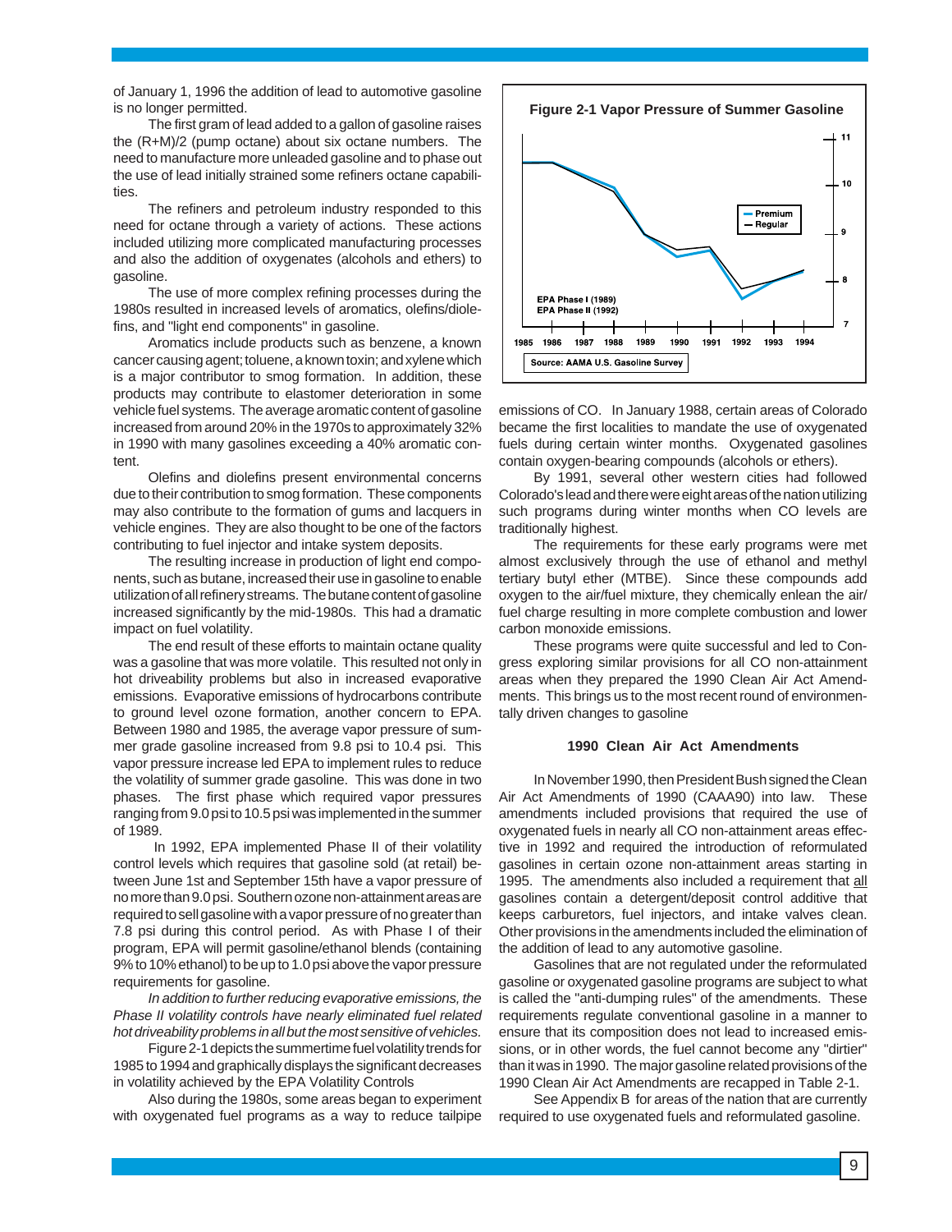of January 1, 1996 the addition of lead to automotive gasoline is no longer permitted.

The first gram of lead added to a gallon of gasoline raises the (R+M)/2 (pump octane) about six octane numbers. The need to manufacture more unleaded gasoline and to phase out the use of lead initially strained some refiners octane capabilities.

The refiners and petroleum industry responded to this need for octane through a variety of actions. These actions included utilizing more complicated manufacturing processes and also the addition of oxygenates (alcohols and ethers) to gasoline.

The use of more complex refining processes during the 1980s resulted in increased levels of aromatics, olefins/diolefins, and "light end components" in gasoline.

Aromatics include products such as benzene, a known cancer causing agent; toluene, a known toxin; and xylene which is a major contributor to smog formation. In addition, these products may contribute to elastomer deterioration in some vehicle fuel systems. The average aromatic content of gasoline increased from around 20% in the 1970s to approximately 32% in 1990 with many gasolines exceeding a 40% aromatic content.

Olefins and diolefins present environmental concerns due to their contribution to smog formation. These components may also contribute to the formation of gums and lacquers in vehicle engines. They are also thought to be one of the factors contributing to fuel injector and intake system deposits.

The resulting increase in production of light end components, such as butane, increased their use in gasoline to enable utilization of all refinery streams. The butane content of gasoline increased significantly by the mid-1980s. This had a dramatic impact on fuel volatility.

The end result of these efforts to maintain octane quality was a gasoline that was more volatile. This resulted not only in hot driveability problems but also in increased evaporative emissions. Evaporative emissions of hydrocarbons contribute to ground level ozone formation, another concern to EPA. Between 1980 and 1985, the average vapor pressure of summer grade gasoline increased from 9.8 psi to 10.4 psi. This vapor pressure increase led EPA to implement rules to reduce the volatility of summer grade gasoline. This was done in two phases. The first phase which required vapor pressures ranging from 9.0 psi to 10.5 psi was implemented in the summer of 1989.

In 1992, EPA implemented Phase II of their volatility control levels which requires that gasoline sold (at retail) between June 1st and September 15th have a vapor pressure of no more than 9.0 psi. Southern ozone non-attainment areas are required to sell gasoline with a vapor pressure of no greater than 7.8 psi during this control period. As with Phase I of their program, EPA will permit gasoline/ethanol blends (containing 9% to 10% ethanol) to be up to 1.0 psi above the vapor pressure requirements for gasoline.

*In addition to further reducing evaporative emissions, the Phase II volatility controls have nearly eliminated fuel related hot driveability problems in all but the most sensitive of vehicles.*

Figure 2-1 depicts the summertime fuel volatility trends for 1985 to 1994 and graphically displays the significant decreases in volatility achieved by the EPA Volatility Controls

Also during the 1980s, some areas began to experiment with oxygenated fuel programs as a way to reduce tailpipe emissions of CO. In January 1988, certain areas of Colorado became the first localities to mandate the use of oxygenated fuels during certain winter months. Oxygenated gasolines contain oxygen-bearing compounds (alcohols or ethers).

**Figure 2-1 Vapor Pressure of Summer Gasoline**

Legend: Premium, Regular. EPA Phase I (1989), EPA Phase II (1992). Years 1985–1994; vapor pressure scale 7–11.

Source: AAMA U.S. Gasoline Survey

By 1991, several other western cities had followed Colorado's lead and there were eight areas of the nation utilizing such programs during winter months when CO levels are traditionally highest.

The requirements for these early programs were met almost exclusively through the use of ethanol and methyl tertiary butyl ether (MTBE). Since these compounds add oxygen to the air/fuel mixture, they chemically enlean the air/fuel charge resulting in more complete combustion and lower carbon monoxide emissions.

These programs were quite successful and led to Congress exploring similar provisions for all CO non-attainment areas when they prepared the 1990 Clean Air Act Amendments. This brings us to the most recent round of environmentally driven changes to gasoline

## 1990 Clean Air Act Amendments

In November 1990, then President Bush signed the Clean Air Act Amendments of 1990 (CAAA90) into law. These amendments included provisions that required the use of oxygenated fuels in nearly all CO non-attainment areas effective in 1992 and required the introduction of reformulated gasolines in certain ozone non-attainment areas starting in 1995. The amendments also included a requirement that <u>all</u> gasolines contain a detergent/deposit control additive that keeps carburetors, fuel injectors, and intake valves clean. Other provisions in the amendments included the elimination of the addition of lead to any automotive gasoline.

Gasolines that are not regulated under the reformulated gasoline or oxygenated gasoline programs are subject to what is called the "anti-dumping rules" of the amendments. These requirements regulate conventional gasoline in a manner to ensure that its composition does not lead to increased emissions, or in other words, the fuel cannot become any "dirtier" than it was in 1990. The major gasoline related provisions of the 1990 Clean Air Act Amendments are recapped in Table 2-1.

See Appendix B for areas of the nation that are currently required to use oxygenated fuels and reformulated gasoline.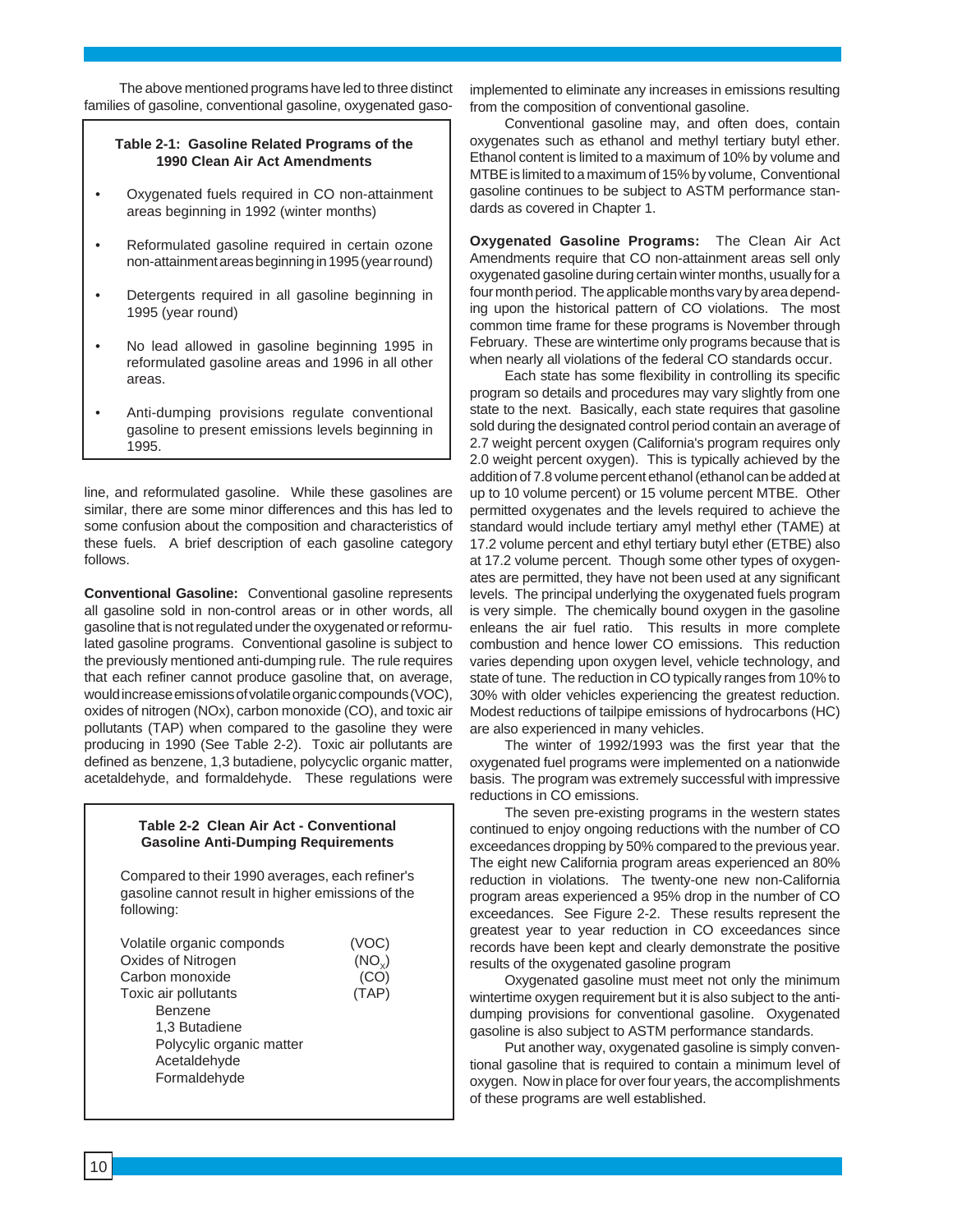The above mentioned programs have led to three distinct families of gasoline, conventional gasoline, oxygenated gasoline, and reformulated gasoline. While these gasolines are similar, there are some minor differences and this has led to some confusion about the composition and characteristics of these fuels. A brief description of each gasoline category follows.

**Table 2-1: Gasoline Related Programs of the 1990 Clean Air Act Amendments**

- Oxygenated fuels required in CO non-attainment areas beginning in 1992 (winter months)
- Reformulated gasoline required in certain ozone non-attainment areas beginning in 1995 (year round)
- Detergents required in all gasoline beginning in 1995 (year round)
- No lead allowed in gasoline beginning 1995 in reformulated gasoline areas and 1996 in all other areas.
- Anti-dumping provisions regulate conventional gasoline to present emissions levels beginning in 1995.

**Conventional Gasoline:** Conventional gasoline represents all gasoline sold in non-control areas or in other words, all gasoline that is not regulated under the oxygenated or reformulated gasoline programs. Conventional gasoline is subject to the previously mentioned anti-dumping rule. The rule requires that each refiner cannot produce gasoline that, on average, would increase emissions of volatile organic compounds (VOC), oxides of nitrogen (NOx), carbon monoxide (CO), and toxic air pollutants (TAP) when compared to the gasoline they were producing in 1990 (See Table 2-2). Toxic air pollutants are defined as benzene, 1,3 butadiene, polycyclic organic matter, acetaldehyde, and formaldehyde. These regulations were implemented to eliminate any increases in emissions resulting from the composition of conventional gasoline.

**Table 2-2 Clean Air Act - Conventional Gasoline Anti-Dumping Requirements**

Compared to their 1990 averages, each refiner's gasoline cannot result in higher emissions of the following:

| | |
|---|---|
| Volatile organic componds | (VOC) |
| Oxides of Nitrogen | ($NO_x$) |
| Carbon monoxide | (CO) |
| Toxic air pollutants | (TAP) |
| Benzene | |
| 1,3 Butadiene | |
| Polycylic organic matter | |
| Acetaldehyde | |
| Formaldehyde | |

Conventional gasoline may, and often does, contain oxygenates such as ethanol and methyl tertiary butyl ether. Ethanol content is limited to a maximum of 10% by volume and MTBE is limited to a maximum of 15% by volume, Conventional gasoline continues to be subject to ASTM performance standards as covered in Chapter 1.

**Oxygenated Gasoline Programs:** The Clean Air Act Amendments require that CO non-attainment areas sell only oxygenated gasoline during certain winter months, usually for a four month period. The applicable months vary by area depending upon the historical pattern of CO violations. The most common time frame for these programs is November through February. These are wintertime only programs because that is when nearly all violations of the federal CO standards occur.

Each state has some flexibility in controlling its specific program so details and procedures may vary slightly from one state to the next. Basically, each state requires that gasoline sold during the designated control period contain an average of 2.7 weight percent oxygen (California's program requires only 2.0 weight percent oxygen). This is typically achieved by the addition of 7.8 volume percent ethanol (ethanol can be added at up to 10 volume percent) or 15 volume percent MTBE. Other permitted oxygenates and the levels required to achieve the standard would include tertiary amyl methyl ether (TAME) at 17.2 volume percent and ethyl tertiary butyl ether (ETBE) also at 17.2 volume percent. Though some other types of oxygenates are permitted, they have not been used at any significant levels. The principal underlying the oxygenated fuels program is very simple. The chemically bound oxygen in the gasoline enleans the air fuel ratio. This results in more complete combustion and hence lower CO emissions. This reduction varies depending upon oxygen level, vehicle technology, and state of tune. The reduction in CO typically ranges from 10% to 30% with older vehicles experiencing the greatest reduction. Modest reductions of tailpipe emissions of hydrocarbons (HC) are also experienced in many vehicles.

The winter of 1992/1993 was the first year that the oxygenated fuel programs were implemented on a nationwide basis. The program was extremely successful with impressive reductions in CO emissions.

The seven pre-existing programs in the western states continued to enjoy ongoing reductions with the number of CO exceedances dropping by 50% compared to the previous year. The eight new California program areas experienced an 80% reduction in violations. The twenty-one new non-California program areas experienced a 95% drop in the number of CO exceedances. See Figure 2-2. These results represent the greatest year to year reduction in CO exceedances since records have been kept and clearly demonstrate the positive results of the oxygenated gasoline program

Oxygenated gasoline must meet not only the minimum wintertime oxygen requirement but it is also subject to the anti-dumping provisions for conventional gasoline. Oxygenated gasoline is also subject to ASTM performance standards.

Put another way, oxygenated gasoline is simply conventional gasoline that is required to contain a minimum level of oxygen. Now in place for over four years, the accomplishments of these programs are well established.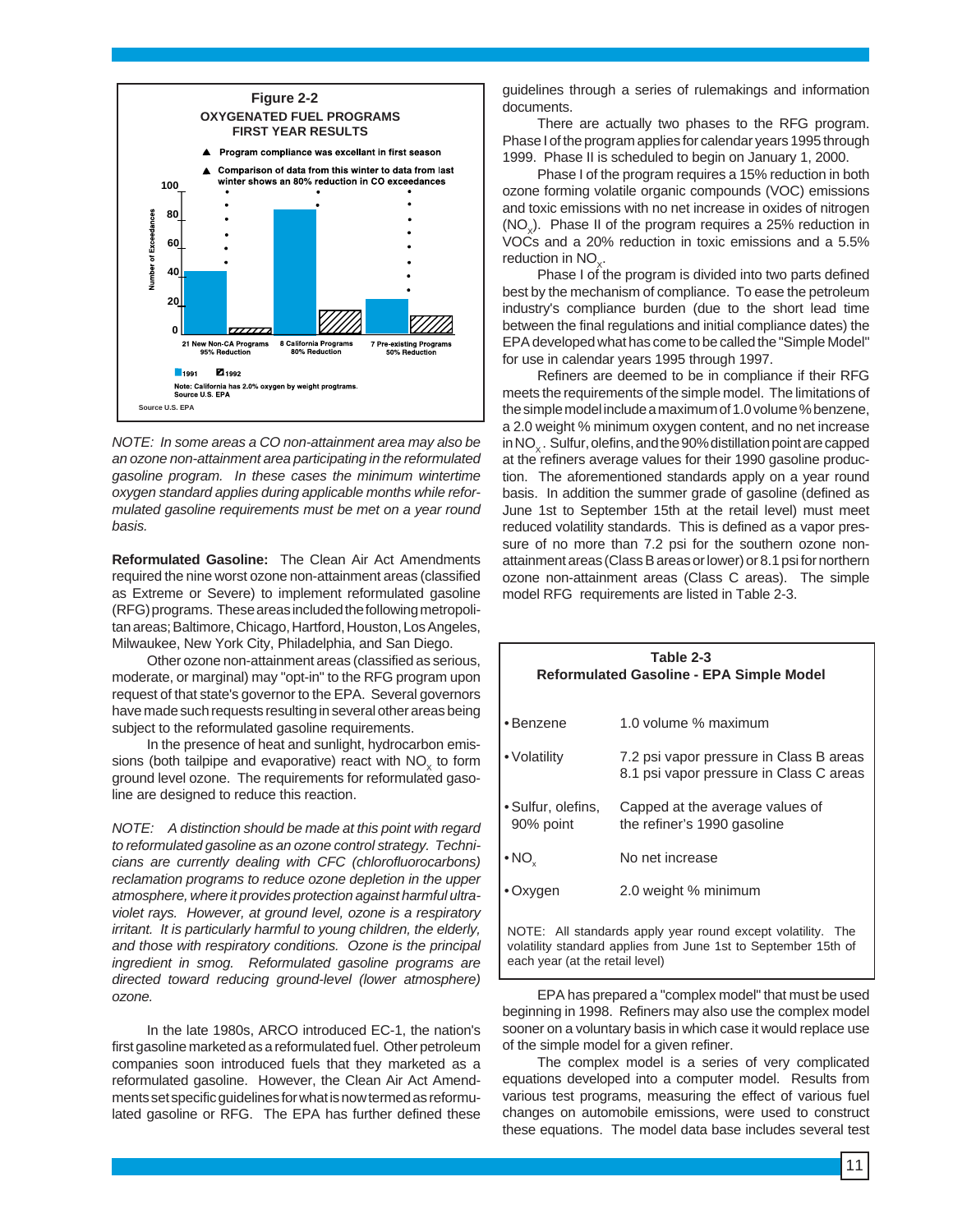**Figure 2-2**
**OXYGENATED FUEL PROGRAMS**
**FIRST YEAR RESULTS**

- Program compliance was excellant in first season
- Comparison of data from this winter to data from last winter shows an 80% reduction in CO exceedances

| | 1991 | 1992 |
|---|---|---|
| 21 New Non-CA Programs 95% Reduction | | |
| 8 California Programs 80% Reduction | | |
| 7 Pre-existing Programs 50% Reduction | | |

Note: California has 2.0% oxygen by weight progtrams.
Source U.S. EPA

Source U.S. EPA

*NOTE: In some areas a CO non-attainment area may also be an ozone non-attainment area participating in the reformulated gasoline program. In these cases the minimum wintertime oxygen standard applies during applicable months while reformulated gasoline requirements must be met on a year round basis.*

**Reformulated Gasoline:** The Clean Air Act Amendments required the nine worst ozone non-attainment areas (classified as Extreme or Severe) to implement reformulated gasoline (RFG) programs. These areas included the following metropolitan areas; Baltimore, Chicago, Hartford, Houston, Los Angeles, Milwaukee, New York City, Philadelphia, and San Diego.

Other ozone non-attainment areas (classified as serious, moderate, or marginal) may "opt-in" to the RFG program upon request of that state's governor to the EPA. Several governors have made such requests resulting in several other areas being subject to the reformulated gasoline requirements.

In the presence of heat and sunlight, hydrocarbon emissions (both tailpipe and evaporative) react with $NO_x$ to form ground level ozone. The requirements for reformulated gasoline are designed to reduce this reaction.

*NOTE: A distinction should be made at this point with regard to reformulated gasoline as an ozone control strategy. Technicians are currently dealing with CFC (chlorofluorocarbons) reclamation programs to reduce ozone depletion in the upper atmosphere, where it provides protection against harmful ultraviolet rays. However, at ground level, ozone is a respiratory irritant. It is particularly harmful to young children, the elderly, and those with respiratory conditions. Ozone is the principal ingredient in smog. Reformulated gasoline programs are directed toward reducing ground-level (lower atmosphere) ozone.*

In the late 1980s, ARCO introduced EC-1, the nation's first gasoline marketed as a reformulated fuel. Other petroleum companies soon introduced fuels that they marketed as a reformulated gasoline. However, the Clean Air Act Amendments set specific guidelines for what is now termed as reformulated gasoline or RFG. The EPA has further defined these guidelines through a series of rulemakings and information documents.

There are actually two phases to the RFG program. Phase I of the program applies for calendar years 1995 through 1999. Phase II is scheduled to begin on January 1, 2000.

Phase I of the program requires a 15% reduction in both ozone forming volatile organic compounds (VOC) emissions and toxic emissions with no net increase in oxides of nitrogen ($NO_x$). Phase II of the program requires a 25% reduction in VOCs and a 20% reduction in toxic emissions and a 5.5% reduction in $NO_x$.

Phase I of the program is divided into two parts defined best by the mechanism of compliance. To ease the petroleum industry's compliance burden (due to the short lead time between the final regulations and initial compliance dates) the EPA developed what has come to be called the "Simple Model" for use in calendar years 1995 through 1997.

Refiners are deemed to be in compliance if their RFG meets the requirements of the simple model. The limitations of the simple model include a maximum of 1.0 volume % benzene, a 2.0 weight % minimum oxygen content, and no net increase in $NO_x$. Sulfur, olefins, and the 90% distillation point are capped at the refiners average values for their 1990 gasoline production. The aforementioned standards apply on a year round basis. In addition the summer grade of gasoline (defined as June 1st to September 15th at the retail level) must meet reduced volatility standards. This is defined as a vapor pressure of no more than 7.2 psi for the southern ozone non-attainment areas (Class B areas or lower) or 8.1 psi for northern ozone non-attainment areas (Class C areas). The simple model RFG requirements are listed in Table 2-3.

**Table 2-3**
**Reformulated Gasoline - EPA Simple Model**

| | |
|---|---|
| • Benzene | 1.0 volume % maximum |
| • Volatility | 7.2 psi vapor pressure in Class B areas<br>8.1 psi vapor pressure in Class C areas |
| • Sulfur, olefins, 90% point | Capped at the average values of the refiner's 1990 gasoline |
| • $NO_x$ | No net increase |
| • Oxygen | 2.0 weight % minimum |

NOTE: All standards apply year round except volatility. The volatility standard applies from June 1st to September 15th of each year (at the retail level)

EPA has prepared a "complex model" that must be used beginning in 1998. Refiners may also use the complex model sooner on a voluntary basis in which case it would replace use of the simple model for a given refiner.

The complex model is a series of very complicated equations developed into a computer model. Results from various test programs, measuring the effect of various fuel changes on automobile emissions, were used to construct these equations. The model data base includes several test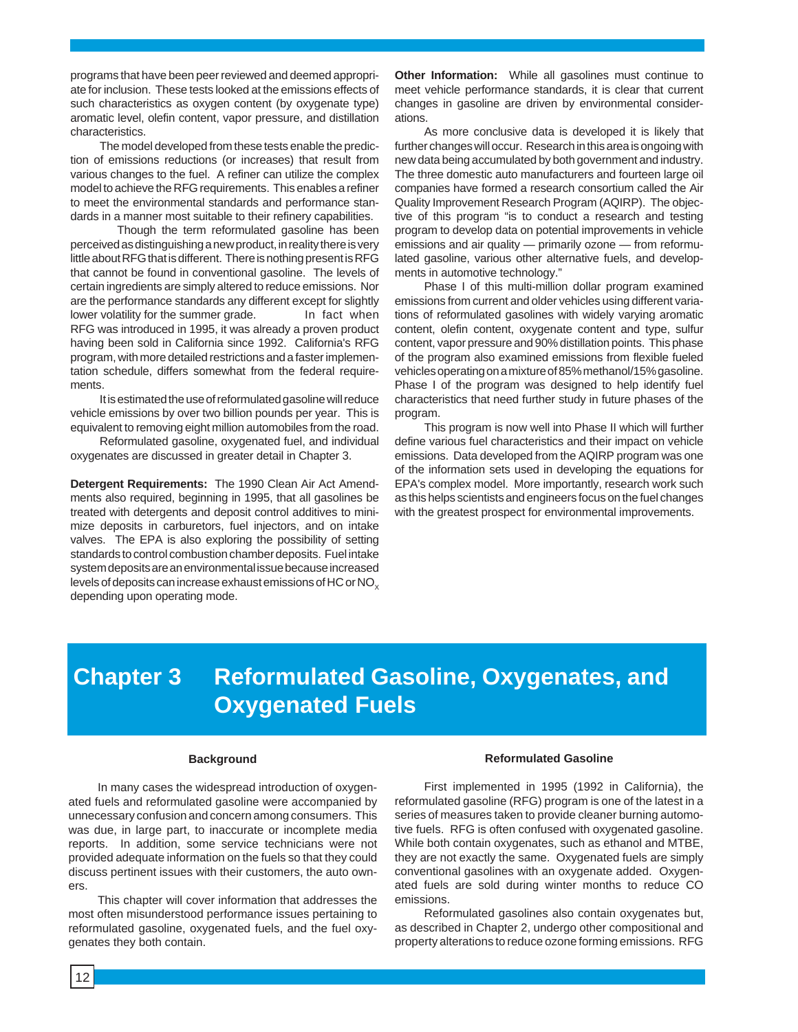programs that have been peer reviewed and deemed appropriate for inclusion. These tests looked at the emissions effects of such characteristics as oxygen content (by oxygenate type) aromatic level, olefin content, vapor pressure, and distillation characteristics.

The model developed from these tests enable the prediction of emissions reductions (or increases) that result from various changes to the fuel. A refiner can utilize the complex model to achieve the RFG requirements. This enables a refiner to meet the environmental standards and performance standards in a manner most suitable to their refinery capabilities.

Though the term reformulated gasoline has been perceived as distinguishing a new product, in reality there is very little about RFG that is different. There is nothing present is RFG that cannot be found in conventional gasoline. The levels of certain ingredients are simply altered to reduce emissions. Nor are the performance standards any different except for slightly lower volatility for the summer grade. In fact when RFG was introduced in 1995, it was already a proven product having been sold in California since 1992. California's RFG program, with more detailed restrictions and a faster implementation schedule, differs somewhat from the federal requirements.

It is estimated the use of reformulated gasoline will reduce vehicle emissions by over two billion pounds per year. This is equivalent to removing eight million automobiles from the road.

Reformulated gasoline, oxygenated fuel, and individual oxygenates are discussed in greater detail in Chapter 3.

**Detergent Requirements:** The 1990 Clean Air Act Amendments also required, beginning in 1995, that all gasolines be treated with detergents and deposit control additives to minimize deposits in carburetors, fuel injectors, and on intake valves. The EPA is also exploring the possibility of setting standards to control combustion chamber deposits. Fuel intake system deposits are an environmental issue because increased levels of deposits can increase exhaust emissions of HC or $NO_x$ depending upon operating mode.

**Other Information:** While all gasolines must continue to meet vehicle performance standards, it is clear that current changes in gasoline are driven by environmental considerations.

As more conclusive data is developed it is likely that further changes will occur. Research in this area is ongoing with new data being accumulated by both government and industry. The three domestic auto manufacturers and fourteen large oil companies have formed a research consortium called the Air Quality Improvement Research Program (AQIRP). The objective of this program "is to conduct a research and testing program to develop data on potential improvements in vehicle emissions and air quality — primarily ozone — from reformulated gasoline, various other alternative fuels, and developments in automotive technology."

Phase I of this multi-million dollar program examined emissions from current and older vehicles using different variations of reformulated gasolines with widely varying aromatic content, olefin content, oxygenate content and type, sulfur content, vapor pressure and 90% distillation points. This phase of the program also examined emissions from flexible fueled vehicles operating on a mixture of 85% methanol/15% gasoline. Phase I of the program was designed to help identify fuel characteristics that need further study in future phases of the program.

This program is now well into Phase II which will further define various fuel characteristics and their impact on vehicle emissions. Data developed from the AQIRP program was one of the information sets used in developing the equations for EPA's complex model. More importantly, research work such as this helps scientists and engineers focus on the fuel changes with the greatest prospect for environmental improvements.

# Chapter 3 Reformulated Gasoline, Oxygenates, and Oxygenated Fuels

## Background

In many cases the widespread introduction of oxygenated fuels and reformulated gasoline were accompanied by unnecessary confusion and concern among consumers. This was due, in large part, to inaccurate or incomplete media reports. In addition, some service technicians were not provided adequate information on the fuels so that they could discuss pertinent issues with their customers, the auto owners.

This chapter will cover information that addresses the most often misunderstood performance issues pertaining to reformulated gasoline, oxygenated fuels, and the fuel oxygenates they both contain.

## Reformulated Gasoline

First implemented in 1995 (1992 in California), the reformulated gasoline (RFG) program is one of the latest in a series of measures taken to provide cleaner burning automotive fuels. RFG is often confused with oxygenated gasoline. While both contain oxygenates, such as ethanol and MTBE, they are not exactly the same. Oxygenated fuels are simply conventional gasolines with an oxygenate added. Oxygenated fuels are sold during winter months to reduce CO emissions.

Reformulated gasolines also contain oxygenates but, as described in Chapter 2, undergo other compositional and property alterations to reduce ozone forming emissions. RFG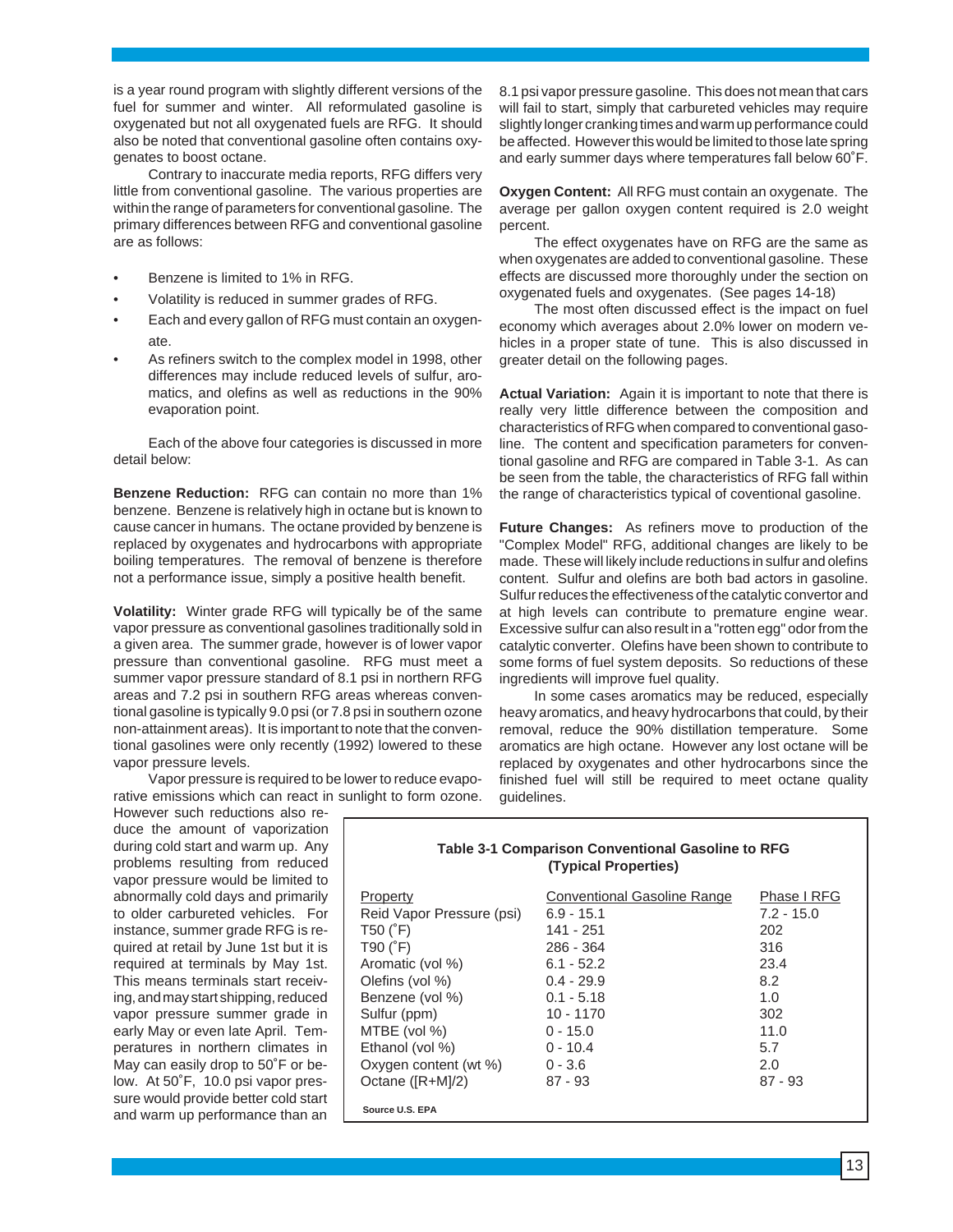is a year round program with slightly different versions of the fuel for summer and winter. All reformulated gasoline is oxygenated but not all oxygenated fuels are RFG. It should also be noted that conventional gasoline often contains oxygenates to boost octane.

Contrary to inaccurate media reports, RFG differs very little from conventional gasoline. The various properties are within the range of parameters for conventional gasoline. The primary differences between RFG and conventional gasoline are as follows:

- Benzene is limited to 1% in RFG.
- Volatility is reduced in summer grades of RFG.
- Each and every gallon of RFG must contain an oxygenate.
- As refiners switch to the complex model in 1998, other differences may include reduced levels of sulfur, aromatics, and olefins as well as reductions in the 90% evaporation point.

Each of the above four categories is discussed in more detail below:

**Benzene Reduction:** RFG can contain no more than 1% benzene. Benzene is relatively high in octane but is known to cause cancer in humans. The octane provided by benzene is replaced by oxygenates and hydrocarbons with appropriate boiling temperatures. The removal of benzene is therefore not a performance issue, simply a positive health benefit.

**Volatility:** Winter grade RFG will typically be of the same vapor pressure as conventional gasolines traditionally sold in a given area. The summer grade, however is of lower vapor pressure than conventional gasoline. RFG must meet a summer vapor pressure standard of 8.1 psi in northern RFG areas and 7.2 psi in southern RFG areas whereas conventional gasoline is typically 9.0 psi (or 7.8 psi in southern ozone non-attainment areas). It is important to note that the conventional gasolines were only recently (1992) lowered to these vapor pressure levels.

Vapor pressure is required to be lower to reduce evaporative emissions which can react in sunlight to form ozone. However such reductions also reduce the amount of vaporization during cold start and warm up. Any problems resulting from reduced vapor pressure would be limited to abnormally cold days and primarily to older carbureted vehicles. For instance, summer grade RFG is required at retail by June 1st but it is required at terminals by May 1st. This means terminals start receiving, and may start shipping, reduced vapor pressure summer grade in early May or even late April. Temperatures in northern climates in May can easily drop to 50˚F or below. At 50˚F, 10.0 psi vapor pressure would provide better cold start and warm up performance than an 8.1 psi vapor pressure gasoline. This does not mean that cars will fail to start, simply that carbureted vehicles may require slightly longer cranking times and warm up performance could be affected. However this would be limited to those late spring and early summer days where temperatures fall below 60˚F.

**Oxygen Content:** All RFG must contain an oxygenate. The average per gallon oxygen content required is 2.0 weight percent.

The effect oxygenates have on RFG are the same as when oxygenates are added to conventional gasoline. These effects are discussed more thoroughly under the section on oxygenated fuels and oxygenates. (See pages 14-18)

The most often discussed effect is the impact on fuel economy which averages about 2.0% lower on modern vehicles in a proper state of tune. This is also discussed in greater detail on the following pages.

**Actual Variation:** Again it is important to note that there is really very little difference between the composition and characteristics of RFG when compared to conventional gasoline. The content and specification parameters for conventional gasoline and RFG are compared in Table 3-1. As can be seen from the table, the characteristics of RFG fall within the range of characteristics typical of coventional gasoline.

**Future Changes:** As refiners move to production of the "Complex Model" RFG, additional changes are likely to be made. These will likely include reductions in sulfur and olefins content. Sulfur and olefins are both bad actors in gasoline. Sulfur reduces the effectiveness of the catalytic convertor and at high levels can contribute to premature engine wear. Excessive sulfur can also result in a "rotten egg" odor from the catalytic converter. Olefins have been shown to contribute to some forms of fuel system deposits. So reductions of these ingredients will improve fuel quality.

In some cases aromatics may be reduced, especially heavy aromatics, and heavy hydrocarbons that could, by their removal, reduce the 90% distillation temperature. Some aromatics are high octane. However any lost octane will be replaced by oxygenates and other hydrocarbons since the finished fuel will still be required to meet octane quality guidelines.

**Table 3-1 Comparison Conventional Gasoline to RFG (Typical Properties)**

| Property | Conventional Gasoline Range | Phase I RFG |
|---|---|---|
| Reid Vapor Pressure (psi) | 6.9 - 15.1 | 7.2 - 15.0 |
| T50 (˚F) | 141 - 251 | 202 |
| T90 (˚F) | 286 - 364 | 316 |
| Aromatic (vol %) | 6.1 - 52.2 | 23.4 |
| Olefins (vol %) | 0.4 - 29.9 | 8.2 |
| Benzene (vol %) | 0.1 - 5.18 | 1.0 |
| Sulfur (ppm) | 10 - 1170 | 302 |
| MTBE (vol %) | 0 - 15.0 | 11.0 |
| Ethanol (vol %) | 0 - 10.4 | 5.7 |
| Oxygen content (wt %) | 0 - 3.6 | 2.0 |
| Octane ([R+M]/2) | 87 - 93 | 87 - 93 |

Source U.S. EPA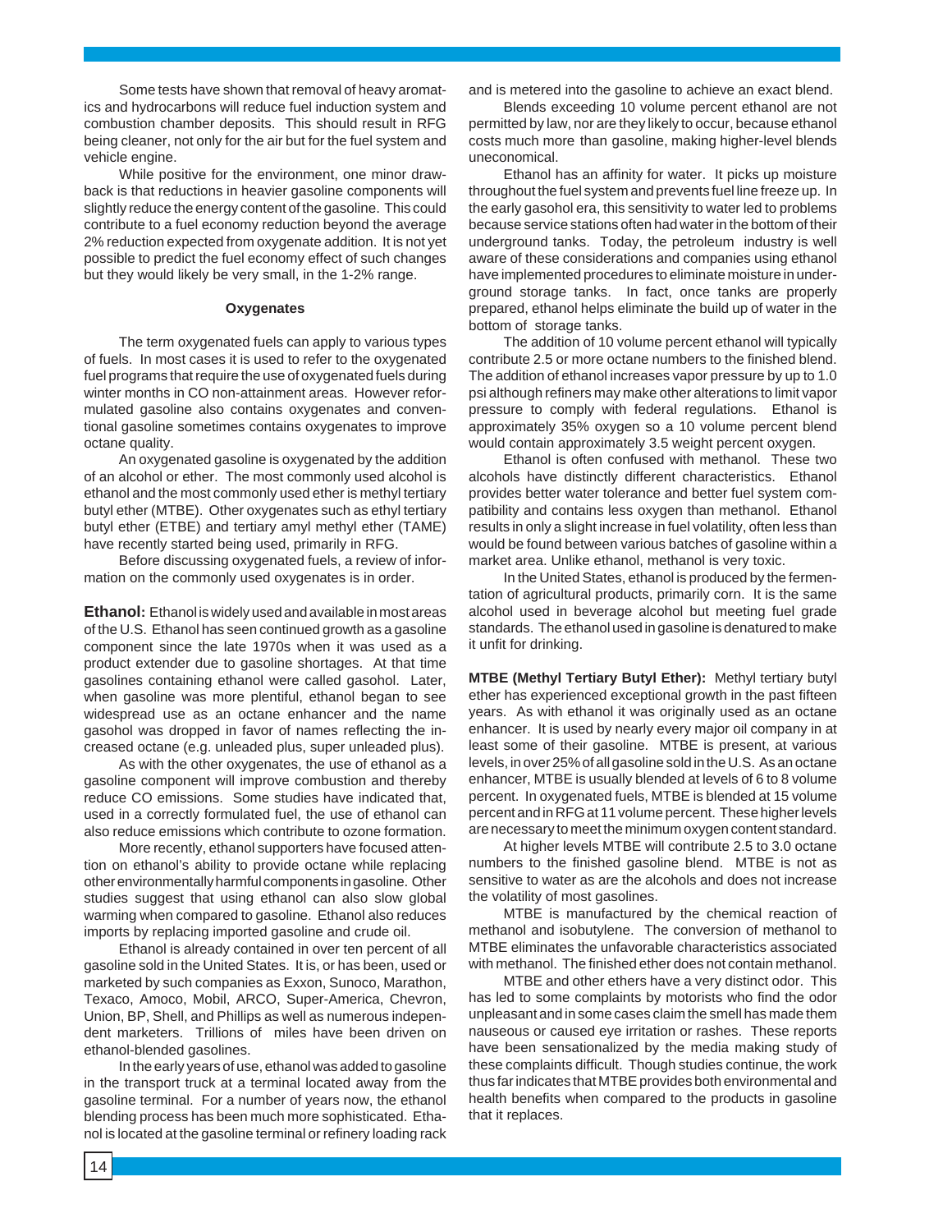Some tests have shown that removal of heavy aromatics and hydrocarbons will reduce fuel induction system and combustion chamber deposits. This should result in RFG being cleaner, not only for the air but for the fuel system and vehicle engine.

While positive for the environment, one minor drawback is that reductions in heavier gasoline components will slightly reduce the energy content of the gasoline. This could contribute to a fuel economy reduction beyond the average 2% reduction expected from oxygenate addition. It is not yet possible to predict the fuel economy effect of such changes but they would likely be very small, in the 1-2% range.

### Oxygenates

The term oxygenated fuels can apply to various types of fuels. In most cases it is used to refer to the oxygenated fuel programs that require the use of oxygenated fuels during winter months in CO non-attainment areas. However reformulated gasoline also contains oxygenates and conventional gasoline sometimes contains oxygenates to improve octane quality.

An oxygenated gasoline is oxygenated by the addition of an alcohol or ether. The most commonly used alcohol is ethanol and the most commonly used ether is methyl tertiary butyl ether (MTBE). Other oxygenates such as ethyl tertiary butyl ether (ETBE) and tertiary amyl methyl ether (TAME) have recently started being used, primarily in RFG.

Before discussing oxygenated fuels, a review of information on the commonly used oxygenates is in order.

**Ethanol:** Ethanol is widely used and available in most areas of the U.S. Ethanol has seen continued growth as a gasoline component since the late 1970s when it was used as a product extender due to gasoline shortages. At that time gasolines containing ethanol were called gasohol. Later, when gasoline was more plentiful, ethanol began to see widespread use as an octane enhancer and the name gasohol was dropped in favor of names reflecting the increased octane (e.g. unleaded plus, super unleaded plus).

As with the other oxygenates, the use of ethanol as a gasoline component will improve combustion and thereby reduce CO emissions. Some studies have indicated that, used in a correctly formulated fuel, the use of ethanol can also reduce emissions which contribute to ozone formation.

More recently, ethanol supporters have focused attention on ethanol's ability to provide octane while replacing other environmentally harmful components in gasoline. Other studies suggest that using ethanol can also slow global warming when compared to gasoline. Ethanol also reduces imports by replacing imported gasoline and crude oil.

Ethanol is already contained in over ten percent of all gasoline sold in the United States. It is, or has been, used or marketed by such companies as Exxon, Sunoco, Marathon, Texaco, Amoco, Mobil, ARCO, Super-America, Chevron, Union, BP, Shell, and Phillips as well as numerous independent marketers. Trillions of miles have been driven on ethanol-blended gasolines.

In the early years of use, ethanol was added to gasoline in the transport truck at a terminal located away from the gasoline terminal. For a number of years now, the ethanol blending process has been much more sophisticated. Ethanol is located at the gasoline terminal or refinery loading rack and is metered into the gasoline to achieve an exact blend.

Blends exceeding 10 volume percent ethanol are not permitted by law, nor are they likely to occur, because ethanol costs much more than gasoline, making higher-level blends uneconomical.

Ethanol has an affinity for water. It picks up moisture throughout the fuel system and prevents fuel line freeze up. In the early gasohol era, this sensitivity to water led to problems because service stations often had water in the bottom of their underground tanks. Today, the petroleum industry is well aware of these considerations and companies using ethanol have implemented procedures to eliminate moisture in underground storage tanks. In fact, once tanks are properly prepared, ethanol helps eliminate the build up of water in the bottom of storage tanks.

The addition of 10 volume percent ethanol will typically contribute 2.5 or more octane numbers to the finished blend. The addition of ethanol increases vapor pressure by up to 1.0 psi although refiners may make other alterations to limit vapor pressure to comply with federal regulations. Ethanol is approximately 35% oxygen so a 10 volume percent blend would contain approximately 3.5 weight percent oxygen.

Ethanol is often confused with methanol. These two alcohols have distinctly different characteristics. Ethanol provides better water tolerance and better fuel system compatibility and contains less oxygen than methanol. Ethanol results in only a slight increase in fuel volatility, often less than would be found between various batches of gasoline within a market area. Unlike ethanol, methanol is very toxic.

In the United States, ethanol is produced by the fermentation of agricultural products, primarily corn. It is the same alcohol used in beverage alcohol but meeting fuel grade standards. The ethanol used in gasoline is denatured to make it unfit for drinking.

**MTBE (Methyl Tertiary Butyl Ether):** Methyl tertiary butyl ether has experienced exceptional growth in the past fifteen years. As with ethanol it was originally used as an octane enhancer. It is used by nearly every major oil company in at least some of their gasoline. MTBE is present, at various levels, in over 25% of all gasoline sold in the U.S. As an octane enhancer, MTBE is usually blended at levels of 6 to 8 volume percent. In oxygenated fuels, MTBE is blended at 15 volume percent and in RFG at 11 volume percent. These higher levels are necessary to meet the minimum oxygen content standard.

At higher levels MTBE will contribute 2.5 to 3.0 octane numbers to the finished gasoline blend. MTBE is not as sensitive to water as are the alcohols and does not increase the volatility of most gasolines.

MTBE is manufactured by the chemical reaction of methanol and isobutylene. The conversion of methanol to MTBE eliminates the unfavorable characteristics associated with methanol. The finished ether does not contain methanol.

MTBE and other ethers have a very distinct odor. This has led to some complaints by motorists who find the odor unpleasant and in some cases claim the smell has made them nauseous or caused eye irritation or rashes. These reports have been sensationalized by the media making study of these complaints difficult. Though studies continue, the work thus far indicates that MTBE provides both environmental and health benefits when compared to the products in gasoline that it replaces.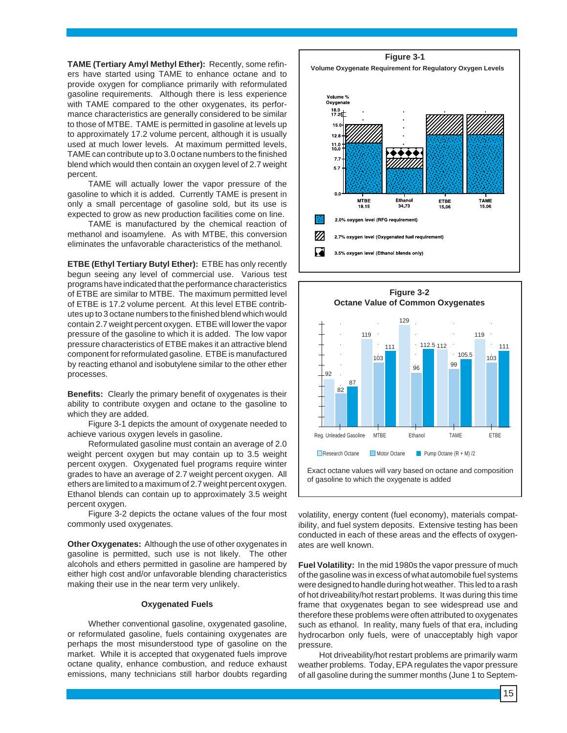**TAME (Tertiary Amyl Methyl Ether):** Recently, some refiners have started using TAME to enhance octane and to provide oxygen for compliance primarily with reformulated gasoline requirements. Although there is less experience with TAME compared to the other oxygenates, its performance characteristics are generally considered to be similar to those of MTBE. TAME is permitted in gasoline at levels up to approximately 17.2 volume percent, although it is usually used at much lower levels. At maximum permitted levels, TAME can contribute up to 3.0 octane numbers to the finished blend which would then contain an oxygen level of 2.7 weight percent.

TAME will actually lower the vapor pressure of the gasoline to which it is added. Currently TAME is present in only a small percentage of gasoline sold, but its use is expected to grow as new production facilities come on line.

TAME is manufactured by the chemical reaction of methanol and isoamylene. As with MTBE, this conversion eliminates the unfavorable characteristics of the methanol.

**ETBE (Ethyl Tertiary Butyl Ether):** ETBE has only recently begun seeing any level of commercial use. Various test programs have indicated that the performance characteristics of ETBE are similar to MTBE. The maximum permitted level of ETBE is 17.2 volume percent. At this level ETBE contributes up to 3 octane numbers to the finished blend which would contain 2.7 weight percent oxygen. ETBE will lower the vapor pressure of the gasoline to which it is added. The low vapor pressure characteristics of ETBE makes it an attractive blend component for reformulated gasoline. ETBE is manufactured by reacting ethanol and isobutylene similar to the other ether processes.

**Benefits:** Clearly the primary benefit of oxygenates is their ability to contribute oxygen and octane to the gasoline to which they are added.

Figure 3-1 depicts the amount of oxygenate needed to achieve various oxygen levels in gasoline.

Reformulated gasoline must contain an average of 2.0 weight percent oxygen but may contain up to 3.5 weight percent oxygen. Oxygenated fuel programs require winter grades to have an average of 2.7 weight percent oxygen. All ethers are limited to a maximum of 2.7 weight percent oxygen. Ethanol blends can contain up to approximately 3.5 weight percent oxygen.

Figure 3-2 depicts the octane values of the four most commonly used oxygenates.

**Other Oxygenates:** Although the use of other oxygenates in gasoline is permitted, such use is not likely. The other alcohols and ethers permitted in gasoline are hampered by either high cost and/or unfavorable blending characteristics making their use in the near term very unlikely.

**Figure 3-1**
**Volume Oxygenate Requirement for Regulatory Oxygen Levels**

Volume % Oxygenate (axis: 0.0, 5.7, 7.7, 10.0, 11.0, 12.8, 15.0, 17.2, 18.0)

MTBE 18.15 | Ethanol 34.73 | ETBE 15.06 | TAME 15.06

- 2.0% oxygen level (RFG requirement)
- 2.7% oxygen level (Oxygenated fuel requirement)
- 3.5% oxygen level (Ethanol blends only)

**Figure 3-2**
**Octane Value of Common Oxygenates**

| | Research Octane | Motor Octane | Pump Octane (R + M) /2 |
|---|---|---|---|
| Reg. Unleaded Gasoline | 92 | 82 | 87 |
| MTBE | 119 | 103 | 111 |
| Ethanol | 129 | 96 | 112.5 |
| TAME | 112 | 99 | 105.5 |
| ETBE | 119 | 103 | 111 |

Exact octane values will vary based on octane and composition of gasoline to which the oxygenate is added

### Oxygenated Fuels

Whether conventional gasoline, oxygenated gasoline, or reformulated gasoline, fuels containing oxygenates are perhaps the most misunderstood type of gasoline on the market. While it is accepted that oxygenated fuels improve octane quality, enhance combustion, and reduce exhaust emissions, many technicians still harbor doubts regarding volatility, energy content (fuel economy), materials compatibility, and fuel system deposits. Extensive testing has been conducted in each of these areas and the effects of oxygenates are well known.

**Fuel Volatility:** In the mid 1980s the vapor pressure of much of the gasoline was in excess of what automobile fuel systems were designed to handle during hot weather. This led to a rash of hot driveability/hot restart problems. It was during this time frame that oxygenates began to see widespread use and therefore these problems were often attributed to oxygenates such as ethanol. In reality, many fuels of that era, including hydrocarbon only fuels, were of unacceptably high vapor pressure.

Hot driveability/hot restart problems are primarily warm weather problems. Today, EPA regulates the vapor pressure of all gasoline during the summer months (June 1 to Septem-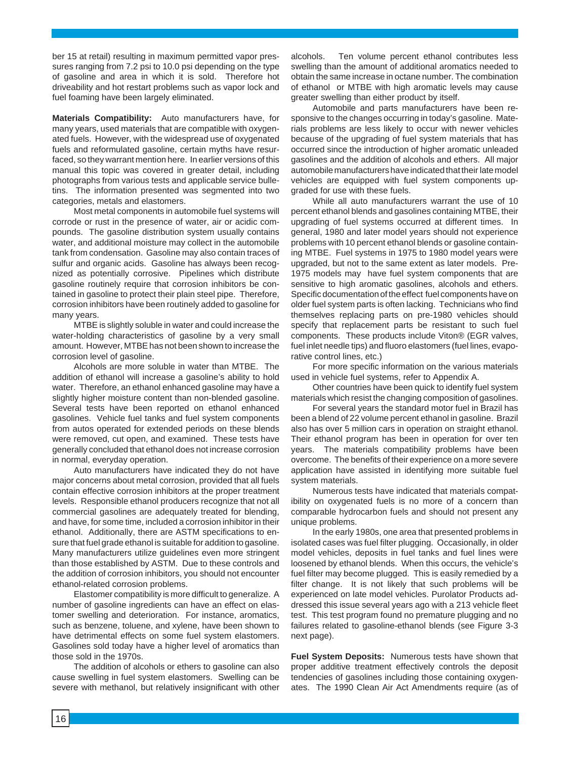ber 15 at retail) resulting in maximum permitted vapor pressures ranging from 7.2 psi to 10.0 psi depending on the type of gasoline and area in which it is sold. Therefore hot driveability and hot restart problems such as vapor lock and fuel foaming have been largely eliminated.

**Materials Compatibility:** Auto manufacturers have, for many years, used materials that are compatible with oxygenated fuels. However, with the widespread use of oxygenated fuels and reformulated gasoline, certain myths have resurfaced, so they warrant mention here. In earlier versions of this manual this topic was covered in greater detail, including photographs from various tests and applicable service bulletins. The information presented was segmented into two categories, metals and elastomers.

Most metal components in automobile fuel systems will corrode or rust in the presence of water, air or acidic compounds. The gasoline distribution system usually contains water, and additional moisture may collect in the automobile tank from condensation. Gasoline may also contain traces of sulfur and organic acids. Gasoline has always been recognized as potentially corrosive. Pipelines which distribute gasoline routinely require that corrosion inhibitors be contained in gasoline to protect their plain steel pipe. Therefore, corrosion inhibitors have been routinely added to gasoline for many years.

MTBE is slightly soluble in water and could increase the water-holding characteristics of gasoline by a very small amount. However, MTBE has not been shown to increase the corrosion level of gasoline.

Alcohols are more soluble in water than MTBE. The addition of ethanol will increase a gasoline's ability to hold water. Therefore, an ethanol enhanced gasoline may have a slightly higher moisture content than non-blended gasoline. Several tests have been reported on ethanol enhanced gasolines. Vehicle fuel tanks and fuel system components from autos operated for extended periods on these blends were removed, cut open, and examined. These tests have generally concluded that ethanol does not increase corrosion in normal, everyday operation.

Auto manufacturers have indicated they do not have major concerns about metal corrosion, provided that all fuels contain effective corrosion inhibitors at the proper treatment levels. Responsible ethanol producers recognize that not all commercial gasolines are adequately treated for blending, and have, for some time, included a corrosion inhibitor in their ethanol. Additionally, there are ASTM specifications to ensure that fuel grade ethanol is suitable for addition to gasoline. Many manufacturers utilize guidelines even more stringent than those established by ASTM. Due to these controls and the addition of corrosion inhibitors, you should not encounter ethanol-related corrosion problems.

Elastomer compatibility is more difficult to generalize. A number of gasoline ingredients can have an effect on elastomer swelling and deterioration. For instance, aromatics, such as benzene, toluene, and xylene, have been shown to have detrimental effects on some fuel system elastomers. Gasolines sold today have a higher level of aromatics than those sold in the 1970s.

The addition of alcohols or ethers to gasoline can also cause swelling in fuel system elastomers. Swelling can be severe with methanol, but relatively insignificant with other alcohols. Ten volume percent ethanol contributes less swelling than the amount of additional aromatics needed to obtain the same increase in octane number. The combination of ethanol or MTBE with high aromatic levels may cause greater swelling than either product by itself.

Automobile and parts manufacturers have been responsive to the changes occurring in today's gasoline. Materials problems are less likely to occur with newer vehicles because of the upgrading of fuel system materials that has occurred since the introduction of higher aromatic unleaded gasolines and the addition of alcohols and ethers. All major automobile manufacturers have indicated that their late model vehicles are equipped with fuel system components upgraded for use with these fuels.

While all auto manufacturers warrant the use of 10 percent ethanol blends and gasolines containing MTBE, their upgrading of fuel systems occurred at different times. In general, 1980 and later model years should not experience problems with 10 percent ethanol blends or gasoline containing MTBE. Fuel systems in 1975 to 1980 model years were upgraded, but not to the same extent as later models. Pre-1975 models may have fuel system components that are sensitive to high aromatic gasolines, alcohols and ethers. Specific documentation of the effect fuel components have on older fuel system parts is often lacking. Technicians who find themselves replacing parts on pre-1980 vehicles should specify that replacement parts be resistant to such fuel components. These products include Viton® (EGR valves, fuel inlet needle tips) and fluoro elastomers (fuel lines, evaporative control lines, etc.)

For more specific information on the various materials used in vehicle fuel systems, refer to Appendix A.

Other countries have been quick to identify fuel system materials which resist the changing composition of gasolines.

For several years the standard motor fuel in Brazil has been a blend of 22 volume percent ethanol in gasoline. Brazil also has over 5 million cars in operation on straight ethanol. Their ethanol program has been in operation for over ten years. The materials compatibility problems have been overcome. The benefits of their experience on a more severe application have assisted in identifying more suitable fuel system materials.

Numerous tests have indicated that materials compatibility on oxygenated fuels is no more of a concern than comparable hydrocarbon fuels and should not present any unique problems.

In the early 1980s, one area that presented problems in isolated cases was fuel filter plugging. Occasionally, in older model vehicles, deposits in fuel tanks and fuel lines were loosened by ethanol blends. When this occurs, the vehicle's fuel filter may become plugged. This is easily remedied by a filter change. It is not likely that such problems will be experienced on late model vehicles. Purolator Products addressed this issue several years ago with a 213 vehicle fleet test. This test program found no premature plugging and no failures related to gasoline-ethanol blends (see Figure 3-3 next page).

**Fuel System Deposits:** Numerous tests have shown that proper additive treatment effectively controls the deposit tendencies of gasolines including those containing oxygenates. The 1990 Clean Air Act Amendments require (as of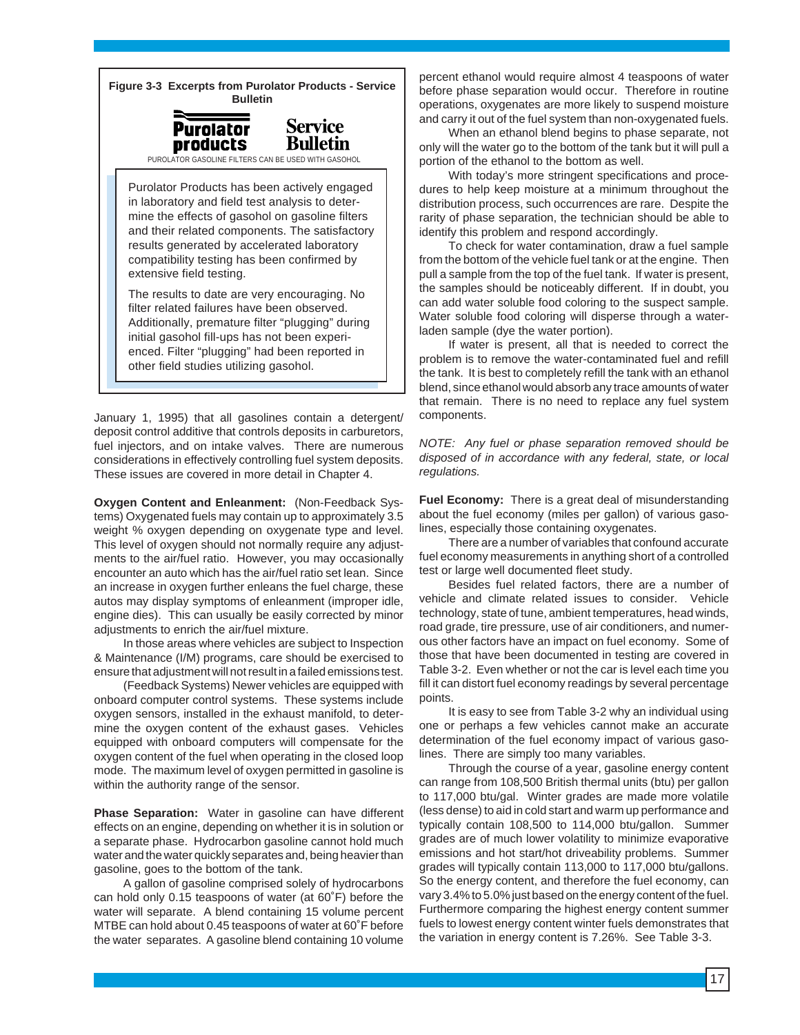**Figure 3-3 Excerpts from Purolator Products - Service Bulletin**

**Purolator products** **Service Bulletin**

PUROLATOR GASOLINE FILTERS CAN BE USED WITH GASOHOL

Purolator Products has been actively engaged in laboratory and field test analysis to determine the effects of gasohol on gasoline filters and their related components. The satisfactory results generated by accelerated laboratory compatibility testing has been confirmed by extensive field testing.

The results to date are very encouraging. No filter related failures have been observed. Additionally, premature filter "plugging" during initial gasohol fill-ups has not been experienced. Filter "plugging" had been reported in other field studies utilizing gasohol.

January 1, 1995) that all gasolines contain a detergent/deposit control additive that controls deposits in carburetors, fuel injectors, and on intake valves. There are numerous considerations in effectively controlling fuel system deposits. These issues are covered in more detail in Chapter 4.

**Oxygen Content and Enleanment:** (Non-Feedback Systems) Oxygenated fuels may contain up to approximately 3.5 weight % oxygen depending on oxygenate type and level. This level of oxygen should not normally require any adjustments to the air/fuel ratio. However, you may occasionally encounter an auto which has the air/fuel ratio set lean. Since an increase in oxygen further enleans the fuel charge, these autos may display symptoms of enleanment (improper idle, engine dies). This can usually be easily corrected by minor adjustments to enrich the air/fuel mixture.

In those areas where vehicles are subject to Inspection & Maintenance (I/M) programs, care should be exercised to ensure that adjustment will not result in a failed emissions test.

(Feedback Systems) Newer vehicles are equipped with onboard computer control systems. These systems include oxygen sensors, installed in the exhaust manifold, to determine the oxygen content of the exhaust gases. Vehicles equipped with onboard computers will compensate for the oxygen content of the fuel when operating in the closed loop mode. The maximum level of oxygen permitted in gasoline is within the authority range of the sensor.

**Phase Separation:** Water in gasoline can have different effects on an engine, depending on whether it is in solution or a separate phase. Hydrocarbon gasoline cannot hold much water and the water quickly separates and, being heavier than gasoline, goes to the bottom of the tank.

A gallon of gasoline comprised solely of hydrocarbons can hold only 0.15 teaspoons of water (at 60˚F) before the water will separate. A blend containing 15 volume percent MTBE can hold about 0.45 teaspoons of water at 60˚F before the water separates. A gasoline blend containing 10 volume percent ethanol would require almost 4 teaspoons of water before phase separation would occur. Therefore in routine operations, oxygenates are more likely to suspend moisture and carry it out of the fuel system than non-oxygenated fuels.

When an ethanol blend begins to phase separate, not only will the water go to the bottom of the tank but it will pull a portion of the ethanol to the bottom as well.

With today's more stringent specifications and procedures to help keep moisture at a minimum throughout the distribution process, such occurrences are rare. Despite the rarity of phase separation, the technician should be able to identify this problem and respond accordingly.

To check for water contamination, draw a fuel sample from the bottom of the vehicle fuel tank or at the engine. Then pull a sample from the top of the fuel tank. If water is present, the samples should be noticeably different. If in doubt, you can add water soluble food coloring to the suspect sample. Water soluble food coloring will disperse through a water-laden sample (dye the water portion).

If water is present, all that is needed to correct the problem is to remove the water-contaminated fuel and refill the tank. It is best to completely refill the tank with an ethanol blend, since ethanol would absorb any trace amounts of water that remain. There is no need to replace any fuel system components.

*NOTE: Any fuel or phase separation removed should be disposed of in accordance with any federal, state, or local regulations.*

**Fuel Economy:** There is a great deal of misunderstanding about the fuel economy (miles per gallon) of various gasolines, especially those containing oxygenates.

There are a number of variables that confound accurate fuel economy measurements in anything short of a controlled test or large well documented fleet study.

Besides fuel related factors, there are a number of vehicle and climate related issues to consider. Vehicle technology, state of tune, ambient temperatures, head winds, road grade, tire pressure, use of air conditioners, and numerous other factors have an impact on fuel economy. Some of those that have been documented in testing are covered in Table 3-2. Even whether or not the car is level each time you fill it can distort fuel economy readings by several percentage points.

It is easy to see from Table 3-2 why an individual using one or perhaps a few vehicles cannot make an accurate determination of the fuel economy impact of various gasolines. There are simply too many variables.

Through the course of a year, gasoline energy content can range from 108,500 British thermal units (btu) per gallon to 117,000 btu/gal. Winter grades are made more volatile (less dense) to aid in cold start and warm up performance and typically contain 108,500 to 114,000 btu/gallon. Summer grades are of much lower volatility to minimize evaporative emissions and hot start/hot driveability problems. Summer grades will typically contain 113,000 to 117,000 btu/gallons. So the energy content, and therefore the fuel economy, can vary 3.4% to 5.0% just based on the energy content of the fuel. Furthermore comparing the highest energy content summer fuels to lowest energy content winter fuels demonstrates that the variation in energy content is 7.26%. See Table 3-3.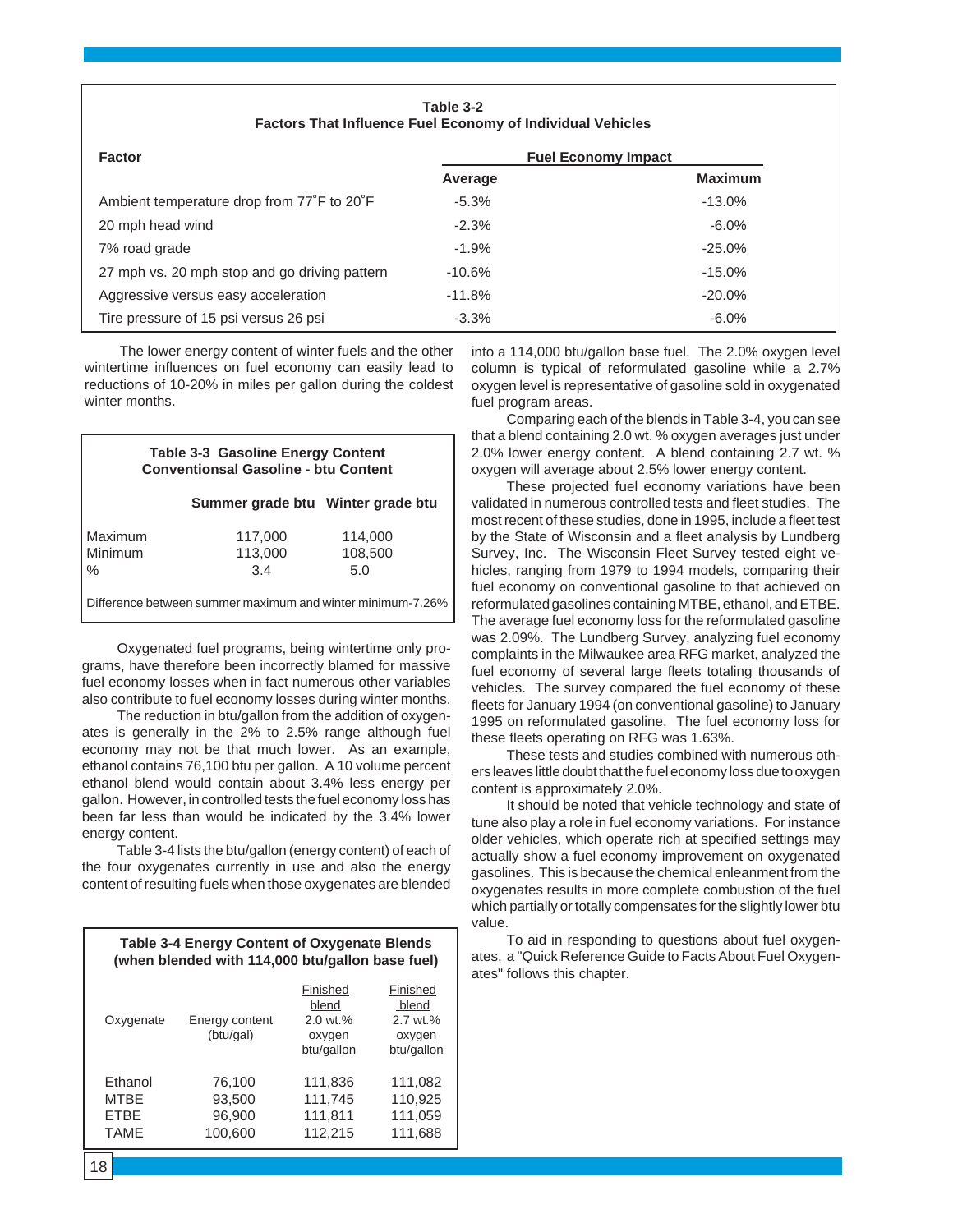**Table 3-2**
**Factors That Influence Fuel Economy of Individual Vehicles**

| Factor | Fuel Economy Impact | |
|---|---|---|
| | Average | Maximum |
| Ambient temperature drop from 77˚F to 20˚F | -5.3% | -13.0% |
| 20 mph head wind | -2.3% | -6.0% |
| 7% road grade | -1.9% | -25.0% |
| 27 mph vs. 20 mph stop and go driving pattern | -10.6% | -15.0% |
| Aggressive versus easy acceleration | -11.8% | -20.0% |
| Tire pressure of 15 psi versus 26 psi | -3.3% | -6.0% |

The lower energy content of winter fuels and the other wintertime influences on fuel economy can easily lead to reductions of 10-20% in miles per gallon during the coldest winter months.

**Table 3-3 Gasoline Energy Content**
**Conventionsal Gasoline - btu Content**

| | Summer grade btu | Winter grade btu |
|---|---|---|
| Maximum | 117,000 | 114,000 |
| Minimum | 113,000 | 108,500 |
| % | 3.4 | 5.0 |

Difference between summer maximum and winter minimum-7.26%

Oxygenated fuel programs, being wintertime only programs, have therefore been incorrectly blamed for massive fuel economy losses when in fact numerous other variables also contribute to fuel economy losses during winter months.

The reduction in btu/gallon from the addition of oxygenates is generally in the 2% to 2.5% range although fuel economy may not be that much lower. As an example, ethanol contains 76,100 btu per gallon. A 10 volume percent ethanol blend would contain about 3.4% less energy per gallon. However, in controlled tests the fuel economy loss has been far less than would be indicated by the 3.4% lower energy content.

Table 3-4 lists the btu/gallon (energy content) of each of the four oxygenates currently in use and also the energy content of resulting fuels when those oxygenates are blended into a 114,000 btu/gallon base fuel. The 2.0% oxygen level column is typical of reformulated gasoline while a 2.7% oxygen level is representative of gasoline sold in oxygenated fuel program areas.

**Table 3-4 Energy Content of Oxygenate Blends (when blended with 114,000 btu/gallon base fuel)**

| Oxygenate | Energy content (btu/gal) | Finished blend 2.0 wt.% oxygen btu/gallon | Finished blend 2.7 wt.% oxygen btu/gallon |
|---|---|---|---|
| Ethanol | 76,100 | 111,836 | 111,082 |
| MTBE | 93,500 | 111,745 | 110,925 |
| ETBE | 96,900 | 111,811 | 111,059 |
| TAME | 100,600 | 112,215 | 111,688 |

Comparing each of the blends in Table 3-4, you can see that a blend containing 2.0 wt. % oxygen averages just under 2.0% lower energy content. A blend containing 2.7 wt. % oxygen will average about 2.5% lower energy content.

These projected fuel economy variations have been validated in numerous controlled tests and fleet studies. The most recent of these studies, done in 1995, include a fleet test by the State of Wisconsin and a fleet analysis by Lundberg Survey, Inc. The Wisconsin Fleet Survey tested eight vehicles, ranging from 1979 to 1994 models, comparing their fuel economy on conventional gasoline to that achieved on reformulated gasolines containing MTBE, ethanol, and ETBE. The average fuel economy loss for the reformulated gasoline was 2.09%. The Lundberg Survey, analyzing fuel economy complaints in the Milwaukee area RFG market, analyzed the fuel economy of several large fleets totaling thousands of vehicles. The survey compared the fuel economy of these fleets for January 1994 (on conventional gasoline) to January 1995 on reformulated gasoline. The fuel economy loss for these fleets operating on RFG was 1.63%.

These tests and studies combined with numerous others leaves little doubt that the fuel economy loss due to oxygen content is approximately 2.0%.

It should be noted that vehicle technology and state of tune also play a role in fuel economy variations. For instance older vehicles, which operate rich at specified settings may actually show a fuel economy improvement on oxygenated gasolines. This is because the chemical enleanment from the oxygenates results in more complete combustion of the fuel which partially or totally compensates for the slightly lower btu value.

To aid in responding to questions about fuel oxygenates, a "Quick Reference Guide to Facts About Fuel Oxygenates" follows this chapter.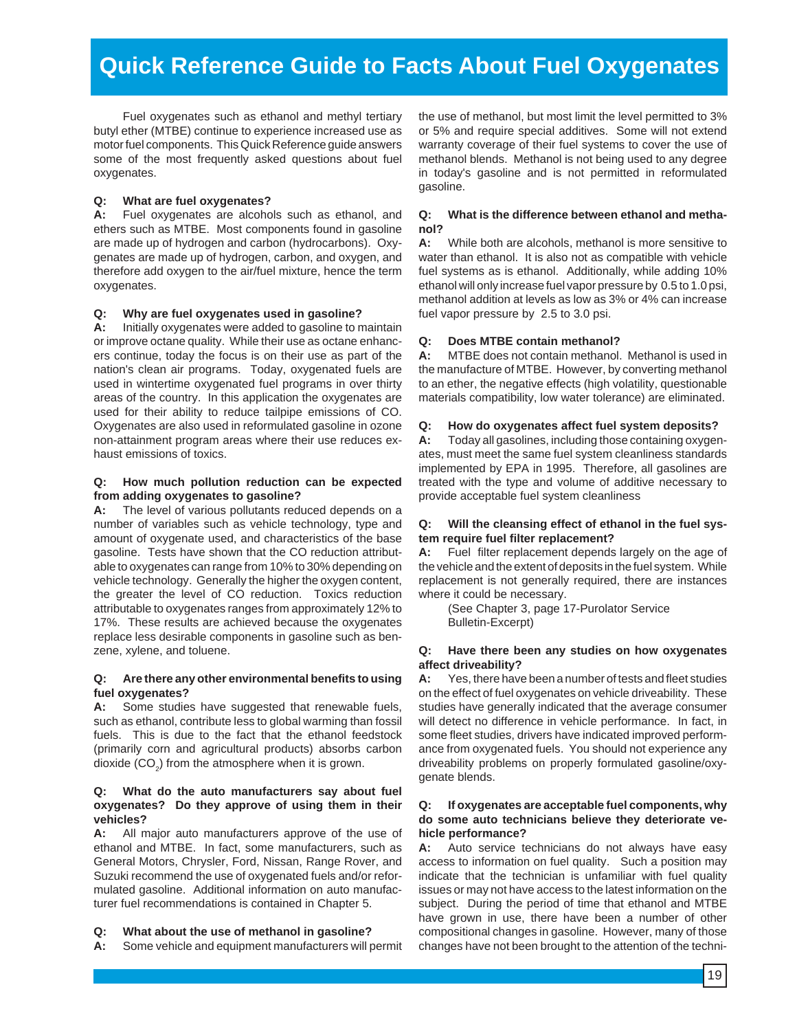# Quick Reference Guide to Facts About Fuel Oxygenates

Fuel oxygenates such as ethanol and methyl tertiary butyl ether (MTBE) continue to experience increased use as motor fuel components. This Quick Reference guide answers some of the most frequently asked questions about fuel oxygenates.

**Q: What are fuel oxygenates?**

**A:** Fuel oxygenates are alcohols such as ethanol, and ethers such as MTBE. Most components found in gasoline are made up of hydrogen and carbon (hydrocarbons). Oxygenates are made up of hydrogen, carbon, and oxygen, and therefore add oxygen to the air/fuel mixture, hence the term oxygenates.

**Q: Why are fuel oxygenates used in gasoline?**

**A:** Initially oxygenates were added to gasoline to maintain or improve octane quality. While their use as octane enhancers continue, today the focus is on their use as part of the nation's clean air programs. Today, oxygenated fuels are used in wintertime oxygenated fuel programs in over thirty areas of the country. In this application the oxygenates are used for their ability to reduce tailpipe emissions of CO. Oxygenates are also used in reformulated gasoline in ozone non-attainment program areas where their use reduces exhaust emissions of toxics.

**Q: How much pollution reduction can be expected from adding oxygenates to gasoline?**

**A:** The level of various pollutants reduced depends on a number of variables such as vehicle technology, type and amount of oxygenate used, and characteristics of the base gasoline. Tests have shown that the CO reduction attributable to oxygenates can range from 10% to 30% depending on vehicle technology. Generally the higher the oxygen content, the greater the level of CO reduction. Toxics reduction attributable to oxygenates ranges from approximately 12% to 17%. These results are achieved because the oxygenates replace less desirable components in gasoline such as benzene, xylene, and toluene.

**Q: Are there any other environmental benefits to using fuel oxygenates?**

**A:** Some studies have suggested that renewable fuels, such as ethanol, contribute less to global warming than fossil fuels. This is due to the fact that the ethanol feedstock (primarily corn and agricultural products) absorbs carbon dioxide ($CO_2$) from the atmosphere when it is grown.

**Q: What do the auto manufacturers say about fuel oxygenates? Do they approve of using them in their vehicles?**

**A:** All major auto manufacturers approve of the use of ethanol and MTBE. In fact, some manufacturers, such as General Motors, Chrysler, Ford, Nissan, Range Rover, and Suzuki recommend the use of oxygenated fuels and/or reformulated gasoline. Additional information on auto manufacturer fuel recommendations is contained in Chapter 5.

**Q: What about the use of methanol in gasoline?**

**A:** Some vehicle and equipment manufacturers will permit the use of methanol, but most limit the level permitted to 3% or 5% and require special additives. Some will not extend warranty coverage of their fuel systems to cover the use of methanol blends. Methanol is not being used to any degree in today's gasoline and is not permitted in reformulated gasoline.

**Q: What is the difference between ethanol and methanol?**

**A:** While both are alcohols, methanol is more sensitive to water than ethanol. It is also not as compatible with vehicle fuel systems as is ethanol. Additionally, while adding 10% ethanol will only increase fuel vapor pressure by 0.5 to 1.0 psi, methanol addition at levels as low as 3% or 4% can increase fuel vapor pressure by 2.5 to 3.0 psi.

**Q: Does MTBE contain methanol?**

**A:** MTBE does not contain methanol. Methanol is used in the manufacture of MTBE. However, by converting methanol to an ether, the negative effects (high volatility, questionable materials compatibility, low water tolerance) are eliminated.

**Q: How do oxygenates affect fuel system deposits?**

**A:** Today all gasolines, including those containing oxygenates, must meet the same fuel system cleanliness standards implemented by EPA in 1995. Therefore, all gasolines are treated with the type and volume of additive necessary to provide acceptable fuel system cleanliness

**Q: Will the cleansing effect of ethanol in the fuel system require fuel filter replacement?**

**A:** Fuel filter replacement depends largely on the age of the vehicle and the extent of deposits in the fuel system. While replacement is not generally required, there are instances where it could be necessary.

(See Chapter 3, page 17-Purolator Service Bulletin-Excerpt)

**Q: Have there been any studies on how oxygenates affect driveability?**

**A:** Yes, there have been a number of tests and fleet studies on the effect of fuel oxygenates on vehicle driveability. These studies have generally indicated that the average consumer will detect no difference in vehicle performance. In fact, in some fleet studies, drivers have indicated improved performance from oxygenated fuels. You should not experience any driveability problems on properly formulated gasoline/oxygenate blends.

**Q: If oxygenates are acceptable fuel components, why do some auto technicians believe they deteriorate vehicle performance?**

**A:** Auto service technicians do not always have easy access to information on fuel quality. Such a position may indicate that the technician is unfamiliar with fuel quality issues or may not have access to the latest information on the subject. During the period of time that ethanol and MTBE have grown in use, there have been a number of other compositional changes in gasoline. However, many of those changes have not been brought to the attention of the techni-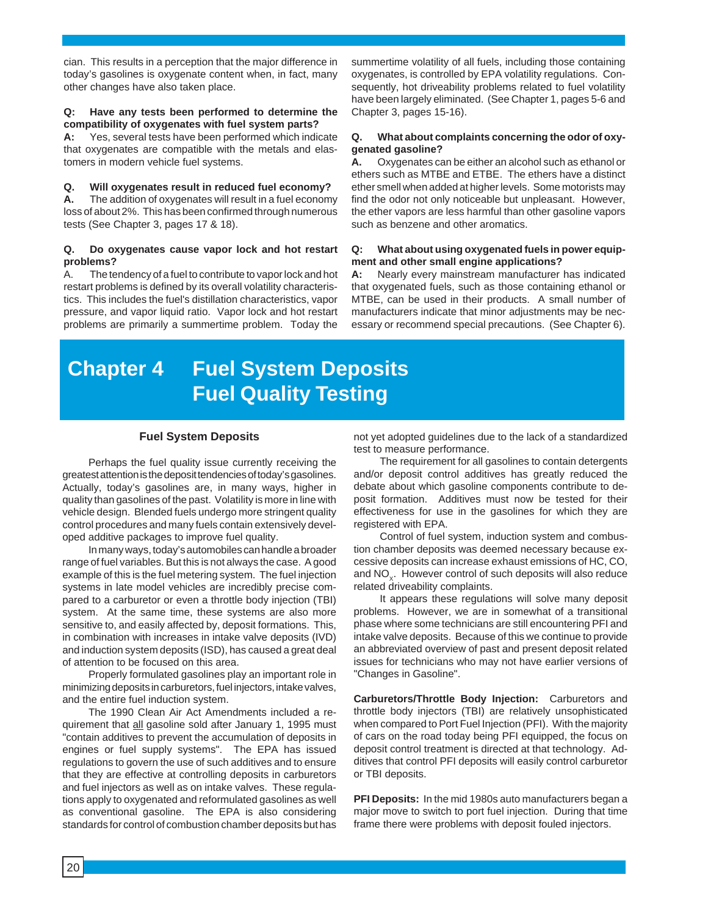cian. This results in a perception that the major difference in today's gasolines is oxygenate content when, in fact, many other changes have also taken place.

**Q: Have any tests been performed to determine the compatibility of oxygenates with fuel system parts?**
**A:** Yes, several tests have been performed which indicate that oxygenates are compatible with the metals and elastomers in modern vehicle fuel systems.

**Q. Will oxygenates result in reduced fuel economy?**
**A.** The addition of oxygenates will result in a fuel economy loss of about 2%. This has been confirmed through numerous tests (See Chapter 3, pages 17 & 18).

**Q. Do oxygenates cause vapor lock and hot restart problems?**
A. The tendency of a fuel to contribute to vapor lock and hot restart problems is defined by its overall volatility characteristics. This includes the fuel's distillation characteristics, vapor pressure, and vapor liquid ratio. Vapor lock and hot restart problems are primarily a summertime problem. Today the summertime volatility of all fuels, including those containing oxygenates, is controlled by EPA volatility regulations. Consequently, hot driveability problems related to fuel volatility have been largely eliminated. (See Chapter 1, pages 5-6 and Chapter 3, pages 15-16).

**Q. What about complaints concerning the odor of oxygenated gasoline?**
**A.** Oxygenates can be either an alcohol such as ethanol or ethers such as MTBE and ETBE. The ethers have a distinct ether smell when added at higher levels. Some motorists may find the odor not only noticeable but unpleasant. However, the ether vapors are less harmful than other gasoline vapors such as benzene and other aromatics.

**Q: What about using oxygenated fuels in power equipment and other small engine applications?**
**A:** Nearly every mainstream manufacturer has indicated that oxygenated fuels, such as those containing ethanol or MTBE, can be used in their products. A small number of manufacturers indicate that minor adjustments may be necessary or recommend special precautions. (See Chapter 6).

# Chapter 4 Fuel System Deposits Fuel Quality Testing

## Fuel System Deposits

Perhaps the fuel quality issue currently receiving the greatest attention is the deposit tendencies of today's gasolines. Actually, today's gasolines are, in many ways, higher in quality than gasolines of the past. Volatility is more in line with vehicle design. Blended fuels undergo more stringent quality control procedures and many fuels contain extensively developed additive packages to improve fuel quality.

In many ways, today's automobiles can handle a broader range of fuel variables. But this is not always the case. A good example of this is the fuel metering system. The fuel injection systems in late model vehicles are incredibly precise compared to a carburetor or even a throttle body injection (TBI) system. At the same time, these systems are also more sensitive to, and easily affected by, deposit formations. This, in combination with increases in intake valve deposits (IVD) and induction system deposits (ISD), has caused a great deal of attention to be focused on this area.

Properly formulated gasolines play an important role in minimizing deposits in carburetors, fuel injectors, intake valves, and the entire fuel induction system.

The 1990 Clean Air Act Amendments included a requirement that all gasoline sold after January 1, 1995 must "contain additives to prevent the accumulation of deposits in engines or fuel supply systems". The EPA has issued regulations to govern the use of such additives and to ensure that they are effective at controlling deposits in carburetors and fuel injectors as well as on intake valves. These regulations apply to oxygenated and reformulated gasolines as well as conventional gasoline. The EPA is also considering standards for control of combustion chamber deposits but has not yet adopted guidelines due to the lack of a standardized test to measure performance.

The requirement for all gasolines to contain detergents and/or deposit control additives has greatly reduced the debate about which gasoline components contribute to deposit formation. Additives must now be tested for their effectiveness for use in the gasolines for which they are registered with EPA.

Control of fuel system, induction system and combustion chamber deposits was deemed necessary because excessive deposits can increase exhaust emissions of HC, CO, and $NO_x$. However control of such deposits will also reduce related driveability complaints.

It appears these regulations will solve many deposit problems. However, we are in somewhat of a transitional phase where some technicians are still encountering PFI and intake valve deposits. Because of this we continue to provide an abbreviated overview of past and present deposit related issues for technicians who may not have earlier versions of "Changes in Gasoline".

**Carburetors/Throttle Body Injection:** Carburetors and throttle body injectors (TBI) are relatively unsophisticated when compared to Port Fuel Injection (PFI). With the majority of cars on the road today being PFI equipped, the focus on deposit control treatment is directed at that technology. Additives that control PFI deposits will easily control carburetor or TBI deposits.

**PFI Deposits:** In the mid 1980s auto manufacturers began a major move to switch to port fuel injection. During that time frame there were problems with deposit fouled injectors.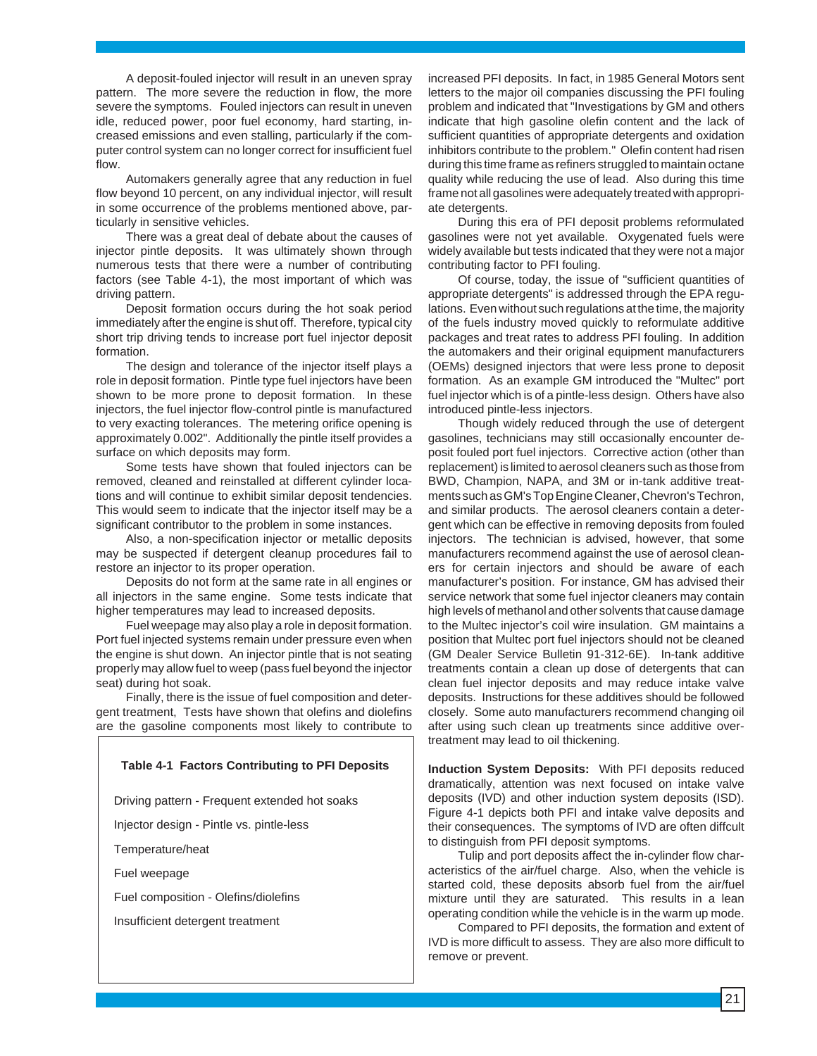A deposit-fouled injector will result in an uneven spray pattern. The more severe the reduction in flow, the more severe the symptoms. Fouled injectors can result in uneven idle, reduced power, poor fuel economy, hard starting, increased emissions and even stalling, particularly if the computer control system can no longer correct for insufficient fuel flow.

Automakers generally agree that any reduction in fuel flow beyond 10 percent, on any individual injector, will result in some occurrence of the problems mentioned above, particularly in sensitive vehicles.

There was a great deal of debate about the causes of injector pintle deposits. It was ultimately shown through numerous tests that there were a number of contributing factors (see Table 4-1), the most important of which was driving pattern.

Deposit formation occurs during the hot soak period immediately after the engine is shut off. Therefore, typical city short trip driving tends to increase port fuel injector deposit formation.

The design and tolerance of the injector itself plays a role in deposit formation. Pintle type fuel injectors have been shown to be more prone to deposit formation. In these injectors, the fuel injector flow-control pintle is manufactured to very exacting tolerances. The metering orifice opening is approximately 0.002". Additionally the pintle itself provides a surface on which deposits may form.

Some tests have shown that fouled injectors can be removed, cleaned and reinstalled at different cylinder locations and will continue to exhibit similar deposit tendencies. This would seem to indicate that the injector itself may be a significant contributor to the problem in some instances.

Also, a non-specification injector or metallic deposits may be suspected if detergent cleanup procedures fail to restore an injector to its proper operation.

Deposits do not form at the same rate in all engines or all injectors in the same engine. Some tests indicate that higher temperatures may lead to increased deposits.

Fuel weepage may also play a role in deposit formation. Port fuel injected systems remain under pressure even when the engine is shut down. An injector pintle that is not seating properly may allow fuel to weep (pass fuel beyond the injector seat) during hot soak.

Finally, there is the issue of fuel composition and detergent treatment, Tests have shown that olefins and diolefins are the gasoline components most likely to contribute to increased PFI deposits. In fact, in 1985 General Motors sent letters to the major oil companies discussing the PFI fouling problem and indicated that "Investigations by GM and others indicate that high gasoline olefin content and the lack of sufficient quantities of appropriate detergents and oxidation inhibitors contribute to the problem." Olefin content had risen during this time frame as refiners struggled to maintain octane quality while reducing the use of lead. Also during this time frame not all gasolines were adequately treated with appropriate detergents.

**Table 4-1 Factors Contributing to PFI Deposits**

- Driving pattern - Frequent extended hot soaks
- Injector design - Pintle vs. pintle-less
- Temperature/heat
- Fuel weepage
- Fuel composition - Olefins/diolefins
- Insufficient detergent treatment

During this era of PFI deposit problems reformulated gasolines were not yet available. Oxygenated fuels were widely available but tests indicated that they were not a major contributing factor to PFI fouling.

Of course, today, the issue of "sufficient quantities of appropriate detergents" is addressed through the EPA regulations. Even without such regulations at the time, the majority of the fuels industry moved quickly to reformulate additive packages and treat rates to address PFI fouling. In addition the automakers and their original equipment manufacturers (OEMs) designed injectors that were less prone to deposit formation. As an example GM introduced the "Multec" port fuel injector which is of a pintle-less design. Others have also introduced pintle-less injectors.

Though widely reduced through the use of detergent gasolines, technicians may still occasionally encounter deposit fouled port fuel injectors. Corrective action (other than replacement) is limited to aerosol cleaners such as those from BWD, Champion, NAPA, and 3M or in-tank additive treatments such as GM's Top Engine Cleaner, Chevron's Techron, and similar products. The aerosol cleaners contain a detergent which can be effective in removing deposits from fouled injectors. The technician is advised, however, that some manufacturers recommend against the use of aerosol cleaners for certain injectors and should be aware of each manufacturer's position. For instance, GM has advised their service network that some fuel injector cleaners may contain high levels of methanol and other solvents that cause damage to the Multec injector's coil wire insulation. GM maintains a position that Multec port fuel injectors should not be cleaned (GM Dealer Service Bulletin 91-312-6E). In-tank additive treatments contain a clean up dose of detergents that can clean fuel injector deposits and may reduce intake valve deposits. Instructions for these additives should be followed closely. Some auto manufacturers recommend changing oil after using such clean up treatments since additive overtreatment may lead to oil thickening.

**Induction System Deposits:** With PFI deposits reduced dramatically, attention was next focused on intake valve deposits (IVD) and other induction system deposits (ISD). Figure 4-1 depicts both PFI and intake valve deposits and their consequences. The symptoms of IVD are often diffcult to distinguish from PFI deposit symptoms.

Tulip and port deposits affect the in-cylinder flow characteristics of the air/fuel charge. Also, when the vehicle is started cold, these deposits absorb fuel from the air/fuel mixture until they are saturated. This results in a lean operating condition while the vehicle is in the warm up mode.

Compared to PFI deposits, the formation and extent of IVD is more difficult to assess. They are also more difficult to remove or prevent.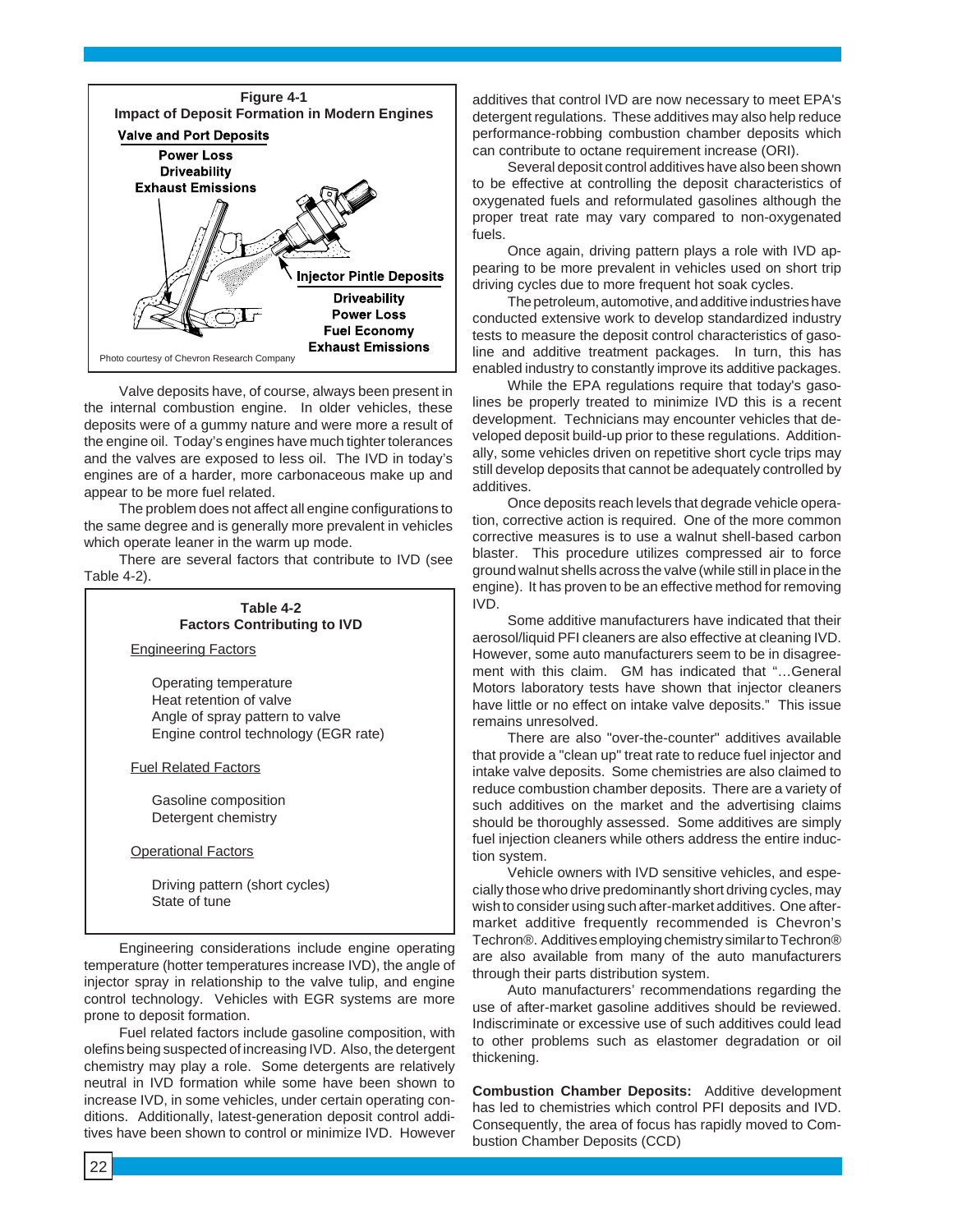**Figure 4-1**
**Impact of Deposit Formation in Modern Engines**

**Valve and Port Deposits**
**Power Loss**
**Driveability**
**Exhaust Emissions**

**Injector Pintle Deposits**
**Driveability**
**Power Loss**
**Fuel Economy**
**Exhaust Emissions**

Photo courtesy of Chevron Research Company

Valve deposits have, of course, always been present in the internal combustion engine. In older vehicles, these deposits were of a gummy nature and were more a result of the engine oil. Today's engines have much tighter tolerances and the valves are exposed to less oil. The IVD in today's engines are of a harder, more carbonaceous make up and appear to be more fuel related.

The problem does not affect all engine configurations to the same degree and is generally more prevalent in vehicles which operate leaner in the warm up mode.

There are several factors that contribute to IVD (see Table 4-2).

**Table 4-2**
**Factors Contributing to IVD**

Engineering Factors

- Operating temperature
- Heat retention of valve
- Angle of spray pattern to valve
- Engine control technology (EGR rate)

Fuel Related Factors

- Gasoline composition
- Detergent chemistry

Operational Factors

- Driving pattern (short cycles)
- State of tune

Engineering considerations include engine operating temperature (hotter temperatures increase IVD), the angle of injector spray in relationship to the valve tulip, and engine control technology. Vehicles with EGR systems are more prone to deposit formation.

Fuel related factors include gasoline composition, with olefins being suspected of increasing IVD. Also, the detergent chemistry may play a role. Some detergents are relatively neutral in IVD formation while some have been shown to increase IVD, in some vehicles, under certain operating conditions. Additionally, latest-generation deposit control additives have been shown to control or minimize IVD. However additives that control IVD are now necessary to meet EPA's detergent regulations. These additives may also help reduce performance-robbing combustion chamber deposits which can contribute to octane requirement increase (ORI).

Several deposit control additives have also been shown to be effective at controlling the deposit characteristics of oxygenated fuels and reformulated gasolines although the proper treat rate may vary compared to non-oxygenated fuels.

Once again, driving pattern plays a role with IVD appearing to be more prevalent in vehicles used on short trip driving cycles due to more frequent hot soak cycles.

The petroleum, automotive, and additive industries have conducted extensive work to develop standardized industry tests to measure the deposit control characteristics of gasoline and additive treatment packages. In turn, this has enabled industry to constantly improve its additive packages.

While the EPA regulations require that today's gasolines be properly treated to minimize IVD this is a recent development. Technicians may encounter vehicles that developed deposit build-up prior to these regulations. Additionally, some vehicles driven on repetitive short cycle trips may still develop deposits that cannot be adequately controlled by additives.

Once deposits reach levels that degrade vehicle operation, corrective action is required. One of the more common corrective measures is to use a walnut shell-based carbon blaster. This procedure utilizes compressed air to force ground walnut shells across the valve (while still in place in the engine). It has proven to be an effective method for removing IVD.

Some additive manufacturers have indicated that their aerosol/liquid PFI cleaners are also effective at cleaning IVD. However, some auto manufacturers seem to be in disagreement with this claim. GM has indicated that "...General Motors laboratory tests have shown that injector cleaners have little or no effect on intake valve deposits." This issue remains unresolved.

There are also "over-the-counter" additives available that provide a "clean up" treat rate to reduce fuel injector and intake valve deposits. Some chemistries are also claimed to reduce combustion chamber deposits. There are a variety of such additives on the market and the advertising claims should be thoroughly assessed. Some additives are simply fuel injection cleaners while others address the entire induction system.

Vehicle owners with IVD sensitive vehicles, and especially those who drive predominantly short driving cycles, may wish to consider using such after-market additives. One after-market additive frequently recommended is Chevron's Techron®. Additives employing chemistry similar to Techron® are also available from many of the auto manufacturers through their parts distribution system.

Auto manufacturers' recommendations regarding the use of after-market gasoline additives should be reviewed. Indiscriminate or excessive use of such additives could lead to other problems such as elastomer degradation or oil thickening.

**Combustion Chamber Deposits:** Additive development has led to chemistries which control PFI deposits and IVD. Consequently, the area of focus has rapidly moved to Combustion Chamber Deposits (CCD)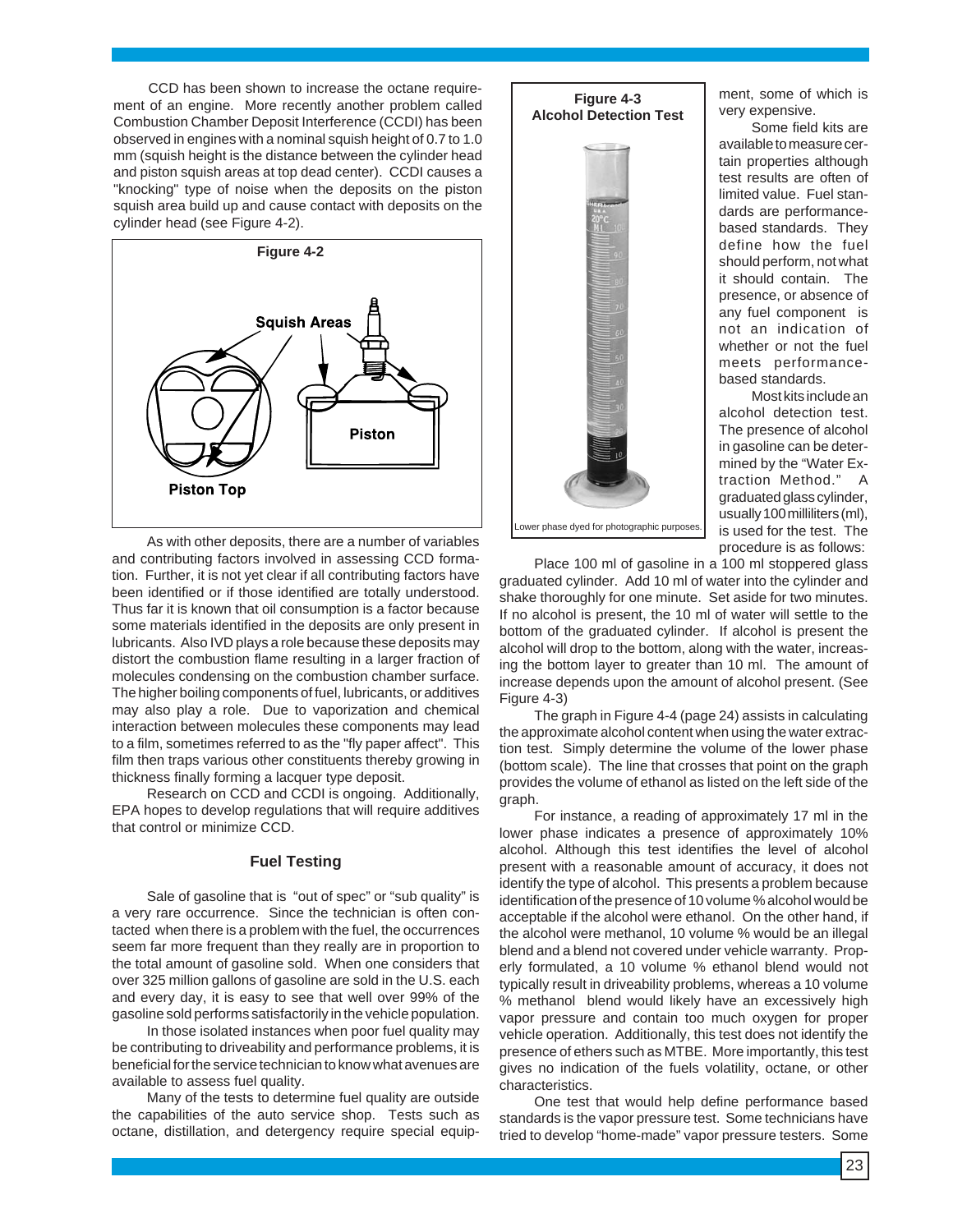CCD has been shown to increase the octane requirement of an engine. More recently another problem called Combustion Chamber Deposit Interference (CCDI) has been observed in engines with a nominal squish height of 0.7 to 1.0 mm (squish height is the distance between the cylinder head and piston squish areas at top dead center). CCDI causes a "knocking" type of noise when the deposits on the piston squish area build up and cause contact with deposits on the cylinder head (see Figure 4-2).

**Figure 4-2**

Squish Areas

Piston

Piston Top

As with other deposits, there are a number of variables and contributing factors involved in assessing CCD formation. Further, it is not yet clear if all contributing factors have been identified or if those identified are totally understood. Thus far it is known that oil consumption is a factor because some materials identified in the deposits are only present in lubricants. Also IVD plays a role because these deposits may distort the combustion flame resulting in a larger fraction of molecules condensing on the combustion chamber surface. The higher boiling components of fuel, lubricants, or additives may also play a role. Due to vaporization and chemical interaction between molecules these components may lead to a film, sometimes referred to as the "fly paper affect". This film then traps various other constituents thereby growing in thickness finally forming a lacquer type deposit.

Research on CCD and CCDI is ongoing. Additionally, EPA hopes to develop regulations that will require additives that control or minimize CCD.

## Fuel Testing

Sale of gasoline that is "out of spec" or "sub quality" is a very rare occurrence. Since the technician is often contacted when there is a problem with the fuel, the occurrences seem far more frequent than they really are in proportion to the total amount of gasoline sold. When one considers that over 325 million gallons of gasoline are sold in the U.S. each and every day, it is easy to see that well over 99% of the gasoline sold performs satisfactorily in the vehicle population.

In those isolated instances when poor fuel quality may be contributing to driveability and performance problems, it is beneficial for the service technician to know what avenues are available to assess fuel quality.

Many of the tests to determine fuel quality are outside the capabilities of the auto service shop. Tests such as octane, distillation, and detergency require special equipment, some of which is very expensive.

**Figure 4-3**
**Alcohol Detection Test**

Lower phase dyed for photographic purposes.

Some field kits are available to measure certain properties although test results are often of limited value. Fuel standards are performance-based standards. They define how the fuel should perform, not what it should contain. The presence, or absence of any fuel component is not an indication of whether or not the fuel meets performance-based standards.

Most kits include an alcohol detection test. The presence of alcohol in gasoline can be determined by the "Water Extraction Method." A graduated glass cylinder, usually 100 milliliters (ml), is used for the test. The procedure is as follows:

Place 100 ml of gasoline in a 100 ml stoppered glass graduated cylinder. Add 10 ml of water into the cylinder and shake thoroughly for one minute. Set aside for two minutes. If no alcohol is present, the 10 ml of water will settle to the bottom of the graduated cylinder. If alcohol is present the alcohol will drop to the bottom, along with the water, increasing the bottom layer to greater than 10 ml. The amount of increase depends upon the amount of alcohol present. (See Figure 4-3)

The graph in Figure 4-4 (page 24) assists in calculating the approximate alcohol content when using the water extraction test. Simply determine the volume of the lower phase (bottom scale). The line that crosses that point on the graph provides the volume of ethanol as listed on the left side of the graph.

For instance, a reading of approximately 17 ml in the lower phase indicates a presence of approximately 10% alcohol. Although this test identifies the level of alcohol present with a reasonable amount of accuracy, it does not identify the type of alcohol. This presents a problem because identification of the presence of 10 volume % alcohol would be acceptable if the alcohol were ethanol. On the other hand, if the alcohol were methanol, 10 volume % would be an illegal blend and a blend not covered under vehicle warranty. Properly formulated, a 10 volume % ethanol blend would not typically result in driveability problems, whereas a 10 volume % methanol blend would likely have an excessively high vapor pressure and contain too much oxygen for proper vehicle operation. Additionally, this test does not identify the presence of ethers such as MTBE. More importantly, this test gives no indication of the fuels volatility, octane, or other characteristics.

One test that would help define performance based standards is the vapor pressure test. Some technicians have tried to develop "home-made" vapor pressure testers. Some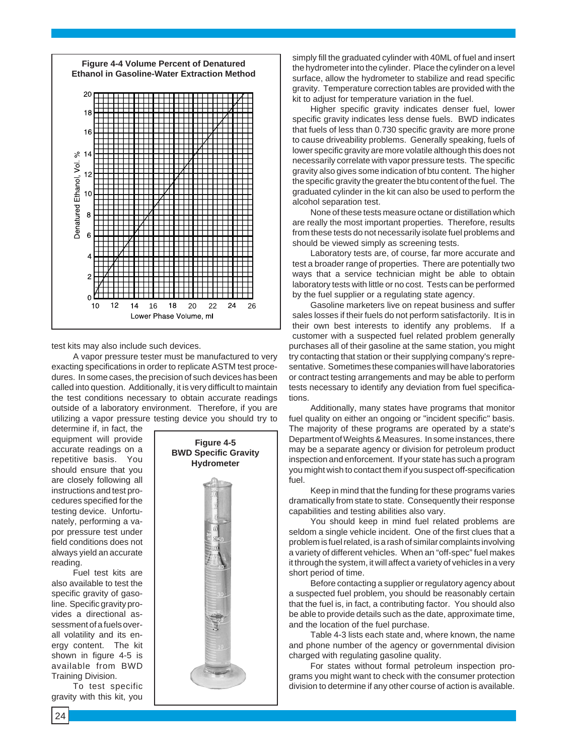**Figure 4-4 Volume Percent of Denatured Ethanol in Gasoline-Water Extraction Method**

**Figure 4-5 BWD Specific Gravity Hydrometer**

test kits may also include such devices.

A vapor pressure tester must be manufactured to very exacting specifications in order to replicate ASTM test procedures. In some cases, the precision of such devices has been called into question. Additionally, it is very difficult to maintain the test conditions necessary to obtain accurate readings outside of a laboratory environment. Therefore, if you are utilizing a vapor pressure testing device you should try to determine if, in fact, the equipment will provide accurate readings on a repetitive basis. You should ensure that you are closely following all instructions and test procedures specified for the testing device. Unfortunately, performing a vapor pressure test under field conditions does not always yield an accurate reading.

Fuel test kits are also available to test the specific gravity of gasoline. Specific gravity provides a directional assessment of a fuels overall volatility and its energy content. The kit shown in figure 4-5 is available from BWD Training Division.

To test specific gravity with this kit, you simply fill the graduated cylinder with 40ML of fuel and insert the hydrometer into the cylinder. Place the cylinder on a level surface, allow the hydrometer to stabilize and read specific gravity. Temperature correction tables are provided with the kit to adjust for temperature variation in the fuel.

Higher specific gravity indicates denser fuel, lower specific gravity indicates less dense fuels. BWD indicates that fuels of less than 0.730 specific gravity are more prone to cause driveability problems. Generally speaking, fuels of lower specific gravity are more volatile although this does not necessarily correlate with vapor pressure tests. The specific gravity also gives some indication of btu content. The higher the specific gravity the greater the btu content of the fuel. The graduated cylinder in the kit can also be used to perform the alcohol separation test.

None of these tests measure octane or distillation which are really the most important properties. Therefore, results from these tests do not necessarily isolate fuel problems and should be viewed simply as screening tests.

Laboratory tests are, of course, far more accurate and test a broader range of properties. There are potentially two ways that a service technician might be able to obtain laboratory tests with little or no cost. Tests can be performed by the fuel supplier or a regulating state agency.

Gasoline marketers live on repeat business and suffer sales losses if their fuels do not perform satisfactorily. It is in their own best interests to identify any problems. If a customer with a suspected fuel related problem generally purchases all of their gasoline at the same station, you might try contacting that station or their supplying company's representative. Sometimes these companies will have laboratories or contract testing arrangements and may be able to perform tests necessary to identify any deviation from fuel specifications.

Additionally, many states have programs that monitor fuel quality on either an ongoing or "incident specific" basis. The majority of these programs are operated by a state's Department of Weights & Measures. In some instances, there may be a separate agency or division for petroleum product inspection and enforcement. If your state has such a program you might wish to contact them if you suspect off-specification fuel.

Keep in mind that the funding for these programs varies dramatically from state to state. Consequently their response capabilities and testing abilities also vary.

You should keep in mind fuel related problems are seldom a single vehicle incident. One of the first clues that a problem is fuel related, is a rash of similar complaints involving a variety of different vehicles. When an "off-spec" fuel makes it through the system, it will affect a variety of vehicles in a very short period of time.

Before contacting a supplier or regulatory agency about a suspected fuel problem, you should be reasonably certain that the fuel is, in fact, a contributing factor. You should also be able to provide details such as the date, approximate time, and the location of the fuel purchase.

Table 4-3 lists each state and, where known, the name and phone number of the agency or governmental division charged with regulating gasoline quality.

For states without formal petroleum inspection programs you might want to check with the consumer protection division to determine if any other course of action is available.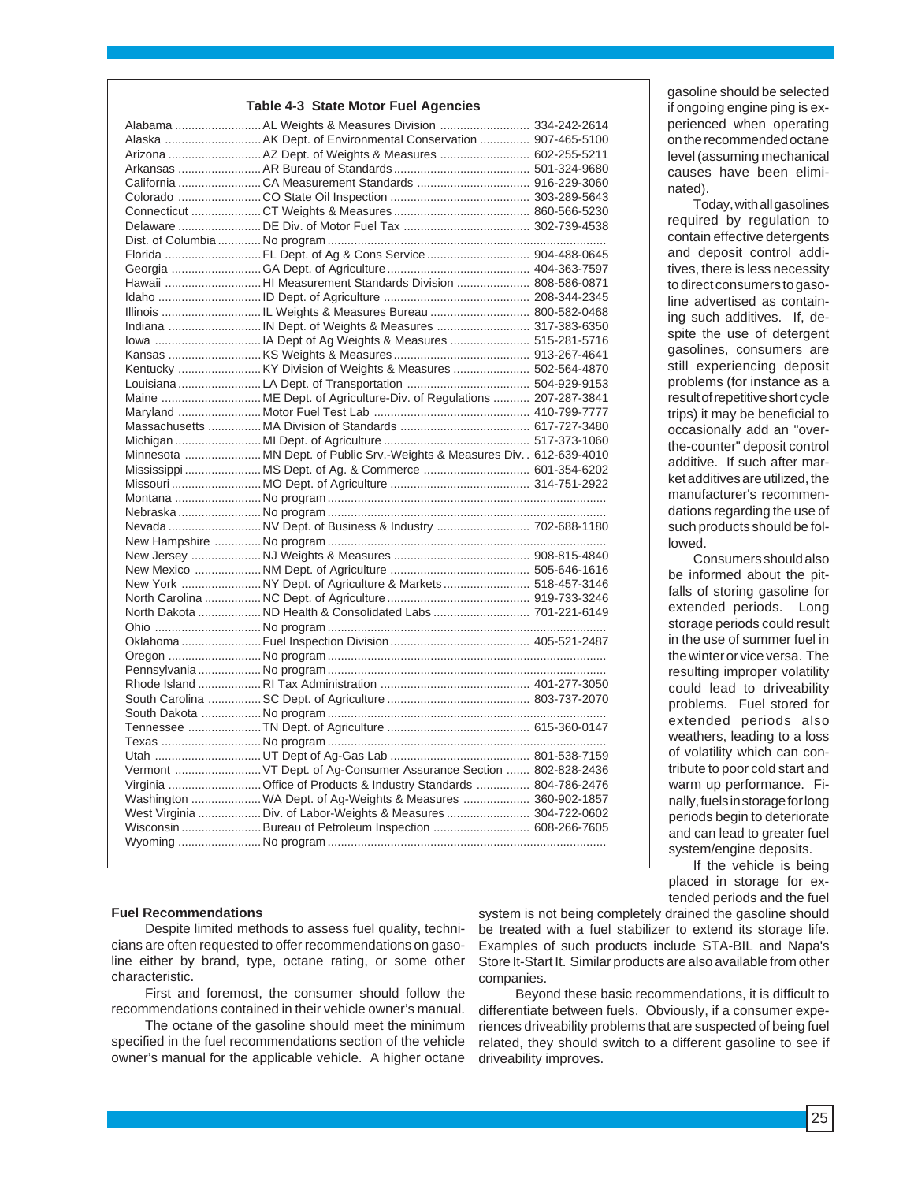**Table 4-3 State Motor Fuel Agencies**

| State | Agency | Phone |
|---|---|---|
| Alabama | AL Weights & Measures Division | 334-242-2614 |
| Alaska | AK Dept. of Environmental Conservation | 907-465-5100 |
| Arizona | AZ Dept. of Weights & Measures | 602-255-5211 |
| Arkansas | AR Bureau of Standards | 501-324-9680 |
| California | CA Measurement Standards | 916-229-3060 |
| Colorado | CO State Oil Inspection | 303-289-5643 |
| Connecticut | CT Weights & Measures | 860-566-5230 |
| Delaware | DE Div. of Motor Fuel Tax | 302-739-4538 |
| Dist. of Columbia | No program | |
| Florida | FL Dept. of Ag & Cons Service | 904-488-0645 |
| Georgia | GA Dept. of Agriculture | 404-363-7597 |
| Hawaii | HI Measurement Standards Division | 808-586-0871 |
| Idaho | ID Dept. of Agriculture | 208-344-2345 |
| Illinois | IL Weights & Measures Bureau | 800-582-0468 |
| Indiana | IN Dept. of Weights & Measures | 317-383-6350 |
| Iowa | IA Dept of Ag Weights & Measures | 515-281-5716 |
| Kansas | KS Weights & Measures | 913-267-4641 |
| Kentucky | KY Division of Weights & Measures | 502-564-4870 |
| Louisiana | LA Dept. of Transportation | 504-929-9153 |
| Maine | ME Dept. of Agriculture-Div. of Regulations | 207-287-3841 |
| Maryland | Motor Fuel Test Lab | 410-799-7777 |
| Massachusetts | MA Division of Standards | 617-727-3480 |
| Michigan | MI Dept. of Agriculture | 517-373-1060 |
| Minnesota | MN Dept. of Public Srv.-Weights & Measures Div. | 612-639-4010 |
| Mississippi | MS Dept. of Ag. & Commerce | 601-354-6202 |
| Missouri | MO Dept. of Agriculture | 314-751-2922 |
| Montana | No program | |
| Nebraska | No program | |
| Nevada | NV Dept. of Business & Industry | 702-688-1180 |
| New Hampshire | No program | |
| New Jersey | NJ Weights & Measures | 908-815-4840 |
| New Mexico | NM Dept. of Agriculture | 505-646-1616 |
| New York | NY Dept. of Agriculture & Markets | 518-457-3146 |
| North Carolina | NC Dept. of Agriculture | 919-733-3246 |
| North Dakota | ND Health & Consolidated Labs | 701-221-6149 |
| Ohio | No program | |
| Oklahoma | Fuel Inspection Division | 405-521-2487 |
| Oregon | No program | |
| Pennsylvania | No program | |
| Rhode Island | RI Tax Administration | 401-277-3050 |
| South Carolina | SC Dept. of Agriculture | 803-737-2070 |
| South Dakota | No program | |
| Tennessee | TN Dept. of Agriculture | 615-360-0147 |
| Texas | No program | |
| Utah | UT Dept of Ag-Gas Lab | 801-538-7159 |
| Vermont | VT Dept. of Ag-Consumer Assurance Section | 802-828-2436 |
| Virginia | Office of Products & Industry Standards | 804-786-2476 |
| Washington | WA Dept. of Ag-Weights & Measures | 360-902-1857 |
| West Virginia | Div. of Labor-Weights & Measures | 304-722-0602 |
| Wisconsin | Bureau of Petroleum Inspection | 608-266-7605 |
| Wyoming | No program | |

### Fuel Recommendations

Despite limited methods to assess fuel quality, technicians are often requested to offer recommendations on gasoline either by brand, type, octane rating, or some other characteristic.

First and foremost, the consumer should follow the recommendations contained in their vehicle owner's manual.

The octane of the gasoline should meet the minimum specified in the fuel recommendations section of the vehicle owner's manual for the applicable vehicle. A higher octane gasoline should be selected if ongoing engine ping is experienced when operating on the recommended octane level (assuming mechanical causes have been eliminated).

Today, with all gasolines required by regulation to contain effective detergents and deposit control additives, there is less necessity to direct consumers to gasoline advertised as containing such additives. If, despite the use of detergent gasolines, consumers are still experiencing deposit problems (for instance as a result of repetitive short cycle trips) it may be beneficial to occasionally add an "over-the-counter" deposit control additive. If such after market additives are utilized, the manufacturer's recommendations regarding the use of such products should be followed.

Consumers should also be informed about the pitfalls of storing gasoline for extended periods. Long storage periods could result in the use of summer fuel in the winter or vice versa. The resulting improper volatility could lead to driveability problems. Fuel stored for extended periods also weathers, leading to a loss of volatility which can contribute to poor cold start and warm up performance. Finally, fuels in storage for long periods begin to deteriorate and can lead to greater fuel system/engine deposits.

If the vehicle is being placed in storage for extended periods and the fuel system is not being completely drained the gasoline should be treated with a fuel stabilizer to extend its storage life. Examples of such products include STA-BIL and Napa's Store It-Start It. Similar products are also available from other companies.

Beyond these basic recommendations, it is difficult to differentiate between fuels. Obviously, if a consumer experiences driveability problems that are suspected of being fuel related, they should switch to a different gasoline to see if driveability improves.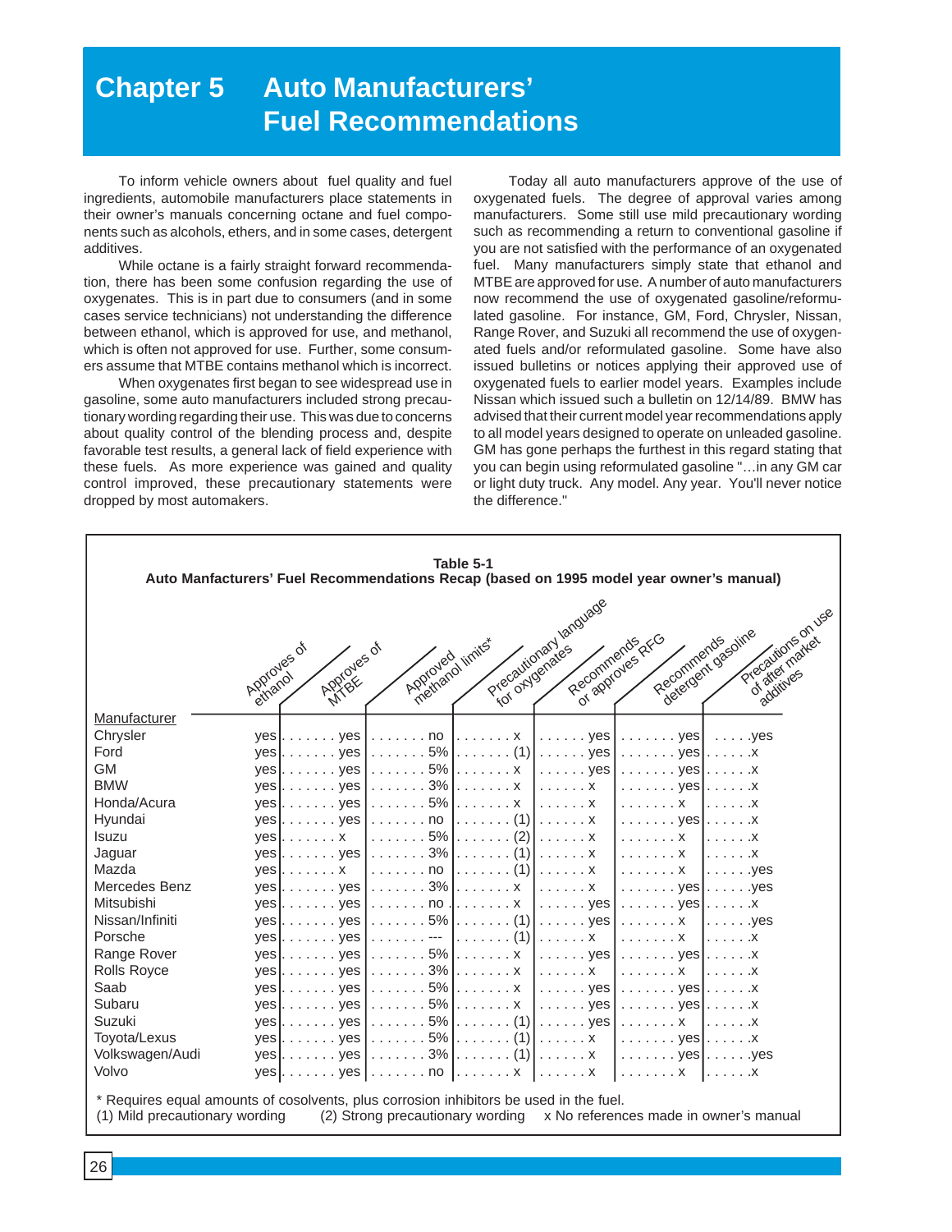# Chapter 5 Auto Manufacturers' Fuel Recommendations

To inform vehicle owners about fuel quality and fuel ingredients, automobile manufacturers place statements in their owner's manuals concerning octane and fuel components such as alcohols, ethers, and in some cases, detergent additives.

While octane is a fairly straight forward recommendation, there has been some confusion regarding the use of oxygenates. This is in part due to consumers (and in some cases service technicians) not understanding the difference between ethanol, which is approved for use, and methanol, which is often not approved for use. Further, some consumers assume that MTBE contains methanol which is incorrect.

When oxygenates first began to see widespread use in gasoline, some auto manufacturers included strong precautionary wording regarding their use. This was due to concerns about quality control of the blending process and, despite favorable test results, a general lack of field experience with these fuels. As more experience was gained and quality control improved, these precautionary statements were dropped by most automakers.

Today all auto manufacturers approve of the use of oxygenated fuels. The degree of approval varies among manufacturers. Some still use mild precautionary wording such as recommending a return to conventional gasoline if you are not satisfied with the performance of an oxygenated fuel. Many manufacturers simply state that ethanol and MTBE are approved for use. A number of auto manufacturers now recommend the use of oxygenated gasoline/reformulated gasoline. For instance, GM, Ford, Chrysler, Nissan, Range Rover, and Suzuki all recommend the use of oxygenated fuels and/or reformulated gasoline. Some have also issued bulletins or notices applying their approved use of oxygenated fuels to earlier model years. Examples include Nissan which issued such a bulletin on 12/14/89. BMW has advised that their current model year recommendations apply to all model years designed to operate on unleaded gasoline. GM has gone perhaps the furthest in this regard stating that you can begin using reformulated gasoline "...in any GM car or light duty truck. Any model. Any year. You'll never notice the difference."

**Table 5-1**
**Auto Manfacturers' Fuel Recommendations Recap (based on 1995 model year owner's manual)**

| Manufacturer | Approves of ethanol | Approves of MTBE | Approved methanol limits* | Precautionary language for oxygenates | Recommends or approves RFG | Recommends detergent gasoline | Precautions on use of after market additives |
|---|---|---|---|---|---|---|---|
| Chrysler | yes | yes | no | x | yes | yes | yes |
| Ford | yes | yes | 5% | (1) | yes | yes | x |
| GM | yes | yes | 5% | x | yes | yes | x |
| BMW | yes | yes | 3% | x | x | yes | x |
| Honda/Acura | yes | yes | 5% | x | x | x | x |
| Hyundai | yes | yes | no | (1) | x | yes | x |
| Isuzu | yes | x | 5% | (2) | x | x | x |
| Jaguar | yes | yes | 3% | (1) | x | x | x |
| Mazda | yes | x | no | (1) | x | x | yes |
| Mercedes Benz | yes | yes | 3% | x | x | yes | yes |
| Mitsubishi | yes | yes | no | x | yes | yes | x |
| Nissan/Infiniti | yes | yes | 5% | (1) | yes | x | yes |
| Porsche | yes | yes | --- | (1) | x | x | x |
| Range Rover | yes | yes | 5% | x | yes | yes | x |
| Rolls Royce | yes | yes | 3% | x | x | x | x |
| Saab | yes | yes | 5% | x | yes | yes | x |
| Subaru | yes | yes | 5% | x | yes | yes | x |
| Suzuki | yes | yes | 5% | (1) | yes | x | x |
| Toyota/Lexus | yes | yes | 5% | (1) | x | yes | x |
| Volkswagen/Audi | yes | yes | 3% | (1) | x | yes | yes |
| Volvo | yes | yes | no | x | x | x | x |

\* Requires equal amounts of cosolvents, plus corrosion inhibitors be used in the fuel.
(1) Mild precautionary wording (2) Strong precautionary wording x No references made in owner's manual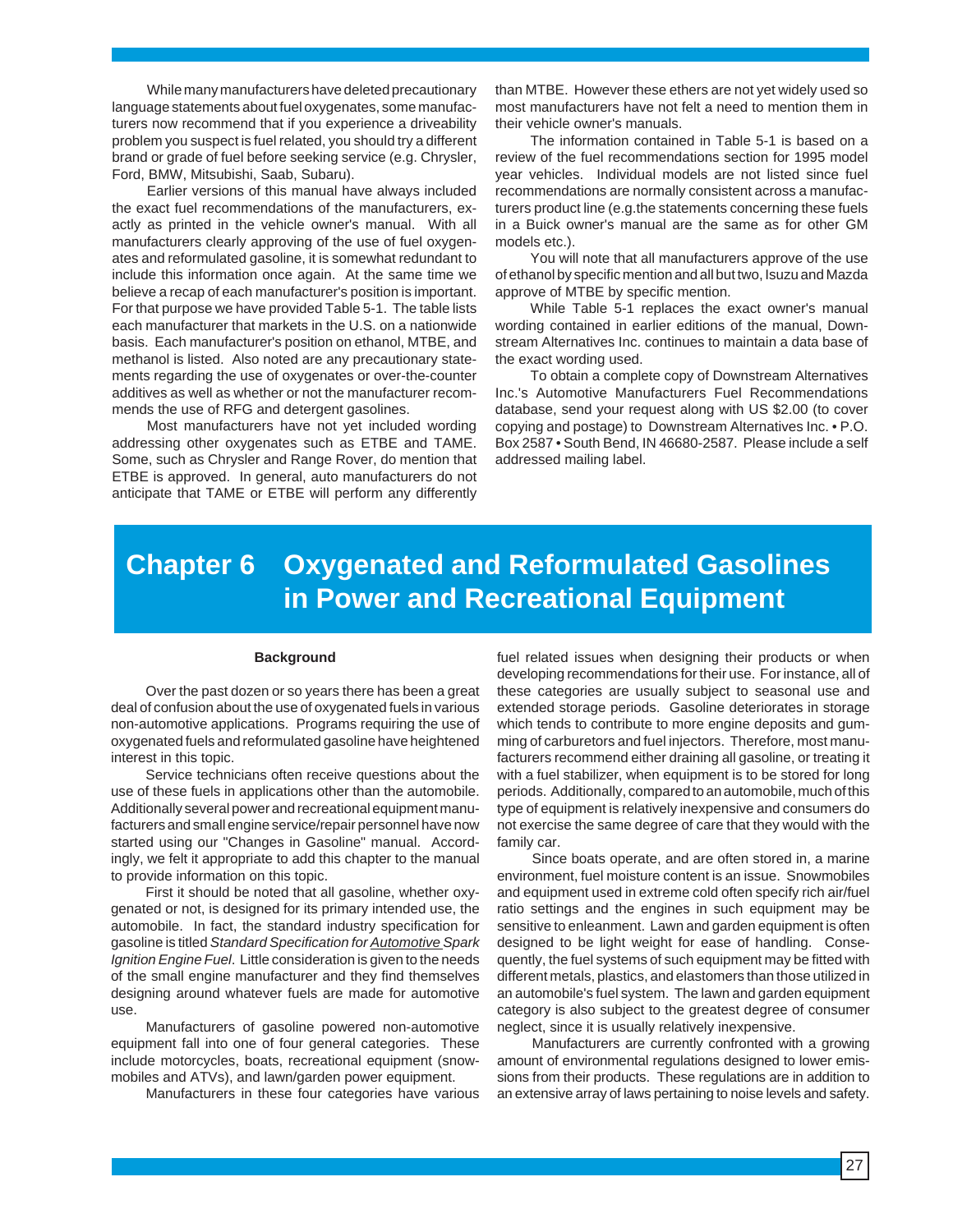While many manufacturers have deleted precautionary language statements about fuel oxygenates, some manufacturers now recommend that if you experience a driveability problem you suspect is fuel related, you should try a different brand or grade of fuel before seeking service (e.g. Chrysler, Ford, BMW, Mitsubishi, Saab, Subaru).

Earlier versions of this manual have always included the exact fuel recommendations of the manufacturers, exactly as printed in the vehicle owner's manual. With all manufacturers clearly approving of the use of fuel oxygenates and reformulated gasoline, it is somewhat redundant to include this information once again. At the same time we believe a recap of each manufacturer's position is important. For that purpose we have provided Table 5-1. The table lists each manufacturer that markets in the U.S. on a nationwide basis. Each manufacturer's position on ethanol, MTBE, and methanol is listed. Also noted are any precautionary statements regarding the use of oxygenates or over-the-counter additives as well as whether or not the manufacturer recommends the use of RFG and detergent gasolines.

Most manufacturers have not yet included wording addressing other oxygenates such as ETBE and TAME. Some, such as Chrysler and Range Rover, do mention that ETBE is approved. In general, auto manufacturers do not anticipate that TAME or ETBE will perform any differently than MTBE. However these ethers are not yet widely used so most manufacturers have not felt a need to mention them in their vehicle owner's manuals.

The information contained in Table 5-1 is based on a review of the fuel recommendations section for 1995 model year vehicles. Individual models are not listed since fuel recommendations are normally consistent across a manufacturers product line (e.g.the statements concerning these fuels in a Buick owner's manual are the same as for other GM models etc.).

You will note that all manufacturers approve of the use of ethanol by specific mention and all but two, Isuzu and Mazda approve of MTBE by specific mention.

While Table 5-1 replaces the exact owner's manual wording contained in earlier editions of the manual, Downstream Alternatives Inc. continues to maintain a data base of the exact wording used.

To obtain a complete copy of Downstream Alternatives Inc.'s Automotive Manufacturers Fuel Recommendations database, send your request along with US $2.00 (to cover copying and postage) to Downstream Alternatives Inc. • P.O. Box 2587 • South Bend, IN 46680-2587. Please include a self addressed mailing label.

# Chapter 6 Oxygenated and Reformulated Gasolines in Power and Recreational Equipment

**Background**

Over the past dozen or so years there has been a great deal of confusion about the use of oxygenated fuels in various non-automotive applications. Programs requiring the use of oxygenated fuels and reformulated gasoline have heightened interest in this topic.

Service technicians often receive questions about the use of these fuels in applications other than the automobile. Additionally several power and recreational equipment manufacturers and small engine service/repair personnel have now started using our "Changes in Gasoline" manual. Accordingly, we felt it appropriate to add this chapter to the manual to provide information on this topic.

First it should be noted that all gasoline, whether oxygenated or not, is designed for its primary intended use, the automobile. In fact, the standard industry specification for gasoline is titled *Standard Specification for Automotive Spark Ignition Engine Fuel*. Little consideration is given to the needs of the small engine manufacturer and they find themselves designing around whatever fuels are made for automotive use.

Manufacturers of gasoline powered non-automotive equipment fall into one of four general categories. These include motorcycles, boats, recreational equipment (snowmobiles and ATVs), and lawn/garden power equipment.

Manufacturers in these four categories have various fuel related issues when designing their products or when developing recommendations for their use. For instance, all of these categories are usually subject to seasonal use and extended storage periods. Gasoline deteriorates in storage which tends to contribute to more engine deposits and gumming of carburetors and fuel injectors. Therefore, most manufacturers recommend either draining all gasoline, or treating it with a fuel stabilizer, when equipment is to be stored for long periods. Additionally, compared to an automobile, much of this type of equipment is relatively inexpensive and consumers do not exercise the same degree of care that they would with the family car.

Since boats operate, and are often stored in, a marine environment, fuel moisture content is an issue. Snowmobiles and equipment used in extreme cold often specify rich air/fuel ratio settings and the engines in such equipment may be sensitive to enleanment. Lawn and garden equipment is often designed to be light weight for ease of handling. Consequently, the fuel systems of such equipment may be fitted with different metals, plastics, and elastomers than those utilized in an automobile's fuel system. The lawn and garden equipment category is also subject to the greatest degree of consumer neglect, since it is usually relatively inexpensive.

Manufacturers are currently confronted with a growing amount of environmental regulations designed to lower emissions from their products. These regulations are in addition to an extensive array of laws pertaining to noise levels and safety.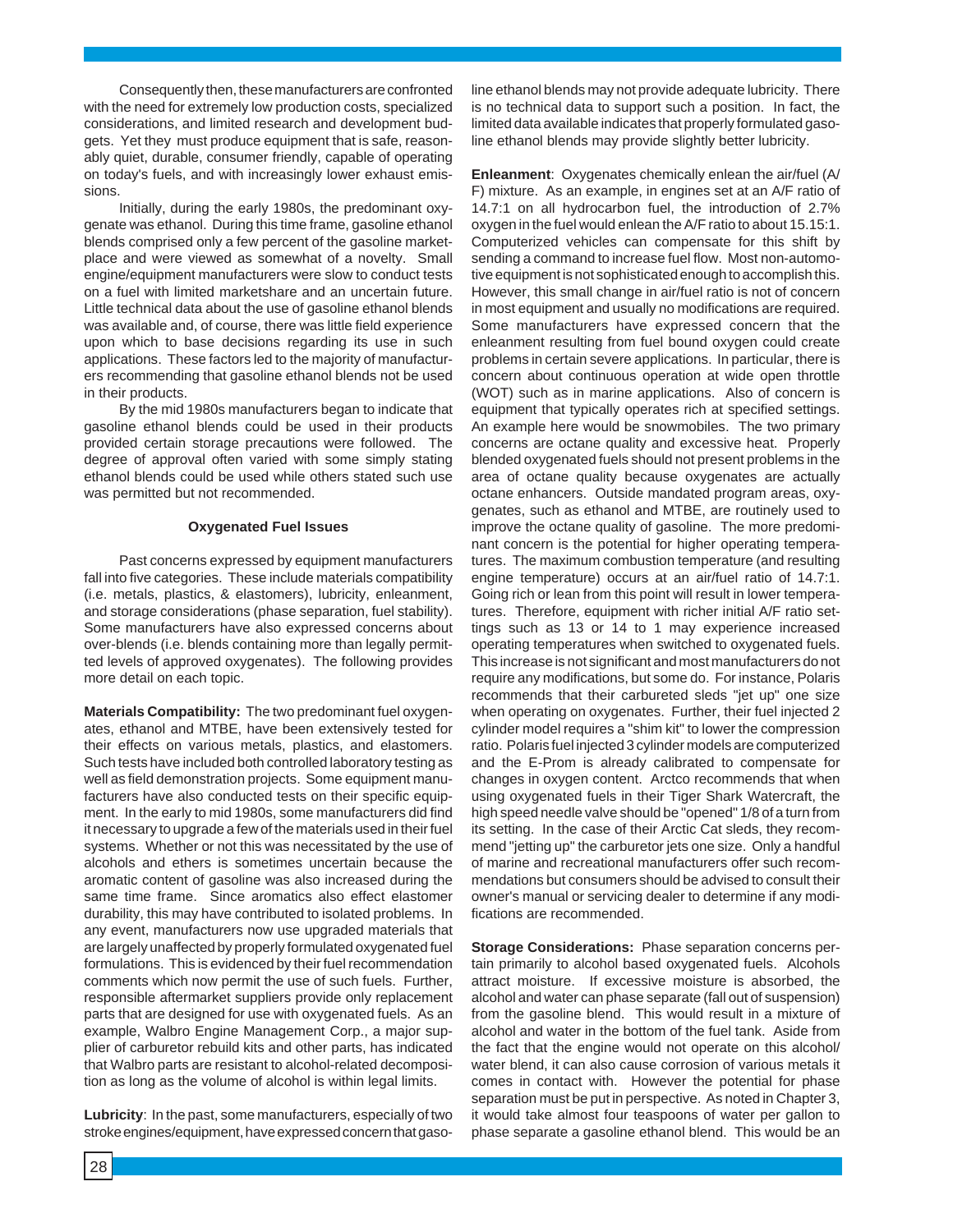Consequently then, these manufacturers are confronted with the need for extremely low production costs, specialized considerations, and limited research and development budgets. Yet they must produce equipment that is safe, reasonably quiet, durable, consumer friendly, capable of operating on today's fuels, and with increasingly lower exhaust emissions.

Initially, during the early 1980s, the predominant oxygenate was ethanol. During this time frame, gasoline ethanol blends comprised only a few percent of the gasoline marketplace and were viewed as somewhat of a novelty. Small engine/equipment manufacturers were slow to conduct tests on a fuel with limited marketshare and an uncertain future. Little technical data about the use of gasoline ethanol blends was available and, of course, there was little field experience upon which to base decisions regarding its use in such applications. These factors led to the majority of manufacturers recommending that gasoline ethanol blends not be used in their products.

By the mid 1980s manufacturers began to indicate that gasoline ethanol blends could be used in their products provided certain storage precautions were followed. The degree of approval often varied with some simply stating ethanol blends could be used while others stated such use was permitted but not recommended.

### Oxygenated Fuel Issues

Past concerns expressed by equipment manufacturers fall into five categories. These include materials compatibility (i.e. metals, plastics, & elastomers), lubricity, enleanment, and storage considerations (phase separation, fuel stability). Some manufacturers have also expressed concerns about over-blends (i.e. blends containing more than legally permitted levels of approved oxygenates). The following provides more detail on each topic.

**Materials Compatibility:** The two predominant fuel oxygenates, ethanol and MTBE, have been extensively tested for their effects on various metals, plastics, and elastomers. Such tests have included both controlled laboratory testing as well as field demonstration projects. Some equipment manufacturers have also conducted tests on their specific equipment. In the early to mid 1980s, some manufacturers did find it necessary to upgrade a few of the materials used in their fuel systems. Whether or not this was necessitated by the use of alcohols and ethers is sometimes uncertain because the aromatic content of gasoline was also increased during the same time frame. Since aromatics also effect elastomer durability, this may have contributed to isolated problems. In any event, manufacturers now use upgraded materials that are largely unaffected by properly formulated oxygenated fuel formulations. This is evidenced by their fuel recommendation comments which now permit the use of such fuels. Further, responsible aftermarket suppliers provide only replacement parts that are designed for use with oxygenated fuels. As an example, Walbro Engine Management Corp., a major supplier of carburetor rebuild kits and other parts, has indicated that Walbro parts are resistant to alcohol-related decomposition as long as the volume of alcohol is within legal limits.

**Lubricity**: In the past, some manufacturers, especially of two stroke engines/equipment, have expressed concern that gasoline ethanol blends may not provide adequate lubricity. There is no technical data to support such a position. In fact, the limited data available indicates that properly formulated gasoline ethanol blends may provide slightly better lubricity.

**Enleanment**: Oxygenates chemically enlean the air/fuel (A/F) mixture. As an example, in engines set at an A/F ratio of 14.7:1 on all hydrocarbon fuel, the introduction of 2.7% oxygen in the fuel would enlean the A/F ratio to about 15.15:1. Computerized vehicles can compensate for this shift by sending a command to increase fuel flow. Most non-automotive equipment is not sophisticated enough to accomplish this. However, this small change in air/fuel ratio is not of concern in most equipment and usually no modifications are required. Some manufacturers have expressed concern that the enleanment resulting from fuel bound oxygen could create problems in certain severe applications. In particular, there is concern about continuous operation at wide open throttle (WOT) such as in marine applications. Also of concern is equipment that typically operates rich at specified settings. An example here would be snowmobiles. The two primary concerns are octane quality and excessive heat. Properly blended oxygenated fuels should not present problems in the area of octane quality because oxygenates are actually octane enhancers. Outside mandated program areas, oxygenates, such as ethanol and MTBE, are routinely used to improve the octane quality of gasoline. The more predominant concern is the potential for higher operating temperatures. The maximum combustion temperature (and resulting engine temperature) occurs at an air/fuel ratio of 14.7:1. Going rich or lean from this point will result in lower temperatures. Therefore, equipment with richer initial A/F ratio settings such as 13 or 14 to 1 may experience increased operating temperatures when switched to oxygenated fuels. This increase is not significant and most manufacturers do not require any modifications, but some do. For instance, Polaris recommends that their carbureted sleds "jet up" one size when operating on oxygenates. Further, their fuel injected 2 cylinder model requires a "shim kit" to lower the compression ratio. Polaris fuel injected 3 cylinder models are computerized and the E-Prom is already calibrated to compensate for changes in oxygen content. Arctco recommends that when using oxygenated fuels in their Tiger Shark Watercraft, the high speed needle valve should be "opened" 1/8 of a turn from its setting. In the case of their Arctic Cat sleds, they recommend "jetting up" the carburetor jets one size. Only a handful of marine and recreational manufacturers offer such recommendations but consumers should be advised to consult their owner's manual or servicing dealer to determine if any modifications are recommended.

**Storage Considerations:** Phase separation concerns pertain primarily to alcohol based oxygenated fuels. Alcohols attract moisture. If excessive moisture is absorbed, the alcohol and water can phase separate (fall out of suspension) from the gasoline blend. This would result in a mixture of alcohol and water in the bottom of the fuel tank. Aside from the fact that the engine would not operate on this alcohol/water blend, it can also cause corrosion of various metals it comes in contact with. However the potential for phase separation must be put in perspective. As noted in Chapter 3, it would take almost four teaspoons of water per gallon to phase separate a gasoline ethanol blend. This would be an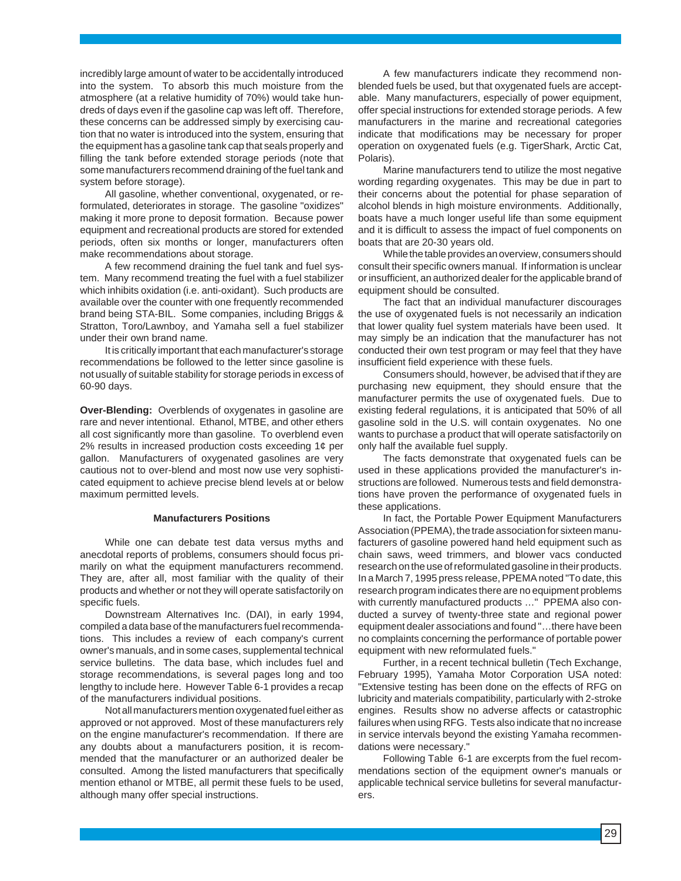incredibly large amount of water to be accidentally introduced into the system. To absorb this much moisture from the atmosphere (at a relative humidity of 70%) would take hundreds of days even if the gasoline cap was left off. Therefore, these concerns can be addressed simply by exercising caution that no water is introduced into the system, ensuring that the equipment has a gasoline tank cap that seals properly and filling the tank before extended storage periods (note that some manufacturers recommend draining of the fuel tank and system before storage).

All gasoline, whether conventional, oxygenated, or reformulated, deteriorates in storage. The gasoline "oxidizes" making it more prone to deposit formation. Because power equipment and recreational products are stored for extended periods, often six months or longer, manufacturers often make recommendations about storage.

A few recommend draining the fuel tank and fuel system. Many recommend treating the fuel with a fuel stabilizer which inhibits oxidation (i.e. anti-oxidant). Such products are available over the counter with one frequently recommended brand being STA-BIL. Some companies, including Briggs & Stratton, Toro/Lawnboy, and Yamaha sell a fuel stabilizer under their own brand name.

It is critically important that each manufacturer's storage recommendations be followed to the letter since gasoline is not usually of suitable stability for storage periods in excess of 60-90 days.

**Over-Blending:** Overblends of oxygenates in gasoline are rare and never intentional. Ethanol, MTBE, and other ethers all cost significantly more than gasoline. To overblend even 2% results in increased production costs exceeding 1¢ per gallon. Manufacturers of oxygenated gasolines are very cautious not to over-blend and most now use very sophisticated equipment to achieve precise blend levels at or below maximum permitted levels.

### Manufacturers Positions

While one can debate test data versus myths and anecdotal reports of problems, consumers should focus primarily on what the equipment manufacturers recommend. They are, after all, most familiar with the quality of their products and whether or not they will operate satisfactorily on specific fuels.

Downstream Alternatives Inc. (DAI), in early 1994, compiled a data base of the manufacturers fuel recommendations. This includes a review of each company's current owner's manuals, and in some cases, supplemental technical service bulletins. The data base, which includes fuel and storage recommendations, is several pages long and too lengthy to include here. However Table 6-1 provides a recap of the manufacturers individual positions.

Not all manufacturers mention oxygenated fuel either as approved or not approved. Most of these manufacturers rely on the engine manufacturer's recommendation. If there are any doubts about a manufacturers position, it is recommended that the manufacturer or an authorized dealer be consulted. Among the listed manufacturers that specifically mention ethanol or MTBE, all permit these fuels to be used, although many offer special instructions.

A few manufacturers indicate they recommend non-blended fuels be used, but that oxygenated fuels are acceptable. Many manufacturers, especially of power equipment, offer special instructions for extended storage periods. A few manufacturers in the marine and recreational categories indicate that modifications may be necessary for proper operation on oxygenated fuels (e.g. TigerShark, Arctic Cat, Polaris).

Marine manufacturers tend to utilize the most negative wording regarding oxygenates. This may be due in part to their concerns about the potential for phase separation of alcohol blends in high moisture environments. Additionally, boats have a much longer useful life than some equipment and it is difficult to assess the impact of fuel components on boats that are 20-30 years old.

While the table provides an overview, consumers should consult their specific owners manual. If information is unclear or insufficient, an authorized dealer for the applicable brand of equipment should be consulted.

The fact that an individual manufacturer discourages the use of oxygenated fuels is not necessarily an indication that lower quality fuel system materials have been used. It may simply be an indication that the manufacturer has not conducted their own test program or may feel that they have insufficient field experience with these fuels.

Consumers should, however, be advised that if they are purchasing new equipment, they should ensure that the manufacturer permits the use of oxygenated fuels. Due to existing federal regulations, it is anticipated that 50% of all gasoline sold in the U.S. will contain oxygenates. No one wants to purchase a product that will operate satisfactorily on only half the available fuel supply.

The facts demonstrate that oxygenated fuels can be used in these applications provided the manufacturer's instructions are followed. Numerous tests and field demonstrations have proven the performance of oxygenated fuels in these applications.

In fact, the Portable Power Equipment Manufacturers Association (PPEMA), the trade association for sixteen manufacturers of gasoline powered hand held equipment such as chain saws, weed trimmers, and blower vacs conducted research on the use of reformulated gasoline in their products. In a March 7, 1995 press release, PPEMA noted "To date, this research program indicates there are no equipment problems with currently manufactured products …" PPEMA also conducted a survey of twenty-three state and regional power equipment dealer associations and found "…there have been no complaints concerning the performance of portable power equipment with new reformulated fuels."

Further, in a recent technical bulletin (Tech Exchange, February 1995), Yamaha Motor Corporation USA noted: "Extensive testing has been done on the effects of RFG on lubricity and materials compatibility, particularly with 2-stroke engines. Results show no adverse affects or catastrophic failures when using RFG. Tests also indicate that no increase in service intervals beyond the existing Yamaha recommendations were necessary."

Following Table 6-1 are excerpts from the fuel recommendations section of the equipment owner's manuals or applicable technical service bulletins for several manufacturers.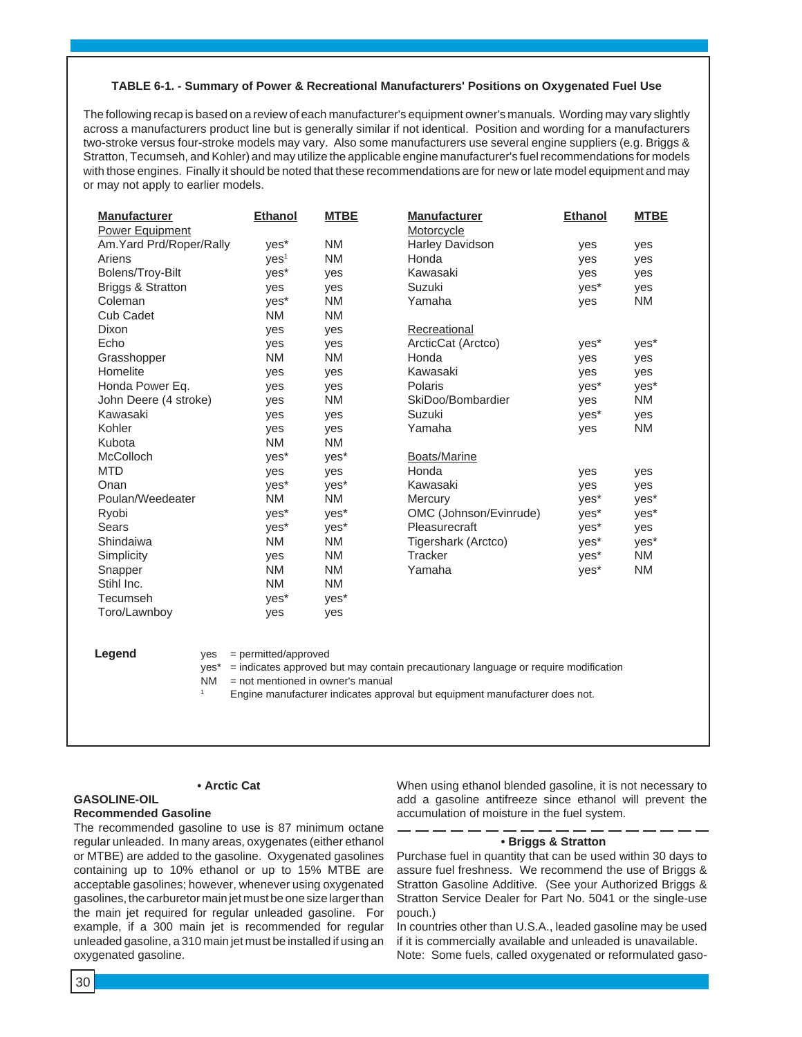**TABLE 6-1. - Summary of Power & Recreational Manufacturers' Positions on Oxygenated Fuel Use**

The following recap is based on a review of each manufacturer's equipment owner's manuals. Wording may vary slightly across a manufacturers product line but is generally similar if not identical. Position and wording for a manufacturers two-stroke versus four-stroke models may vary. Also some manufacturers use several engine suppliers (e.g. Briggs & Stratton, Tecumseh, and Kohler) and may utilize the applicable engine manufacturer's fuel recommendations for models with those engines. Finally it should be noted that these recommendations are for new or late model equipment and may or may not apply to earlier models.

| Manufacturer | Ethanol | MTBE | Manufacturer | Ethanol | MTBE |
|---|---|---|---|---|---|
| Power Equipment | | | Motorcycle | | |
| Am.Yard Prd/Roper/Rally | yes* | NM | Harley Davidson | yes | yes |
| Ariens | yes[1] | NM | Honda | yes | yes |
| Bolens/Troy-Bilt | yes* | yes | Kawasaki | yes | yes |
| Briggs & Stratton | yes | yes | Suzuki | yes* | yes |
| Coleman | yes* | NM | Yamaha | yes | NM |
| Cub Cadet | NM | NM | | | |
| Dixon | yes | yes | Recreational | | |
| Echo | yes | yes | ArcticCat (Arctco) | yes* | yes* |
| Grasshopper | NM | NM | Honda | yes | yes |
| Homelite | yes | yes | Kawasaki | yes | yes |
| Honda Power Eq. | yes | yes | Polaris | yes* | yes* |
| John Deere (4 stroke) | yes | NM | SkiDoo/Bombardier | yes | NM |
| Kawasaki | yes | yes | Suzuki | yes* | yes |
| Kohler | yes | yes | Yamaha | yes | NM |
| Kubota | NM | NM | | | |
| McColloch | yes* | yes* | Boats/Marine | | |
| MTD | yes | yes | Honda | yes | yes |
| Onan | yes* | yes* | Kawasaki | yes | yes |
| Poulan/Weedeater | NM | NM | Mercury | yes* | yes* |
| Ryobi | yes* | yes* | OMC (Johnson/Evinrude) | yes* | yes* |
| Sears | yes* | yes* | Pleasurecraft | yes* | yes |
| Shindaiwa | NM | NM | Tigershark (Arctco) | yes* | yes* |
| Simplicity | yes | NM | Tracker | yes* | NM |
| Snapper | NM | NM | Yamaha | yes* | NM |
| Stihl Inc. | NM | NM | | | |
| Tecumseh | yes* | yes* | | | |
| Toro/Lawnboy | yes | yes | | | |

**Legend**

- yes = permitted/approved
- yes* = indicates approved but may contain precautionary language or require modification
- NM = not mentioned in owner's manual
- [1] Engine manufacturer indicates approval but equipment manufacturer does not.

**• Arctic Cat**

**GASOLINE-OIL**
**Recommended Gasoline**

The recommended gasoline to use is 87 minimum octane regular unleaded. In many areas, oxygenates (either ethanol or MTBE) are added to the gasoline. Oxygenated gasolines containing up to 10% ethanol or up to 15% MTBE are acceptable gasolines; however, whenever using oxygenated gasolines, the carburetor main jet must be one size larger than the main jet required for regular unleaded gasoline. For example, if a 300 main jet is recommended for regular unleaded gasoline, a 310 main jet must be installed if using an oxygenated gasoline.

When using ethanol blended gasoline, it is not necessary to add a gasoline antifreeze since ethanol will prevent the accumulation of moisture in the fuel system.

**• Briggs & Stratton**

Purchase fuel in quantity that can be used within 30 days to assure fuel freshness. We recommend the use of Briggs & Stratton Gasoline Additive. (See your Authorized Briggs & Stratton Service Dealer for Part No. 5041 or the single-use pouch.)

In countries other than U.S.A., leaded gasoline may be used if it is commercially available and unleaded is unavailable.

Note: Some fuels, called oxygenated or reformulated gaso-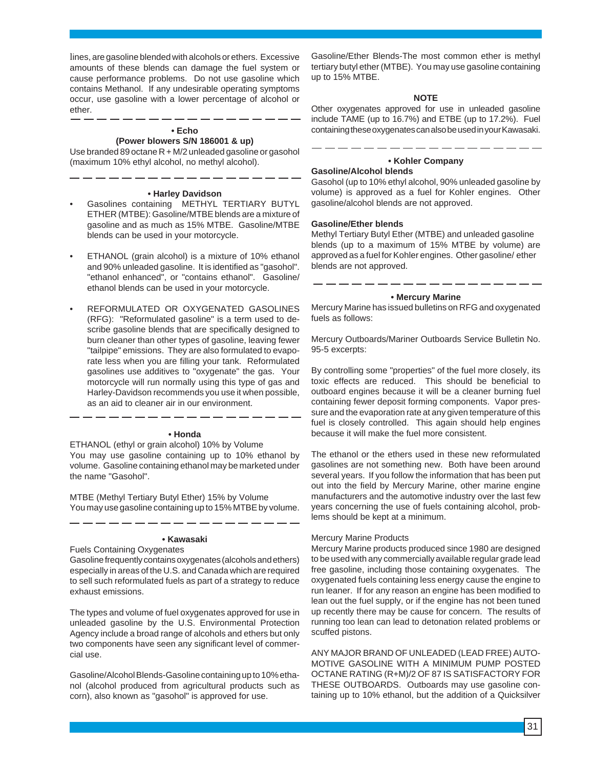lines, are gasoline blended with alcohols or ethers. Excessive amounts of these blends can damage the fuel system or cause performance problems. Do not use gasoline which contains Methanol. If any undesirable operating symptoms occur, use gasoline with a lower percentage of alcohol or ether.

---

**• Echo**
**(Power blowers S/N 186001 & up)**

Use branded 89 octane R + M/2 unleaded gasoline or gasohol (maximum 10% ethyl alcohol, no methyl alcohol).

---

**• Harley Davidson**

- Gasolines containing METHYL TERTIARY BUTYL ETHER (MTBE): Gasoline/MTBE blends are a mixture of gasoline and as much as 15% MTBE. Gasoline/MTBE blends can be used in your motorcycle.
- ETHANOL (grain alcohol) is a mixture of 10% ethanol and 90% unleaded gasoline. It is identified as "gasohol". "ethanol enhanced", or "contains ethanol". Gasoline/ethanol blends can be used in your motorcycle.
- REFORMULATED OR OXYGENATED GASOLINES (RFG): "Reformulated gasoline" is a term used to describe gasoline blends that are specifically designed to burn cleaner than other types of gasoline, leaving fewer "tailpipe" emissions. They are also formulated to evaporate less when you are filling your tank. Reformulated gasolines use additives to "oxygenate" the gas. Your motorcycle will run normally using this type of gas and Harley-Davidson recommends you use it when possible, as an aid to cleaner air in our environment.

---

**• Honda**

ETHANOL (ethyl or grain alcohol) 10% by Volume
You may use gasoline containing up to 10% ethanol by volume. Gasoline containing ethanol may be marketed under the name "Gasohol".

MTBE (Methyl Tertiary Butyl Ether) 15% by Volume
You may use gasoline containing up to 15% MTBE by volume.

---

**• Kawasaki**

Fuels Containing Oxygenates
Gasoline frequently contains oxygenates (alcohols and ethers) especially in areas of the U.S. and Canada which are required to sell such reformulated fuels as part of a strategy to reduce exhaust emissions.

The types and volume of fuel oxygenates approved for use in unleaded gasoline by the U.S. Environmental Protection Agency include a broad range of alcohols and ethers but only two components have seen any significant level of commercial use.

Gasoline/Alcohol Blends-Gasoline containing up to 10% ethanol (alcohol produced from agricultural products such as corn), also known as "gasohol" is approved for use.

Gasoline/Ether Blends-The most common ether is methyl tertiary butyl ether (MTBE). You may use gasoline containing up to 15% MTBE.

**NOTE**

Other oxygenates approved for use in unleaded gasoline include TAME (up to 16.7%) and ETBE (up to 17.2%). Fuel containing these oxygenates can also be used in your Kawasaki.

---

**• Kohler Company**

**Gasoline/Alcohol blends**

Gasohol (up to 10% ethyl alcohol, 90% unleaded gasoline by volume) is approved as a fuel for Kohler engines. Other gasoline/alcohol blends are not approved.

**Gasoline/Ether blends**

Methyl Tertiary Butyl Ether (MTBE) and unleaded gasoline blends (up to a maximum of 15% MTBE by volume) are approved as a fuel for Kohler engines. Other gasoline/ ether blends are not approved.

---

**• Mercury Marine**

Mercury Marine has issued bulletins on RFG and oxygenated fuels as follows:

Mercury Outboards/Mariner Outboards Service Bulletin No. 95-5 excerpts:

By controlling some "properties" of the fuel more closely, its toxic effects are reduced. This should be beneficial to outboard engines because it will be a cleaner burning fuel containing fewer deposit forming components. Vapor pressure and the evaporation rate at any given temperature of this fuel is closely controlled. This again should help engines because it will make the fuel more consistent.

The ethanol or the ethers used in these new reformulated gasolines are not something new. Both have been around several years. If you follow the information that has been put out into the field by Mercury Marine, other marine engine manufacturers and the automotive industry over the last few years concerning the use of fuels containing alcohol, problems should be kept at a minimum.

Mercury Marine Products
Mercury Marine products produced since 1980 are designed to be used with any commercially available regular grade lead free gasoline, including those containing oxygenates. The oxygenated fuels containing less energy cause the engine to run leaner. If for any reason an engine has been modified to lean out the fuel supply, or if the engine has not been tuned up recently there may be cause for concern. The results of running too lean can lead to detonation related problems or scuffed pistons.

ANY MAJOR BRAND OF UNLEADED (LEAD FREE) AUTOMOTIVE GASOLINE WITH A MINIMUM PUMP POSTED OCTANE RATING (R+M)/2 OF 87 IS SATISFACTORY FOR THESE OUTBOARDS. Outboards may use gasoline containing up to 10% ethanol, but the addition of a Quicksilver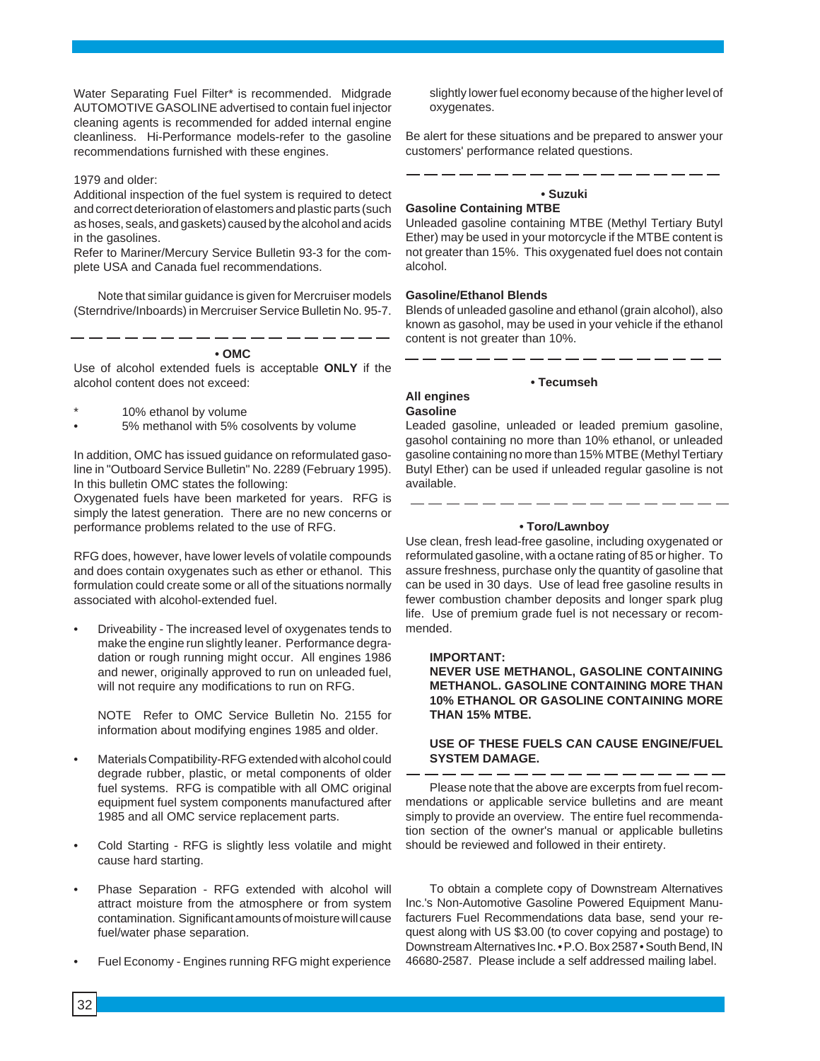Water Separating Fuel Filter* is recommended. Midgrade AUTOMOTIVE GASOLINE advertised to contain fuel injector cleaning agents is recommended for added internal engine cleanliness. Hi-Performance models-refer to the gasoline recommendations furnished with these engines.

1979 and older:
Additional inspection of the fuel system is required to detect and correct deterioration of elastomers and plastic parts (such as hoses, seals, and gaskets) caused by the alcohol and acids in the gasolines.
Refer to Mariner/Mercury Service Bulletin 93-3 for the complete USA and Canada fuel recommendations.

Note that similar guidance is given for Mercruiser models (Sterndrive/Inboards) in Mercruiser Service Bulletin No. 95-7.

---

**• OMC**

Use of alcohol extended fuels is acceptable **ONLY** if the alcohol content does not exceed:

- 10% ethanol by volume
- 5% methanol with 5% cosolvents by volume

In addition, OMC has issued guidance on reformulated gasoline in "Outboard Service Bulletin" No. 2289 (February 1995). In this bulletin OMC states the following:
Oxygenated fuels have been marketed for years. RFG is simply the latest generation. There are no new concerns or performance problems related to the use of RFG.

RFG does, however, have lower levels of volatile compounds and does contain oxygenates such as ether or ethanol. This formulation could create some or all of the situations normally associated with alcohol-extended fuel.

- Driveability - The increased level of oxygenates tends to make the engine run slightly leaner. Performance degradation or rough running might occur. All engines 1986 and newer, originally approved to run on unleaded fuel, will not require any modifications to run on RFG.

  NOTE Refer to OMC Service Bulletin No. 2155 for information about modifying engines 1985 and older.

- Materials Compatibility-RFG extended with alcohol could degrade rubber, plastic, or metal components of older fuel systems. RFG is compatible with all OMC original equipment fuel system components manufactured after 1985 and all OMC service replacement parts.

- Cold Starting - RFG is slightly less volatile and might cause hard starting.

- Phase Separation - RFG extended with alcohol will attract moisture from the atmosphere or from system contamination. Significant amounts of moisture will cause fuel/water phase separation.

- Fuel Economy - Engines running RFG might experience slightly lower fuel economy because of the higher level of oxygenates.

Be alert for these situations and be prepared to answer your customers' performance related questions.

---

**• Suzuki**

**Gasoline Containing MTBE**
Unleaded gasoline containing MTBE (Methyl Tertiary Butyl Ether) may be used in your motorcycle if the MTBE content is not greater than 15%. This oxygenated fuel does not contain alcohol.

**Gasoline/Ethanol Blends**
Blends of unleaded gasoline and ethanol (grain alcohol), also known as gasohol, may be used in your vehicle if the ethanol content is not greater than 10%.

---

**• Tecumseh**

**All engines**
**Gasoline**
Leaded gasoline, unleaded or leaded premium gasoline, gasohol containing no more than 10% ethanol, or unleaded gasoline containing no more than 15% MTBE (Methyl Tertiary Butyl Ether) can be used if unleaded regular gasoline is not available.

---

**• Toro/Lawnboy**

Use clean, fresh lead-free gasoline, including oxygenated or reformulated gasoline, with a octane rating of 85 or higher. To assure freshness, purchase only the quantity of gasoline that can be used in 30 days. Use of lead free gasoline results in fewer combustion chamber deposits and longer spark plug life. Use of premium grade fuel is not necessary or recommended.

**IMPORTANT:**
**NEVER USE METHANOL, GASOLINE CONTAINING METHANOL. GASOLINE CONTAINING MORE THAN 10% ETHANOL OR GASOLINE CONTAINING MORE THAN 15% MTBE.**

**USE OF THESE FUELS CAN CAUSE ENGINE/FUEL SYSTEM DAMAGE.**

---

Please note that the above are excerpts from fuel recommendations or applicable service bulletins and are meant simply to provide an overview. The entire fuel recommendation section of the owner's manual or applicable bulletins should be reviewed and followed in their entirety.

To obtain a complete copy of Downstream Alternatives Inc.'s Non-Automotive Gasoline Powered Equipment Manufacturers Fuel Recommendations data base, send your request along with US $3.00 (to cover copying and postage) to Downstream Alternatives Inc. • P.O. Box 2587 • South Bend, IN 46680-2587. Please include a self addressed mailing label.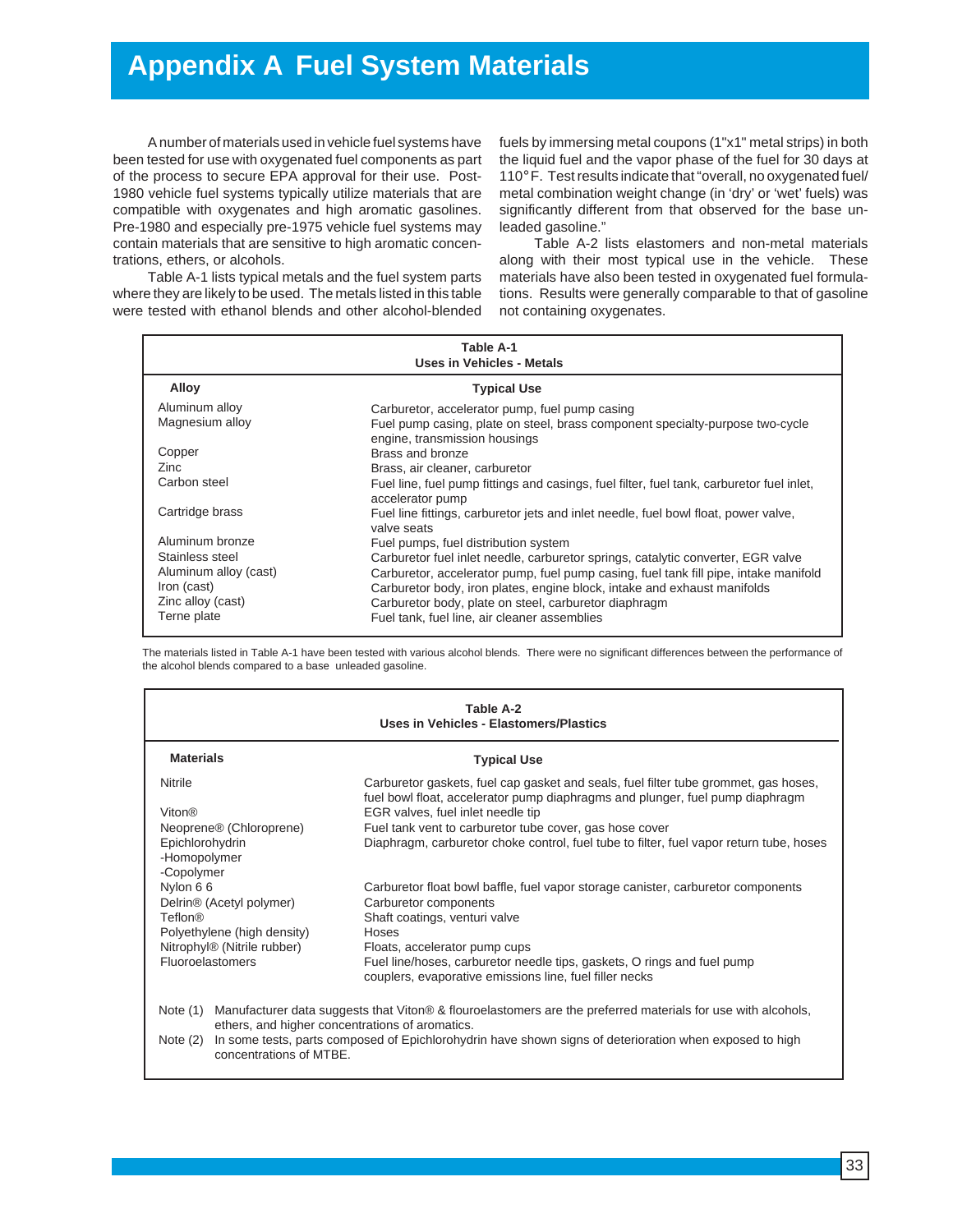# Appendix A Fuel System Materials

A number of materials used in vehicle fuel systems have been tested for use with oxygenated fuel components as part of the process to secure EPA approval for their use. Post-1980 vehicle fuel systems typically utilize materials that are compatible with oxygenates and high aromatic gasolines. Pre-1980 and especially pre-1975 vehicle fuel systems may contain materials that are sensitive to high aromatic concentrations, ethers, or alcohols.

Table A-1 lists typical metals and the fuel system parts where they are likely to be used. The metals listed in this table were tested with ethanol blends and other alcohol-blended fuels by immersing metal coupons (1"x1" metal strips) in both the liquid fuel and the vapor phase of the fuel for 30 days at 110°F. Test results indicate that "overall, no oxygenated fuel/metal combination weight change (in 'dry' or 'wet' fuels) was significantly different from that observed for the base unleaded gasoline."

Table A-2 lists elastomers and non-metal materials along with their most typical use in the vehicle. These materials have also been tested in oxygenated fuel formulations. Results were generally comparable to that of gasoline not containing oxygenates.

**Table A-1**
**Uses in Vehicles - Metals**

| Alloy | Typical Use |
|---|---|
| Aluminum alloy | Carburetor, accelerator pump, fuel pump casing |
| Magnesium alloy | Fuel pump casing, plate on steel, brass component specialty-purpose two-cycle engine, transmission housings |
| Copper | Brass and bronze |
| Zinc | Brass, air cleaner, carburetor |
| Carbon steel | Fuel line, fuel pump fittings and casings, fuel filter, fuel tank, carburetor fuel inlet, accelerator pump |
| Cartridge brass | Fuel line fittings, carburetor jets and inlet needle, fuel bowl float, power valve, valve seats |
| Aluminum bronze | Fuel pumps, fuel distribution system |
| Stainless steel | Carburetor fuel inlet needle, carburetor springs, catalytic converter, EGR valve |
| Aluminum alloy (cast) | Carburetor, accelerator pump, fuel pump casing, fuel tank fill pipe, intake manifold |
| Iron (cast) | Carburetor body, iron plates, engine block, intake and exhaust manifolds |
| Zinc alloy (cast) | Carburetor body, plate on steel, carburetor diaphragm |
| Terne plate | Fuel tank, fuel line, air cleaner assemblies |

The materials listed in Table A-1 have been tested with various alcohol blends. There were no significant differences between the performance of the alcohol blends compared to a base unleaded gasoline.

**Table A-2**
**Uses in Vehicles - Elastomers/Plastics**

| Materials | Typical Use |
|---|---|
| Nitrile | Carburetor gaskets, fuel cap gasket and seals, fuel filter tube grommet, gas hoses, fuel bowl float, accelerator pump diaphragms and plunger, fuel pump diaphragm |
| Viton® | EGR valves, fuel inlet needle tip |
| Neoprene® (Chloroprene) | Fuel tank vent to carburetor tube cover, gas hose cover |
| Epichlorohydrin -Homopolymer -Copolymer | Diaphragm, carburetor choke control, fuel tube to filter, fuel vapor return tube, hoses |
| Nylon 6 6 | Carburetor float bowl baffle, fuel vapor storage canister, carburetor components |
| Delrin® (Acetyl polymer) | Carburetor components |
| Teflon® | Shaft coatings, venturi valve |
| Polyethylene (high density) | Hoses |
| Nitrophyl® (Nitrile rubber) | Floats, accelerator pump cups |
| Fluoroelastomers | Fuel line/hoses, carburetor needle tips, gaskets, O rings and fuel pump couplers, evaporative emissions line, fuel filler necks |

Note (1) Manufacturer data suggests that Viton® & flouroelastomers are the preferred materials for use with alcohols, ethers, and higher concentrations of aromatics.

Note (2) In some tests, parts composed of Epichlorohydrin have shown signs of deterioration when exposed to high concentrations of MTBE.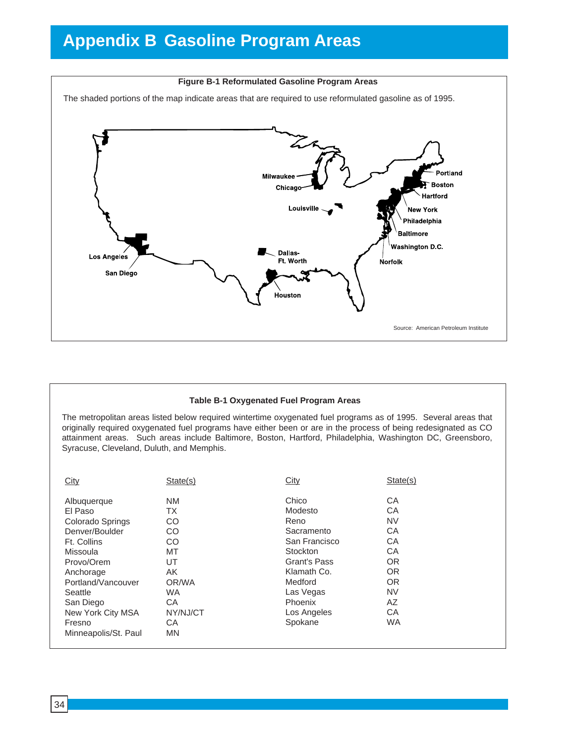# Appendix B Gasoline Program Areas

**Figure B-1 Reformulated Gasoline Program Areas**

The shaded portions of the map indicate areas that are required to use reformulated gasoline as of 1995.

Milwaukee, Chicago, Louisville, Portland, Boston, Hartford, New York, Philadelphia, Baltimore, Washington D.C., Norfolk, Los Angeles, San Diego, Dallas-Ft. Worth, Houston

Source: American Petroleum Institute

**Table B-1 Oxygenated Fuel Program Areas**

The metropolitan areas listed below required wintertime oxygenated fuel programs as of 1995. Several areas that originally required oxygenated fuel programs have either been or are in the process of being redesignated as CO attainment areas. Such areas include Baltimore, Boston, Hartford, Philadelphia, Washington DC, Greensboro, Syracuse, Cleveland, Duluth, and Memphis.

| City | State(s) | City | State(s) |
|---|---|---|---|
| Albuquerque | NM | Chico | CA |
| El Paso | TX | Modesto | CA |
| Colorado Springs | CO | Reno | NV |
| Denver/Boulder | CO | Sacramento | CA |
| Ft. Collins | CO | San Francisco | CA |
| Missoula | MT | Stockton | CA |
| Provo/Orem | UT | Grant's Pass | OR |
| Anchorage | AK | Klamath Co. | OR |
| Portland/Vancouver | OR/WA | Medford | OR |
| Seattle | WA | Las Vegas | NV |
| San Diego | CA | Phoenix | AZ |
| New York City MSA | NY/NJ/CT | Los Angeles | CA |
| Fresno | CA | Spokane | WA |
| Minneapolis/St. Paul | MN | | |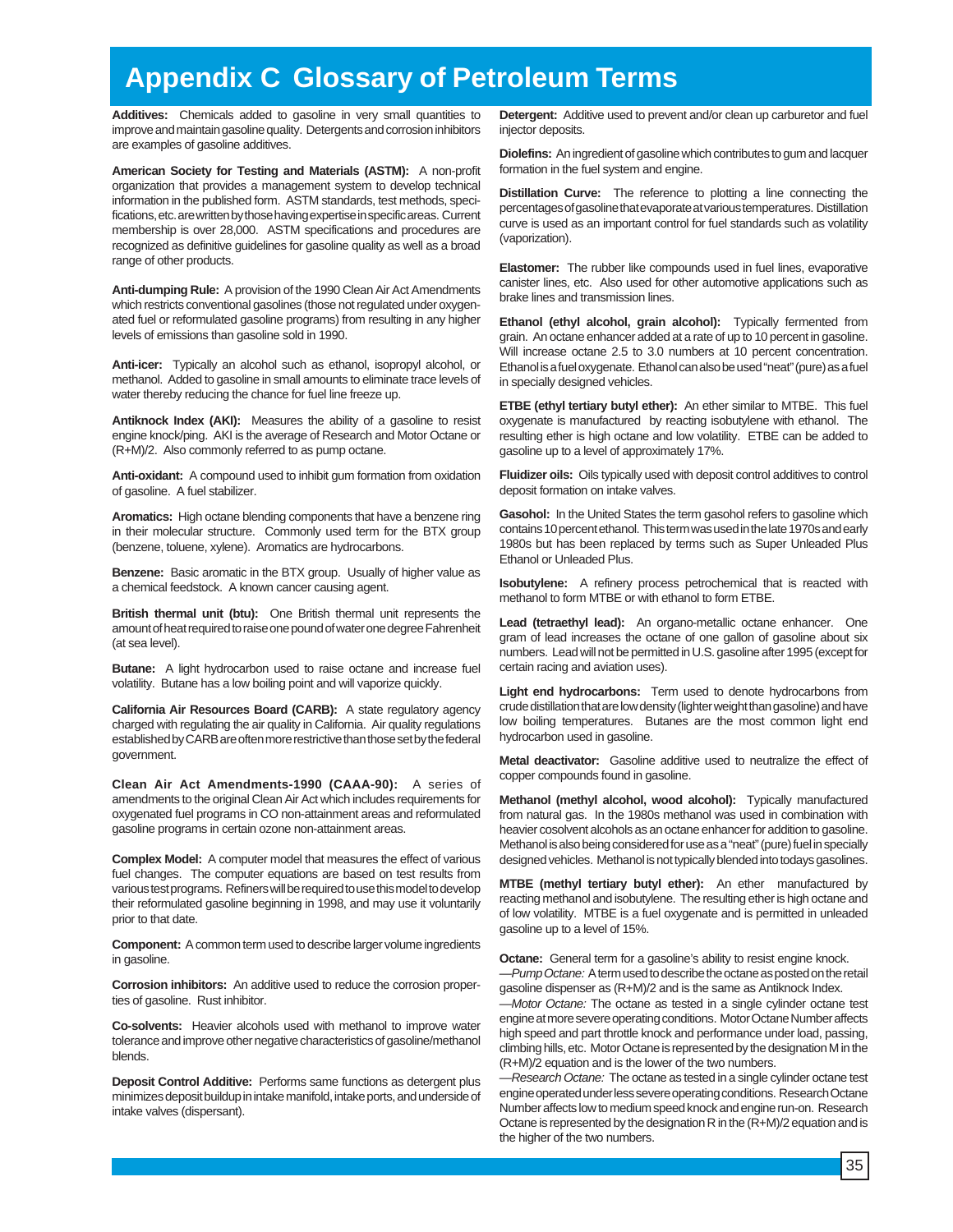# Appendix C Glossary of Petroleum Terms

**Additives:** Chemicals added to gasoline in very small quantities to improve and maintain gasoline quality. Detergents and corrosion inhibitors are examples of gasoline additives.

**American Society for Testing and Materials (ASTM):** A non-profit organization that provides a management system to develop technical information in the published form. ASTM standards, test methods, specifications, etc. are written by those having expertise in specific areas. Current membership is over 28,000. ASTM specifications and procedures are recognized as definitive guidelines for gasoline quality as well as a broad range of other products.

**Anti-dumping Rule:** A provision of the 1990 Clean Air Act Amendments which restricts conventional gasolines (those not regulated under oxygenated fuel or reformulated gasoline programs) from resulting in any higher levels of emissions than gasoline sold in 1990.

**Anti-icer:** Typically an alcohol such as ethanol, isopropyl alcohol, or methanol. Added to gasoline in small amounts to eliminate trace levels of water thereby reducing the chance for fuel line freeze up.

**Antiknock Index (AKI):** Measures the ability of a gasoline to resist engine knock/ping. AKI is the average of Research and Motor Octane or (R+M)/2. Also commonly referred to as pump octane.

**Anti-oxidant:** A compound used to inhibit gum formation from oxidation of gasoline. A fuel stabilizer.

**Aromatics:** High octane blending components that have a benzene ring in their molecular structure. Commonly used term for the BTX group (benzene, toluene, xylene). Aromatics are hydrocarbons.

**Benzene:** Basic aromatic in the BTX group. Usually of higher value as a chemical feedstock. A known cancer causing agent.

**British thermal unit (btu):** One British thermal unit represents the amount of heat required to raise one pound of water one degree Fahrenheit (at sea level).

**Butane:** A light hydrocarbon used to raise octane and increase fuel volatility. Butane has a low boiling point and will vaporize quickly.

**California Air Resources Board (CARB):** A state regulatory agency charged with regulating the air quality in California. Air quality regulations established by CARB are often more restrictive than those set by the federal government.

**Clean Air Act Amendments-1990 (CAAA-90):** A series of amendments to the original Clean Air Act which includes requirements for oxygenated fuel programs in CO non-attainment areas and reformulated gasoline programs in certain ozone non-attainment areas.

**Complex Model:** A computer model that measures the effect of various fuel changes. The computer equations are based on test results from various test programs. Refiners will be required to use this model to develop their reformulated gasoline beginning in 1998, and may use it voluntarily prior to that date.

**Component:** A common term used to describe larger volume ingredients in gasoline.

**Corrosion inhibitors:** An additive used to reduce the corrosion properties of gasoline. Rust inhibitor.

**Co-solvents:** Heavier alcohols used with methanol to improve water tolerance and improve other negative characteristics of gasoline/methanol blends.

**Deposit Control Additive:** Performs same functions as detergent plus minimizes deposit buildup in intake manifold, intake ports, and underside of intake valves (dispersant).

**Detergent:** Additive used to prevent and/or clean up carburetor and fuel injector deposits.

**Diolefins:** An ingredient of gasoline which contributes to gum and lacquer formation in the fuel system and engine.

**Distillation Curve:** The reference to plotting a line connecting the percentages of gasoline that evaporate at various temperatures. Distillation curve is used as an important control for fuel standards such as volatility (vaporization).

**Elastomer:** The rubber like compounds used in fuel lines, evaporative canister lines, etc. Also used for other automotive applications such as brake lines and transmission lines.

**Ethanol (ethyl alcohol, grain alcohol):** Typically fermented from grain. An octane enhancer added at a rate of up to 10 percent in gasoline. Will increase octane 2.5 to 3.0 numbers at 10 percent concentration. Ethanol is a fuel oxygenate. Ethanol can also be used "neat" (pure) as a fuel in specially designed vehicles.

**ETBE (ethyl tertiary butyl ether):** An ether similar to MTBE. This fuel oxygenate is manufactured by reacting isobutylene with ethanol. The resulting ether is high octane and low volatility. ETBE can be added to gasoline up to a level of approximately 17%.

**Fluidizer oils:** Oils typically used with deposit control additives to control deposit formation on intake valves.

**Gasohol:** In the United States the term gasohol refers to gasoline which contains 10 percent ethanol. This term was used in the late 1970s and early 1980s but has been replaced by terms such as Super Unleaded Plus Ethanol or Unleaded Plus.

**Isobutylene:** A refinery process petrochemical that is reacted with methanol to form MTBE or with ethanol to form ETBE.

**Lead (tetraethyl lead):** An organo-metallic octane enhancer. One gram of lead increases the octane of one gallon of gasoline about six numbers. Lead will not be permitted in U.S. gasoline after 1995 (except for certain racing and aviation uses).

**Light end hydrocarbons:** Term used to denote hydrocarbons from crude distillation that are low density (lighter weight than gasoline) and have low boiling temperatures. Butanes are the most common light end hydrocarbon used in gasoline.

**Metal deactivator:** Gasoline additive used to neutralize the effect of copper compounds found in gasoline.

**Methanol (methyl alcohol, wood alcohol):** Typically manufactured from natural gas. In the 1980s methanol was used in combination with heavier cosolvent alcohols as an octane enhancer for addition to gasoline. Methanol is also being considered for use as a "neat" (pure) fuel in specially designed vehicles. Methanol is not typically blended into todays gasolines.

**MTBE (methyl tertiary butyl ether):** An ether manufactured by reacting methanol and isobutylene. The resulting ether is high octane and of low volatility. MTBE is a fuel oxygenate and is permitted in unleaded gasoline up to a level of 15%.

**Octane:** General term for a gasoline's ability to resist engine knock.

—*Pump Octane:* A term used to describe the octane as posted on the retail gasoline dispenser as (R+M)/2 and is the same as Antiknock Index.

—*Motor Octane:* The octane as tested in a single cylinder octane test engine at more severe operating conditions. Motor Octane Number affects high speed and part throttle knock and performance under load, passing, climbing hills, etc. Motor Octane is represented by the designation M in the (R+M)/2 equation and is the lower of the two numbers.

—*Research Octane:* The octane as tested in a single cylinder octane test engine operated under less severe operating conditions. Research Octane Number affects low to medium speed knock and engine run-on. Research Octane is represented by the designation R in the (R+M)/2 equation and is the higher of the two numbers.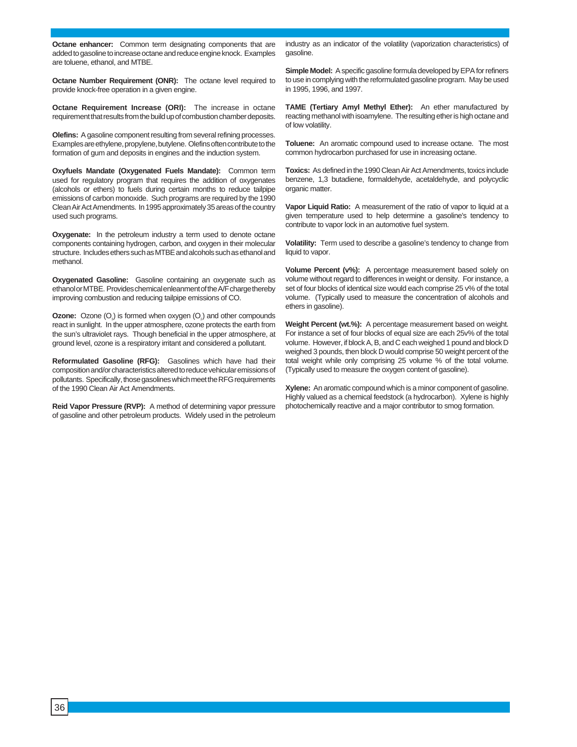**Octane enhancer:** Common term designating components that are added to gasoline to increase octane and reduce engine knock. Examples are toluene, ethanol, and MTBE.

**Octane Number Requirement (ONR):** The octane level required to provide knock-free operation in a given engine.

**Octane Requirement Increase (ORI):** The increase in octane requirement that results from the build up of combustion chamber deposits.

**Olefins:** A gasoline component resulting from several refining processes. Examples are ethylene, propylene, butylene. Olefins often contribute to the formation of gum and deposits in engines and the induction system.

**Oxyfuels Mandate (Oxygenated Fuels Mandate):** Common term used for regulatory program that requires the addition of oxygenates (alcohols or ethers) to fuels during certain months to reduce tailpipe emissions of carbon monoxide. Such programs are required by the 1990 Clean Air Act Amendments. In 1995 approximately 35 areas of the country used such programs.

**Oxygenate:** In the petroleum industry a term used to denote octane components containing hydrogen, carbon, and oxygen in their molecular structure. Includes ethers such as MTBE and alcohols such as ethanol and methanol.

**Oxygenated Gasoline:** Gasoline containing an oxygenate such as ethanol or MTBE. Provides chemical enleanment of the A/F charge thereby improving combustion and reducing tailpipe emissions of CO.

**Ozone:** Ozone ($O_3$) is formed when oxygen ($O_2$) and other compounds react in sunlight. In the upper atmosphere, ozone protects the earth from the sun's ultraviolet rays. Though beneficial in the upper atmosphere, at ground level, ozone is a respiratory irritant and considered a pollutant.

**Reformulated Gasoline (RFG):** Gasolines which have had their composition and/or characteristics altered to reduce vehicular emissions of pollutants. Specifically, those gasolines which meet the RFG requirements of the 1990 Clean Air Act Amendments.

**Reid Vapor Pressure (RVP):** A method of determining vapor pressure of gasoline and other petroleum products. Widely used in the petroleum industry as an indicator of the volatility (vaporization characteristics) of gasoline.

**Simple Model:** A specific gasoline formula developed by EPA for refiners to use in complying with the reformulated gasoline program. May be used in 1995, 1996, and 1997.

**TAME (Tertiary Amyl Methyl Ether):** An ether manufactured by reacting methanol with isoamylene. The resulting ether is high octane and of low volatility.

**Toluene:** An aromatic compound used to increase octane. The most common hydrocarbon purchased for use in increasing octane.

**Toxics:** As defined in the 1990 Clean Air Act Amendments, toxics include benzene, 1,3 butadiene, formaldehyde, acetaldehyde, and polycyclic organic matter.

**Vapor Liquid Ratio:** A measurement of the ratio of vapor to liquid at a given temperature used to help determine a gasoline's tendency to contribute to vapor lock in an automotive fuel system.

**Volatility:** Term used to describe a gasoline's tendency to change from liquid to vapor.

**Volume Percent (v%):** A percentage measurement based solely on volume without regard to differences in weight or density. For instance, a set of four blocks of identical size would each comprise 25 v% of the total volume. (Typically used to measure the concentration of alcohols and ethers in gasoline).

**Weight Percent (wt.%):** A percentage measurement based on weight. For instance a set of four blocks of equal size are each 25v% of the total volume. However, if block A, B, and C each weighed 1 pound and block D weighed 3 pounds, then block D would comprise 50 weight percent of the total weight while only comprising 25 volume % of the total volume. (Typically used to measure the oxygen content of gasoline).

**Xylene:** An aromatic compound which is a minor component of gasoline. Highly valued as a chemical feedstock (a hydrocarbon). Xylene is highly photochemically reactive and a major contributor to smog formation.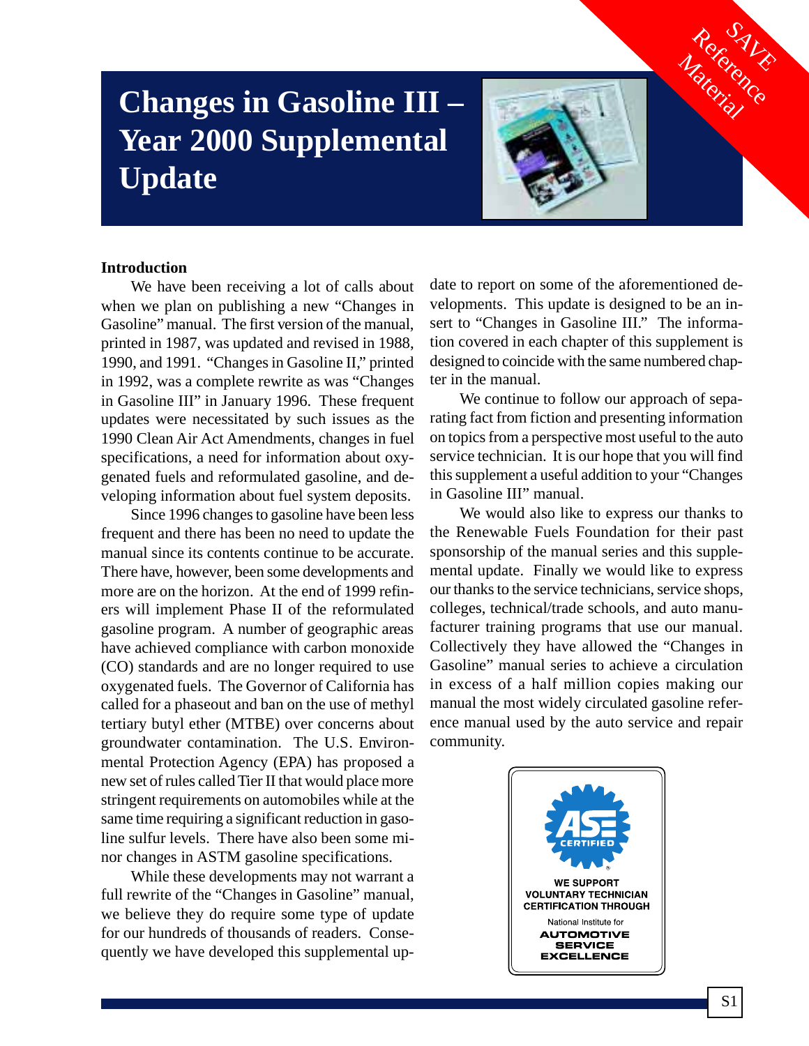# Changes in Gasoline III – Year 2000 Supplemental Update

SAVE Reference Material

## Introduction

We have been receiving a lot of calls about when we plan on publishing a new "Changes in Gasoline" manual. The first version of the manual, printed in 1987, was updated and revised in 1988, 1990, and 1991. "Changes in Gasoline II," printed in 1992, was a complete rewrite as was "Changes in Gasoline III" in January 1996. These frequent updates were necessitated by such issues as the 1990 Clean Air Act Amendments, changes in fuel specifications, a need for information about oxygenated fuels and reformulated gasoline, and developing information about fuel system deposits.

Since 1996 changes to gasoline have been less frequent and there has been no need to update the manual since its contents continue to be accurate. There have, however, been some developments and more are on the horizon. At the end of 1999 refiners will implement Phase II of the reformulated gasoline program. A number of geographic areas have achieved compliance with carbon monoxide (CO) standards and are no longer required to use oxygenated fuels. The Governor of California has called for a phaseout and ban on the use of methyl tertiary butyl ether (MTBE) over concerns about groundwater contamination. The U.S. Environmental Protection Agency (EPA) has proposed a new set of rules called Tier II that would place more stringent requirements on automobiles while at the same time requiring a significant reduction in gasoline sulfur levels. There have also been some minor changes in ASTM gasoline specifications.

While these developments may not warrant a full rewrite of the "Changes in Gasoline" manual, we believe they do require some type of update for our hundreds of thousands of readers. Consequently we have developed this supplemental update to report on some of the aforementioned developments. This update is designed to be an insert to "Changes in Gasoline III." The information covered in each chapter of this supplement is designed to coincide with the same numbered chapter in the manual.

We continue to follow our approach of separating fact from fiction and presenting information on topics from a perspective most useful to the auto service technician. It is our hope that you will find this supplement a useful addition to your "Changes in Gasoline III" manual.

We would also like to express our thanks to the Renewable Fuels Foundation for their past sponsorship of the manual series and this supplemental update. Finally we would like to express our thanks to the service technicians, service shops, colleges, technical/trade schools, and auto manufacturer training programs that use our manual. Collectively they have allowed the "Changes in Gasoline" manual series to achieve a circulation in excess of a half million copies making our manual the most widely circulated gasoline reference manual used by the auto service and repair community.

ASE CERTIFIED

WE SUPPORT VOLUNTARY TECHNICIAN CERTIFICATION THROUGH

National Institute for AUTOMOTIVE SERVICE EXCELLENCE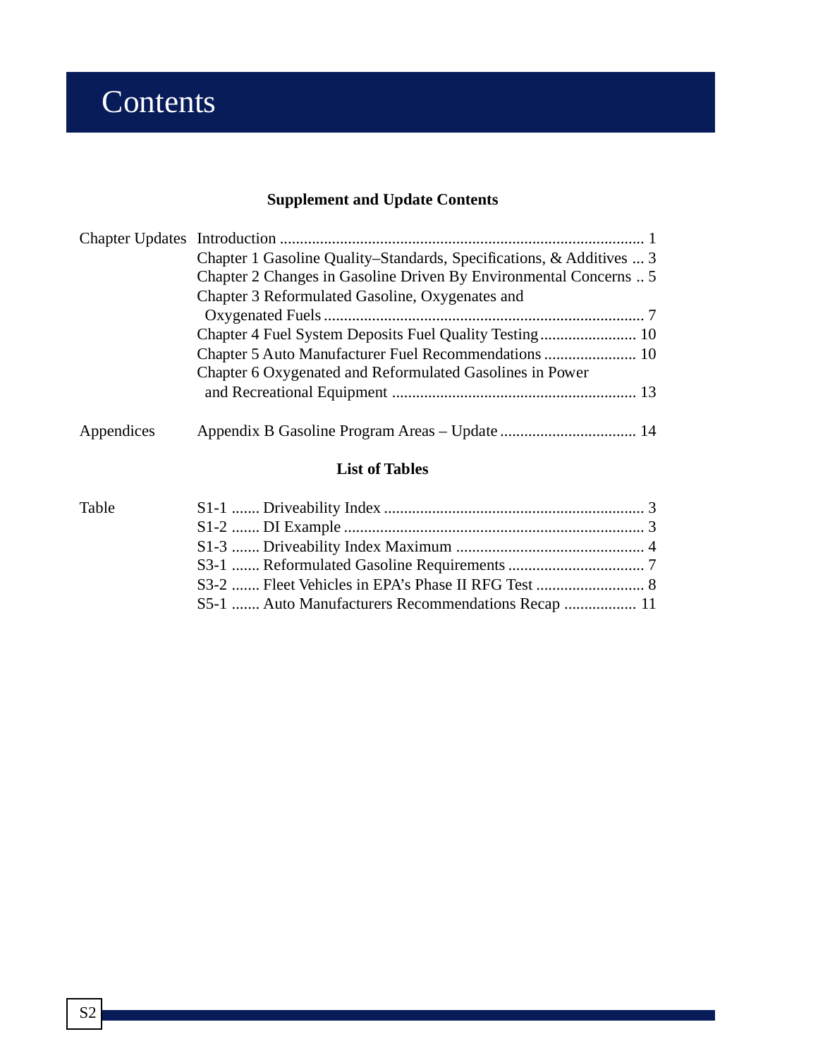# Contents

**Supplement and Update Contents**

| | | |
|---|---|---|
| Chapter Updates | Introduction | 1 |
| | Chapter 1 Gasoline Quality–Standards, Specifications, & Additives | 3 |
| | Chapter 2 Changes in Gasoline Driven By Environmental Concerns | 5 |
| | Chapter 3 Reformulated Gasoline, Oxygenates and Oxygenated Fuels | 7 |
| | Chapter 4 Fuel System Deposits Fuel Quality Testing | 10 |
| | Chapter 5 Auto Manufacturer Fuel Recommendations | 10 |
| | Chapter 6 Oxygenated and Reformulated Gasolines in Power and Recreational Equipment | 13 |
| Appendices | Appendix B Gasoline Program Areas – Update | 14 |

**List of Tables**

| | | | |
|---|---|---|---|
| Table | S1-1 | Driveability Index | 3 |
| | S1-2 | DI Example | 3 |
| | S1-3 | Driveability Index Maximum | 4 |
| | S3-1 | Reformulated Gasoline Requirements | 7 |
| | S3-2 | Fleet Vehicles in EPA's Phase II RFG Test | 8 |
| | S5-1 | Auto Manufacturers Recommendations Recap | 11 |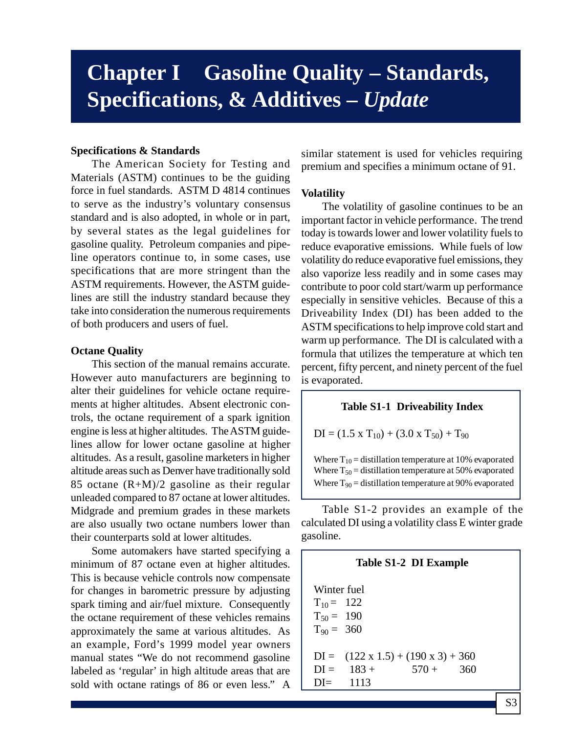# Chapter I Gasoline Quality – Standards, Specifications, & Additives – *Update*

### Specifications & Standards

The American Society for Testing and Materials (ASTM) continues to be the guiding force in fuel standards. ASTM D 4814 continues to serve as the industry's voluntary consensus standard and is also adopted, in whole or in part, by several states as the legal guidelines for gasoline quality. Petroleum companies and pipeline operators continue to, in some cases, use specifications that are more stringent than the ASTM requirements. However, the ASTM guidelines are still the industry standard because they take into consideration the numerous requirements of both producers and users of fuel.

### Octane Quality

This section of the manual remains accurate. However auto manufacturers are beginning to alter their guidelines for vehicle octane requirements at higher altitudes. Absent electronic controls, the octane requirement of a spark ignition engine is less at higher altitudes. The ASTM guidelines allow for lower octane gasoline at higher altitudes. As a result, gasoline marketers in higher altitude areas such as Denver have traditionally sold 85 octane (R+M)/2 gasoline as their regular unleaded compared to 87 octane at lower altitudes. Midgrade and premium grades in these markets are also usually two octane numbers lower than their counterparts sold at lower altitudes.

Some automakers have started specifying a minimum of 87 octane even at higher altitudes. This is because vehicle controls now compensate for changes in barometric pressure by adjusting spark timing and air/fuel mixture. Consequently the octane requirement of these vehicles remains approximately the same at various altitudes. As an example, Ford's 1999 model year owners manual states "We do not recommend gasoline labeled as 'regular' in high altitude areas that are sold with octane ratings of 86 or even less." A similar statement is used for vehicles requiring premium and specifies a minimum octane of 91.

### Volatility

The volatility of gasoline continues to be an important factor in vehicle performance. The trend today is towards lower and lower volatility fuels to reduce evaporative emissions. While fuels of low volatility do reduce evaporative fuel emissions, they also vaporize less readily and in some cases may contribute to poor cold start/warm up performance especially in sensitive vehicles. Because of this a Driveability Index (DI) has been added to the ASTM specifications to help improve cold start and warm up performance. The DI is calculated with a formula that utilizes the temperature at which ten percent, fifty percent, and ninety percent of the fuel is evaporated.

**Table S1-1 Driveability Index**

$$DI = (1.5 \times T_{10}) + (3.0 \times T_{50}) + T_{90}$$

Where $T_{10}$ = distillation temperature at 10% evaporated
Where $T_{50}$ = distillation temperature at 50% evaporated
Where $T_{90}$ = distillation temperature at 90% evaporated

Table S1-2 provides an example of the calculated DI using a volatility class E winter grade gasoline.

**Table S1-2 DI Example**

Winter fuel
$T_{10}$ = 122
$T_{50}$ = 190
$T_{90}$ = 360

$DI = (122 \times 1.5) + (190 \times 3) + 360$
$DI = 183 + 570 + 360$
$DI = 1113$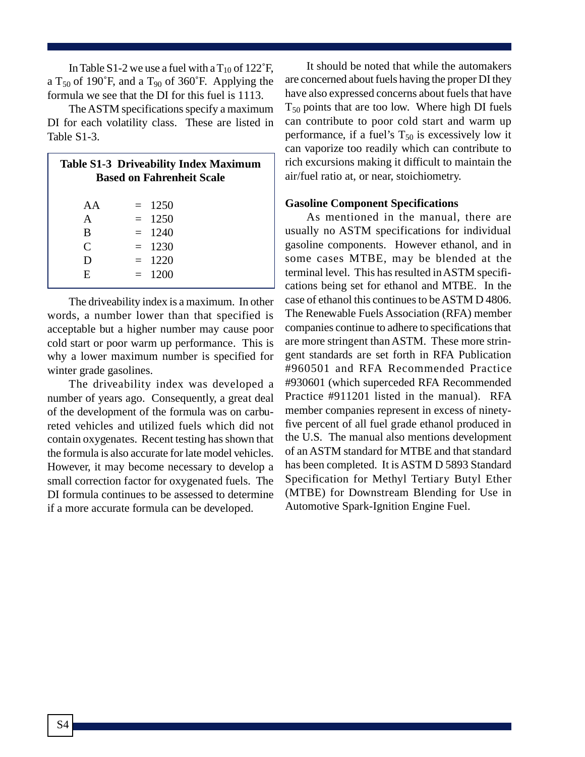In Table S1-2 we use a fuel with a $T_{10}$ of 122˚F, a $T_{50}$ of 190˚F, and a $T_{90}$ of 360˚F. Applying the formula we see that the DI for this fuel is 1113.

The ASTM specifications specify a maximum DI for each volatility class. These are listed in Table S1-3.

**Table S1-3 Driveability Index Maximum Based on Fahrenheit Scale**

| Class | | Maximum |
|---|---|---|
| AA | = | 1250 |
| A | = | 1250 |
| B | = | 1240 |
| C | = | 1230 |
| D | = | 1220 |
| E | = | 1200 |

The driveability index is a maximum. In other words, a number lower than that specified is acceptable but a higher number may cause poor cold start or poor warm up performance. This is why a lower maximum number is specified for winter grade gasolines.

The driveability index was developed a number of years ago. Consequently, a great deal of the development of the formula was on carbureted vehicles and utilized fuels which did not contain oxygenates. Recent testing has shown that the formula is also accurate for late model vehicles. However, it may become necessary to develop a small correction factor for oxygenated fuels. The DI formula continues to be assessed to determine if a more accurate formula can be developed.

It should be noted that while the automakers are concerned about fuels having the proper DI they have also expressed concerns about fuels that have $T_{50}$ points that are too low. Where high DI fuels can contribute to poor cold start and warm up performance, if a fuel's $T_{50}$ is excessively low it can vaporize too readily which can contribute to rich excursions making it difficult to maintain the air/fuel ratio at, or near, stoichiometry.

**Gasoline Component Specifications**

As mentioned in the manual, there are usually no ASTM specifications for individual gasoline components. However ethanol, and in some cases MTBE, may be blended at the terminal level. This has resulted in ASTM specifications being set for ethanol and MTBE. In the case of ethanol this continues to be ASTM D 4806. The Renewable Fuels Association (RFA) member companies continue to adhere to specifications that are more stringent than ASTM. These more stringent standards are set forth in RFA Publication #960501 and RFA Recommended Practice #930601 (which superceded RFA Recommended Practice #911201 listed in the manual). RFA member companies represent in excess of ninety-five percent of all fuel grade ethanol produced in the U.S. The manual also mentions development of an ASTM standard for MTBE and that standard has been completed. It is ASTM D 5893 Standard Specification for Methyl Tertiary Butyl Ether (MTBE) for Downstream Blending for Use in Automotive Spark-Ignition Engine Fuel.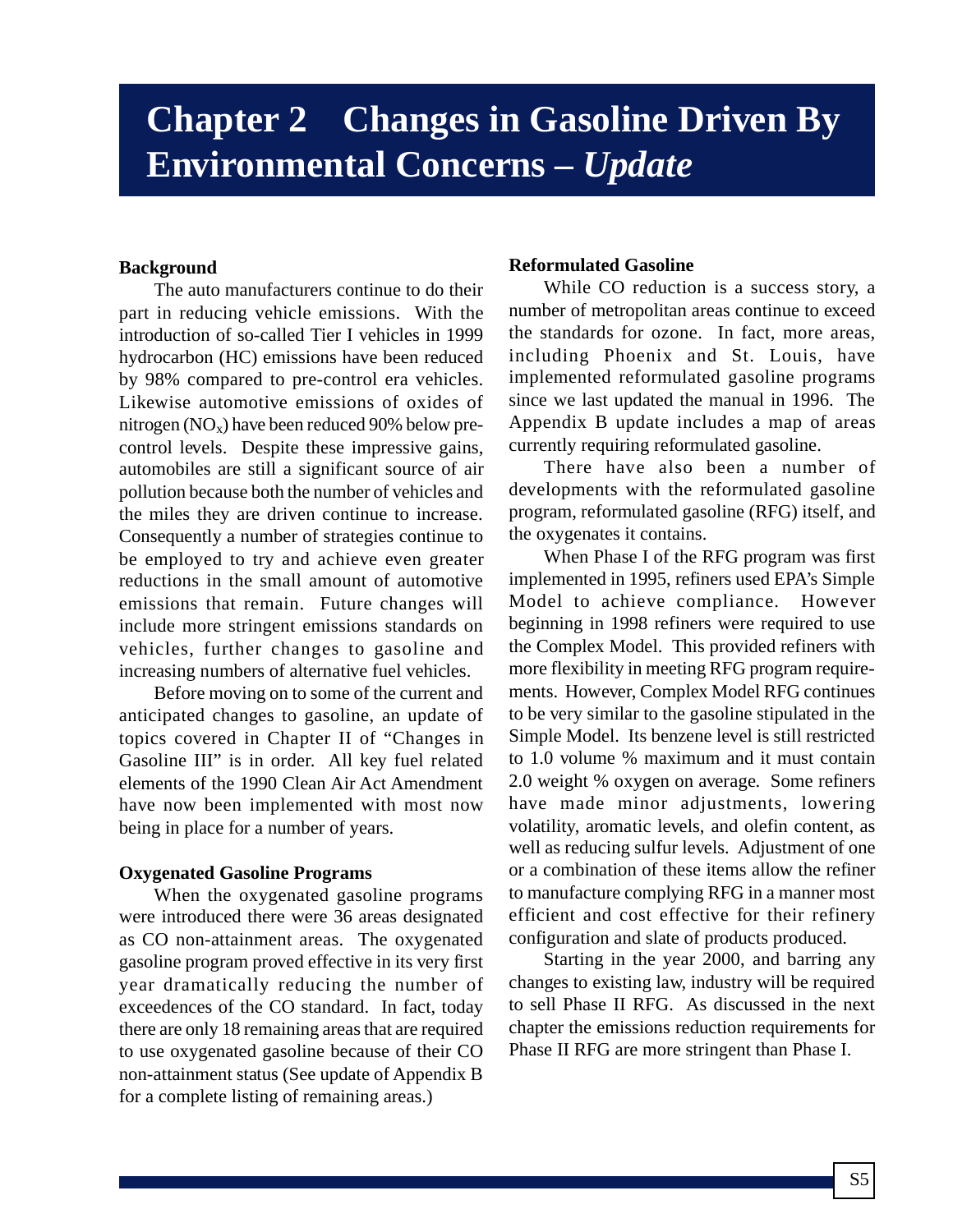# Chapter 2 Changes in Gasoline Driven By Environmental Concerns – *Update*

**Background**

The auto manufacturers continue to do their part in reducing vehicle emissions. With the introduction of so-called Tier I vehicles in 1999 hydrocarbon (HC) emissions have been reduced by 98% compared to pre-control era vehicles. Likewise automotive emissions of oxides of nitrogen ($NO_x$) have been reduced 90% below pre-control levels. Despite these impressive gains, automobiles are still a significant source of air pollution because both the number of vehicles and the miles they are driven continue to increase. Consequently a number of strategies continue to be employed to try and achieve even greater reductions in the small amount of automotive emissions that remain. Future changes will include more stringent emissions standards on vehicles, further changes to gasoline and increasing numbers of alternative fuel vehicles.

Before moving on to some of the current and anticipated changes to gasoline, an update of topics covered in Chapter II of "Changes in Gasoline III" is in order. All key fuel related elements of the 1990 Clean Air Act Amendment have now been implemented with most now being in place for a number of years.

**Oxygenated Gasoline Programs**

When the oxygenated gasoline programs were introduced there were 36 areas designated as CO non-attainment areas. The oxygenated gasoline program proved effective in its very first year dramatically reducing the number of exceedences of the CO standard. In fact, today there are only 18 remaining areas that are required to use oxygenated gasoline because of their CO non-attainment status (See update of Appendix B for a complete listing of remaining areas.)

**Reformulated Gasoline**

While CO reduction is a success story, a number of metropolitan areas continue to exceed the standards for ozone. In fact, more areas, including Phoenix and St. Louis, have implemented reformulated gasoline programs since we last updated the manual in 1996. The Appendix B update includes a map of areas currently requiring reformulated gasoline.

There have also been a number of developments with the reformulated gasoline program, reformulated gasoline (RFG) itself, and the oxygenates it contains.

When Phase I of the RFG program was first implemented in 1995, refiners used EPA's Simple Model to achieve compliance. However beginning in 1998 refiners were required to use the Complex Model. This provided refiners with more flexibility in meeting RFG program requirements. However, Complex Model RFG continues to be very similar to the gasoline stipulated in the Simple Model. Its benzene level is still restricted to 1.0 volume % maximum and it must contain 2.0 weight % oxygen on average. Some refiners have made minor adjustments, lowering volatility, aromatic levels, and olefin content, as well as reducing sulfur levels. Adjustment of one or a combination of these items allow the refiner to manufacture complying RFG in a manner most efficient and cost effective for their refinery configuration and slate of products produced.

Starting in the year 2000, and barring any changes to existing law, industry will be required to sell Phase II RFG. As discussed in the next chapter the emissions reduction requirements for Phase II RFG are more stringent than Phase I.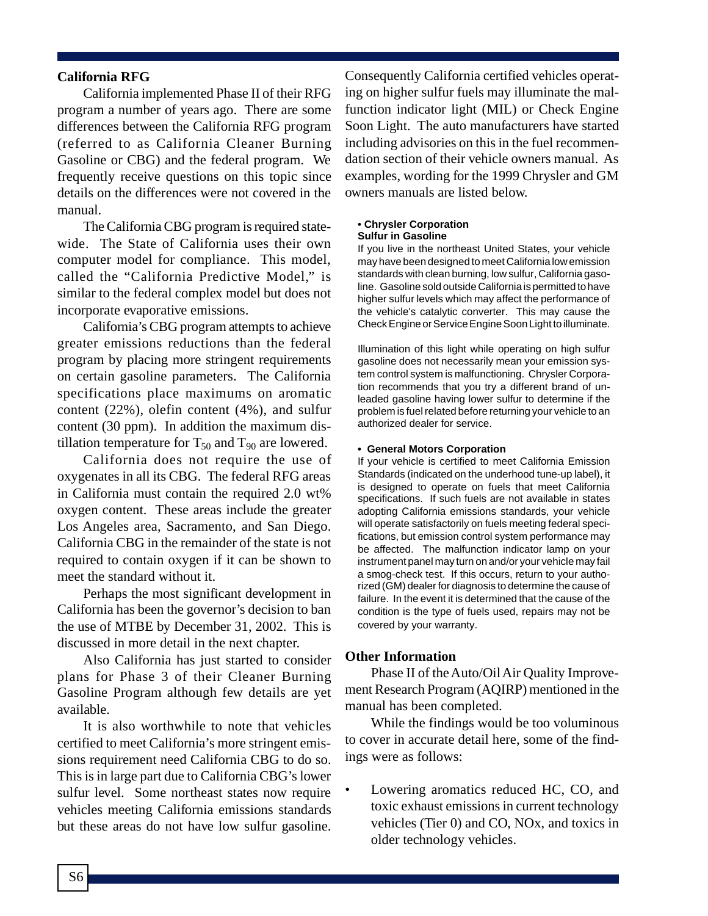### California RFG

California implemented Phase II of their RFG program a number of years ago. There are some differences between the California RFG program (referred to as California Cleaner Burning Gasoline or CBG) and the federal program. We frequently receive questions on this topic since details on the differences were not covered in the manual.

The California CBG program is required statewide. The State of California uses their own computer model for compliance. This model, called the "California Predictive Model," is similar to the federal complex model but does not incorporate evaporative emissions.

California's CBG program attempts to achieve greater emissions reductions than the federal program by placing more stringent requirements on certain gasoline parameters. The California specifications place maximums on aromatic content (22%), olefin content (4%), and sulfur content (30 ppm). In addition the maximum distillation temperature for $T_{50}$ and $T_{90}$ are lowered.

California does not require the use of oxygenates in all its CBG. The federal RFG areas in California must contain the required 2.0 wt% oxygen content. These areas include the greater Los Angeles area, Sacramento, and San Diego. California CBG in the remainder of the state is not required to contain oxygen if it can be shown to meet the standard without it.

Perhaps the most significant development in California has been the governor's decision to ban the use of MTBE by December 31, 2002. This is discussed in more detail in the next chapter.

Also California has just started to consider plans for Phase 3 of their Cleaner Burning Gasoline Program although few details are yet available.

It is also worthwhile to note that vehicles certified to meet California's more stringent emissions requirement need California CBG to do so. This is in large part due to California CBG's lower sulfur level. Some northeast states now require vehicles meeting California emissions standards but these areas do not have low sulfur gasoline. Consequently California certified vehicles operating on higher sulfur fuels may illuminate the malfunction indicator light (MIL) or Check Engine Soon Light. The auto manufacturers have started including advisories on this in the fuel recommendation section of their vehicle owners manual. As examples, wording for the 1999 Chrysler and GM owners manuals are listed below.

- **Chrysler Corporation**
  **Sulfur in Gasoline**

  If you live in the northeast United States, your vehicle may have been designed to meet California low emission standards with clean burning, low sulfur, California gasoline. Gasoline sold outside California is permitted to have higher sulfur levels which may affect the performance of the vehicle's catalytic converter. This may cause the Check Engine or Service Engine Soon Light to illuminate.

  Illumination of this light while operating on high sulfur gasoline does not necessarily mean your emission system control system is malfunctioning. Chrysler Corporation recommends that you try a different brand of unleaded gasoline having lower sulfur to determine if the problem is fuel related before returning your vehicle to an authorized dealer for service.

- **General Motors Corporation**

  If your vehicle is certified to meet California Emission Standards (indicated on the underhood tune-up label), it is designed to operate on fuels that meet California specifications. If such fuels are not available in states adopting California emissions standards, your vehicle will operate satisfactorily on fuels meeting federal specifications, but emission control system performance may be affected. The malfunction indicator lamp on your instrument panel may turn on and/or your vehicle may fail a smog-check test. If this occurs, return to your authorized (GM) dealer for diagnosis to determine the cause of failure. In the event it is determined that the cause of the condition is the type of fuels used, repairs may not be covered by your warranty.

### Other Information

Phase II of the Auto/Oil Air Quality Improvement Research Program (AQIRP) mentioned in the manual has been completed.

While the findings would be too voluminous to cover in accurate detail here, some of the findings were as follows:

- Lowering aromatics reduced HC, CO, and toxic exhaust emissions in current technology vehicles (Tier 0) and CO, NOx, and toxics in older technology vehicles.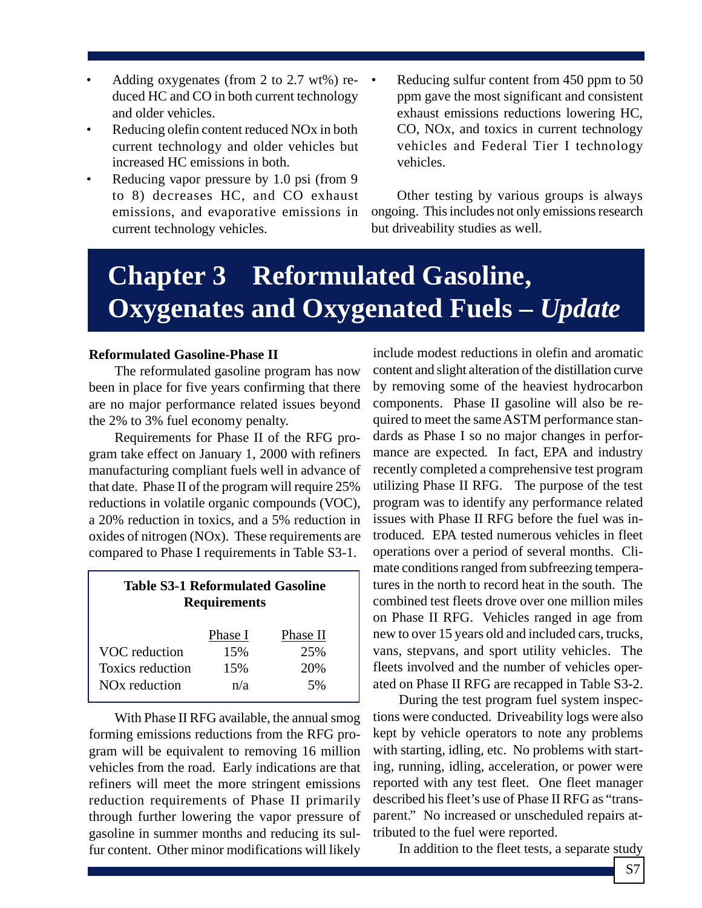- Adding oxygenates (from 2 to 2.7 wt%) reduced HC and CO in both current technology and older vehicles.
- Reducing olefin content reduced NOx in both current technology and older vehicles but increased HC emissions in both.
- Reducing vapor pressure by 1.0 psi (from 9 to 8) decreases HC, and CO exhaust emissions, and evaporative emissions in current technology vehicles.
- Reducing sulfur content from 450 ppm to 50 ppm gave the most significant and consistent exhaust emissions reductions lowering HC, CO, NOx, and toxics in current technology vehicles and Federal Tier I technology vehicles.

Other testing by various groups is always ongoing. This includes not only emissions research but driveability studies as well.

# Chapter 3 Reformulated Gasoline, Oxygenates and Oxygenated Fuels – *Update*

**Reformulated Gasoline-Phase II**

The reformulated gasoline program has now been in place for five years confirming that there are no major performance related issues beyond the 2% to 3% fuel economy penalty.

Requirements for Phase II of the RFG program take effect on January 1, 2000 with refiners manufacturing compliant fuels well in advance of that date. Phase II of the program will require 25% reductions in volatile organic compounds (VOC), a 20% reduction in toxics, and a 5% reduction in oxides of nitrogen (NOx). These requirements are compared to Phase I requirements in Table S3-1.

**Table S3-1 Reformulated Gasoline Requirements**

| | Phase I | Phase II |
|---|---|---|
| VOC reduction | 15% | 25% |
| Toxics reduction | 15% | 20% |
| NOx reduction | n/a | 5% |

With Phase II RFG available, the annual smog forming emissions reductions from the RFG program will be equivalent to removing 16 million vehicles from the road. Early indications are that refiners will meet the more stringent emissions reduction requirements of Phase II primarily through further lowering the vapor pressure of gasoline in summer months and reducing its sulfur content. Other minor modifications will likely include modest reductions in olefin and aromatic content and slight alteration of the distillation curve by removing some of the heaviest hydrocarbon components. Phase II gasoline will also be required to meet the same ASTM performance standards as Phase I so no major changes in performance are expected. In fact, EPA and industry recently completed a comprehensive test program utilizing Phase II RFG. The purpose of the test program was to identify any performance related issues with Phase II RFG before the fuel was introduced. EPA tested numerous vehicles in fleet operations over a period of several months. Climate conditions ranged from subfreezing temperatures in the north to record heat in the south. The combined test fleets drove over one million miles on Phase II RFG. Vehicles ranged in age from new to over 15 years old and included cars, trucks, vans, stepvans, and sport utility vehicles. The fleets involved and the number of vehicles operated on Phase II RFG are recapped in Table S3-2.

During the test program fuel system inspections were conducted. Driveability logs were also kept by vehicle operators to note any problems with starting, idling, etc. No problems with starting, running, idling, acceleration, or power were reported with any test fleet. One fleet manager described his fleet's use of Phase II RFG as "transparent." No increased or unscheduled repairs attributed to the fuel were reported.

In addition to the fleet tests, a separate study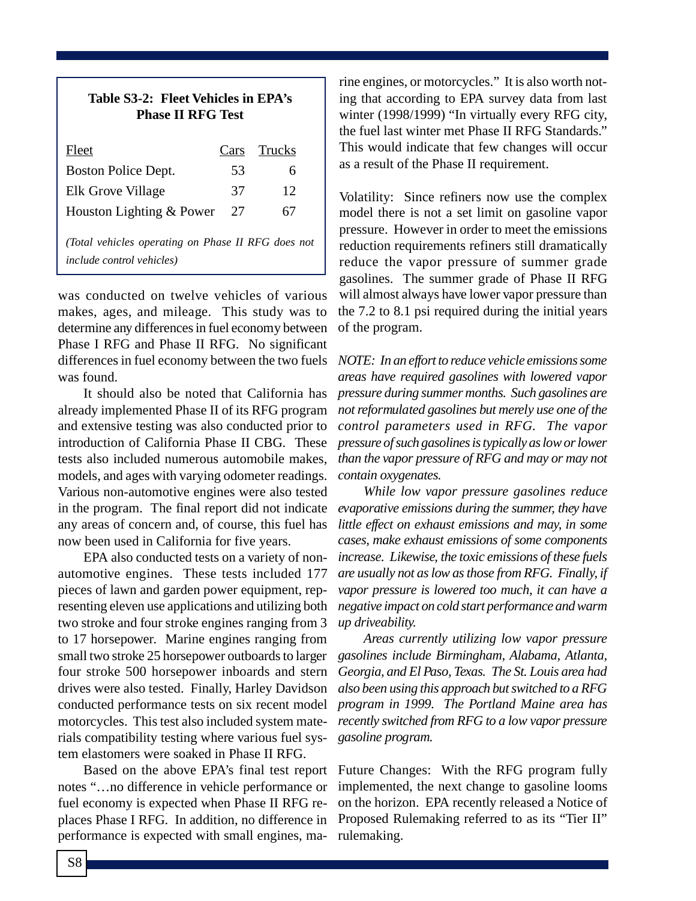**Table S3-2: Fleet Vehicles in EPA's Phase II RFG Test**

| Fleet | Cars | Trucks |
|---|---|---|
| Boston Police Dept. | 53 | 6 |
| Elk Grove Village | 37 | 12 |
| Houston Lighting & Power | 27 | 67 |

*(Total vehicles operating on Phase II RFG does not include control vehicles)*

was conducted on twelve vehicles of various makes, ages, and mileage. This study was to determine any differences in fuel economy between Phase I RFG and Phase II RFG. No significant differences in fuel economy between the two fuels was found.

It should also be noted that California has already implemented Phase II of its RFG program and extensive testing was also conducted prior to introduction of California Phase II CBG. These tests also included numerous automobile makes, models, and ages with varying odometer readings. Various non-automotive engines were also tested in the program. The final report did not indicate any areas of concern and, of course, this fuel has now been used in California for five years.

EPA also conducted tests on a variety of non-automotive engines. These tests included 177 pieces of lawn and garden power equipment, representing eleven use applications and utilizing both two stroke and four stroke engines ranging from 3 to 17 horsepower. Marine engines ranging from small two stroke 25 horsepower outboards to larger four stroke 500 horsepower inboards and stern drives were also tested. Finally, Harley Davidson conducted performance tests on six recent model motorcycles. This test also included system materials compatibility testing where various fuel system elastomers were soaked in Phase II RFG.

Based on the above EPA's final test report notes "…no difference in vehicle performance or fuel economy is expected when Phase II RFG replaces Phase I RFG. In addition, no difference in performance is expected with small engines, marine engines, or motorcycles." It is also worth noting that according to EPA survey data from last winter (1998/1999) "In virtually every RFG city, the fuel last winter met Phase II RFG Standards." This would indicate that few changes will occur as a result of the Phase II requirement.

Volatility: Since refiners now use the complex model there is not a set limit on gasoline vapor pressure. However in order to meet the emissions reduction requirements refiners still dramatically reduce the vapor pressure of summer grade gasolines. The summer grade of Phase II RFG will almost always have lower vapor pressure than the 7.2 to 8.1 psi required during the initial years of the program.

*NOTE: In an effort to reduce vehicle emissions some areas have required gasolines with lowered vapor pressure during summer months. Such gasolines are not reformulated gasolines but merely use one of the control parameters used in RFG. The vapor pressure of such gasolines is typically as low or lower than the vapor pressure of RFG and may or may not contain oxygenates.*

*While low vapor pressure gasolines reduce evaporative emissions during the summer, they have little effect on exhaust emissions and may, in some cases, make exhaust emissions of some components increase. Likewise, the toxic emissions of these fuels are usually not as low as those from RFG. Finally, if vapor pressure is lowered too much, it can have a negative impact on cold start performance and warm up driveability.*

*Areas currently utilizing low vapor pressure gasolines include Birmingham, Alabama, Atlanta, Georgia, and El Paso, Texas. The St. Louis area had also been using this approach but switched to a RFG program in 1999. The Portland Maine area has recently switched from RFG to a low vapor pressure gasoline program.*

Future Changes: With the RFG program fully implemented, the next change to gasoline looms on the horizon. EPA recently released a Notice of Proposed Rulemaking referred to as its "Tier II" rulemaking.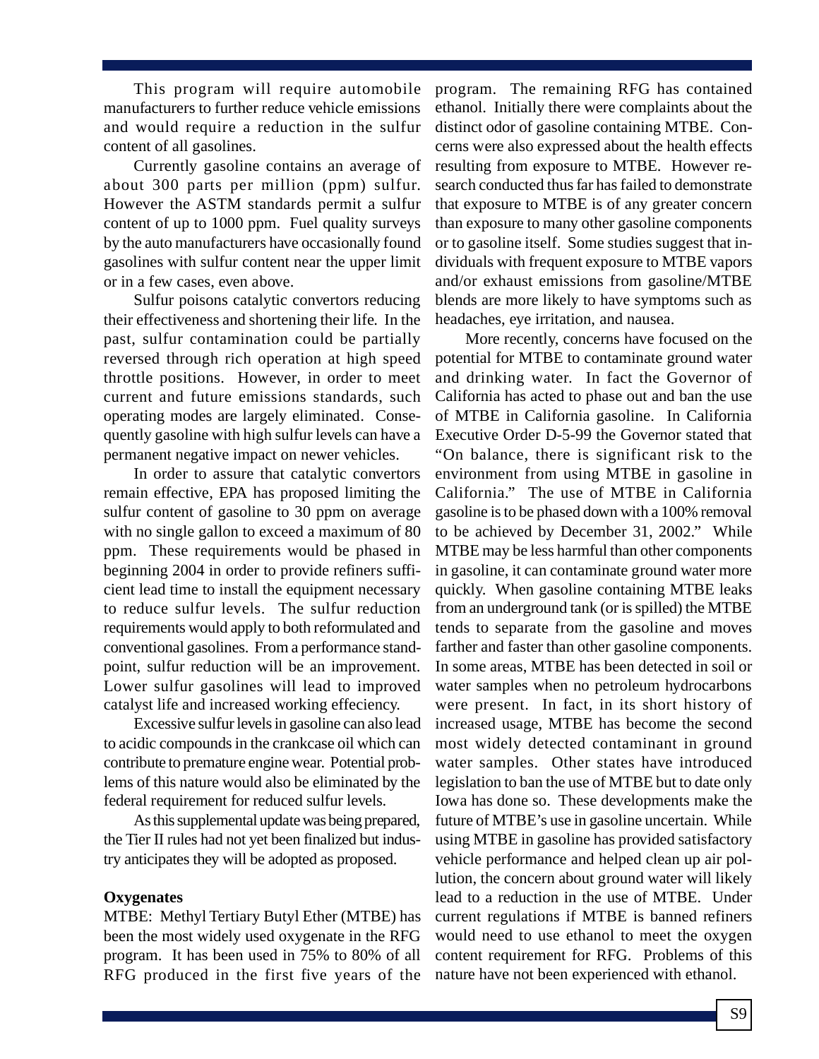This program will require automobile manufacturers to further reduce vehicle emissions and would require a reduction in the sulfur content of all gasolines.

Currently gasoline contains an average of about 300 parts per million (ppm) sulfur. However the ASTM standards permit a sulfur content of up to 1000 ppm. Fuel quality surveys by the auto manufacturers have occasionally found gasolines with sulfur content near the upper limit or in a few cases, even above.

Sulfur poisons catalytic convertors reducing their effectiveness and shortening their life. In the past, sulfur contamination could be partially reversed through rich operation at high speed throttle positions. However, in order to meet current and future emissions standards, such operating modes are largely eliminated. Consequently gasoline with high sulfur levels can have a permanent negative impact on newer vehicles.

In order to assure that catalytic convertors remain effective, EPA has proposed limiting the sulfur content of gasoline to 30 ppm on average with no single gallon to exceed a maximum of 80 ppm. These requirements would be phased in beginning 2004 in order to provide refiners sufficient lead time to install the equipment necessary to reduce sulfur levels. The sulfur reduction requirements would apply to both reformulated and conventional gasolines. From a performance standpoint, sulfur reduction will be an improvement. Lower sulfur gasolines will lead to improved catalyst life and increased working effeciency.

Excessive sulfur levels in gasoline can also lead to acidic compounds in the crankcase oil which can contribute to premature engine wear. Potential problems of this nature would also be eliminated by the federal requirement for reduced sulfur levels.

As this supplemental update was being prepared, the Tier II rules had not yet been finalized but industry anticipates they will be adopted as proposed.

**Oxygenates**

MTBE: Methyl Tertiary Butyl Ether (MTBE) has been the most widely used oxygenate in the RFG program. It has been used in 75% to 80% of all RFG produced in the first five years of the program. The remaining RFG has contained ethanol. Initially there were complaints about the distinct odor of gasoline containing MTBE. Concerns were also expressed about the health effects resulting from exposure to MTBE. However research conducted thus far has failed to demonstrate that exposure to MTBE is of any greater concern than exposure to many other gasoline components or to gasoline itself. Some studies suggest that individuals with frequent exposure to MTBE vapors and/or exhaust emissions from gasoline/MTBE blends are more likely to have symptoms such as headaches, eye irritation, and nausea.

More recently, concerns have focused on the potential for MTBE to contaminate ground water and drinking water. In fact the Governor of California has acted to phase out and ban the use of MTBE in California gasoline. In California Executive Order D-5-99 the Governor stated that "On balance, there is significant risk to the environment from using MTBE in gasoline in California." The use of MTBE in California gasoline is to be phased down with a 100% removal to be achieved by December 31, 2002." While MTBE may be less harmful than other components in gasoline, it can contaminate ground water more quickly. When gasoline containing MTBE leaks from an underground tank (or is spilled) the MTBE tends to separate from the gasoline and moves farther and faster than other gasoline components. In some areas, MTBE has been detected in soil or water samples when no petroleum hydrocarbons were present. In fact, in its short history of increased usage, MTBE has become the second most widely detected contaminant in ground water samples. Other states have introduced legislation to ban the use of MTBE but to date only Iowa has done so. These developments make the future of MTBE's use in gasoline uncertain. While using MTBE in gasoline has provided satisfactory vehicle performance and helped clean up air pollution, the concern about ground water will likely lead to a reduction in the use of MTBE. Under current regulations if MTBE is banned refiners would need to use ethanol to meet the oxygen content requirement for RFG. Problems of this nature have not been experienced with ethanol.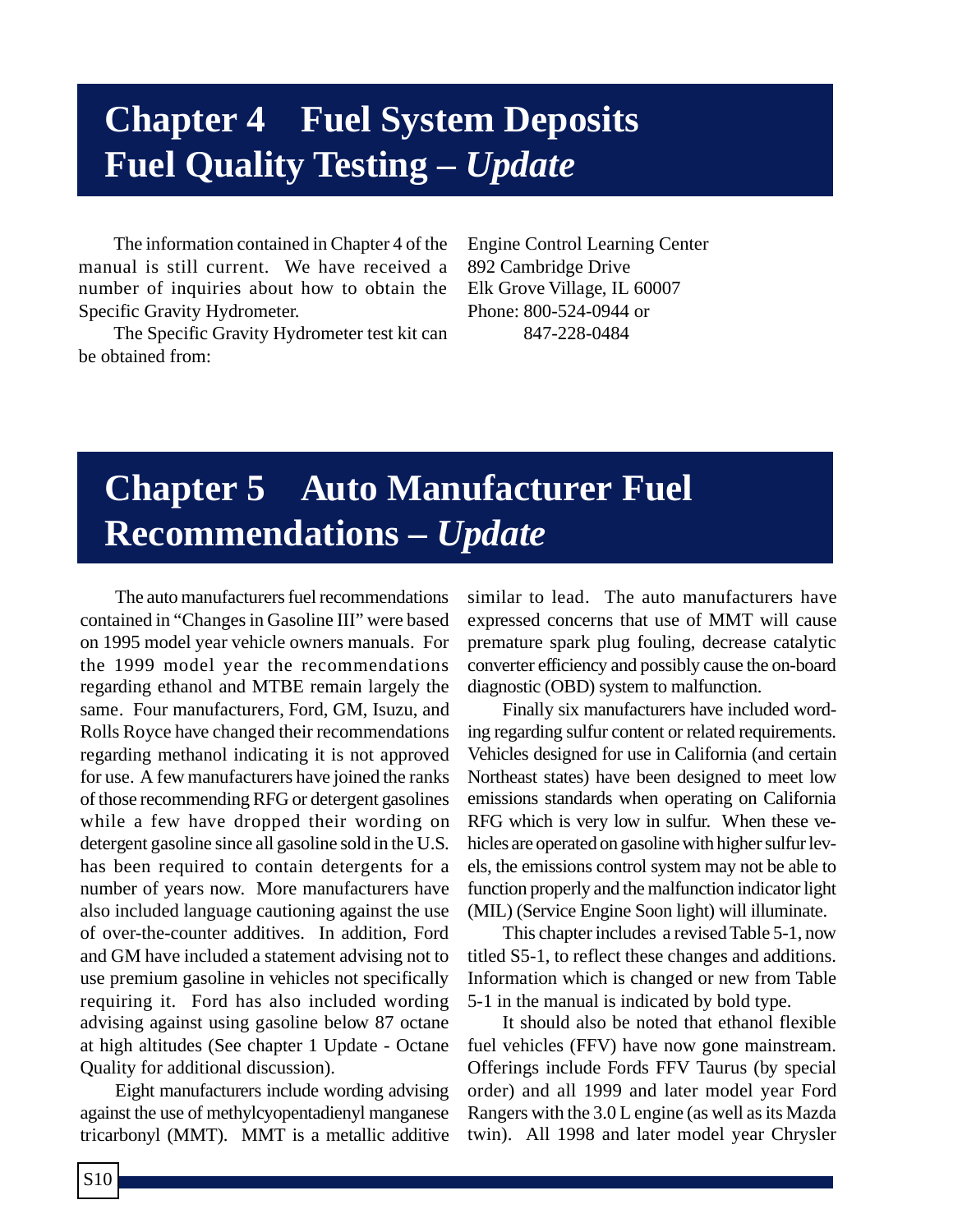# Chapter 4 Fuel System Deposits Fuel Quality Testing – *Update*

The information contained in Chapter 4 of the manual is still current. We have received a number of inquiries about how to obtain the Specific Gravity Hydrometer.

The Specific Gravity Hydrometer test kit can be obtained from:

Engine Control Learning Center
892 Cambridge Drive
Elk Grove Village, IL 60007
Phone: 800-524-0944 or
847-228-0484

# Chapter 5 Auto Manufacturer Fuel Recommendations – *Update*

The auto manufacturers fuel recommendations contained in "Changes in Gasoline III" were based on 1995 model year vehicle owners manuals. For the 1999 model year the recommendations regarding ethanol and MTBE remain largely the same. Four manufacturers, Ford, GM, Isuzu, and Rolls Royce have changed their recommendations regarding methanol indicating it is not approved for use. A few manufacturers have joined the ranks of those recommending RFG or detergent gasolines while a few have dropped their wording on detergent gasoline since all gasoline sold in the U.S. has been required to contain detergents for a number of years now. More manufacturers have also included language cautioning against the use of over-the-counter additives. In addition, Ford and GM have included a statement advising not to use premium gasoline in vehicles not specifically requiring it. Ford has also included wording advising against using gasoline below 87 octane at high altitudes (See chapter 1 Update - Octane Quality for additional discussion).

Eight manufacturers include wording advising against the use of methylcyopentadienyl manganese tricarbonyl (MMT). MMT is a metallic additive similar to lead. The auto manufacturers have expressed concerns that use of MMT will cause premature spark plug fouling, decrease catalytic converter efficiency and possibly cause the on-board diagnostic (OBD) system to malfunction.

Finally six manufacturers have included wording regarding sulfur content or related requirements. Vehicles designed for use in California (and certain Northeast states) have been designed to meet low emissions standards when operating on California RFG which is very low in sulfur. When these vehicles are operated on gasoline with higher sulfur levels, the emissions control system may not be able to function properly and the malfunction indicator light (MIL) (Service Engine Soon light) will illuminate.

This chapter includes a revised Table 5-1, now titled S5-1, to reflect these changes and additions. Information which is changed or new from Table 5-1 in the manual is indicated by bold type.

It should also be noted that ethanol flexible fuel vehicles (FFV) have now gone mainstream. Offerings include Fords FFV Taurus (by special order) and all 1999 and later model year Ford Rangers with the 3.0 L engine (as well as its Mazda twin). All 1998 and later model year Chrysler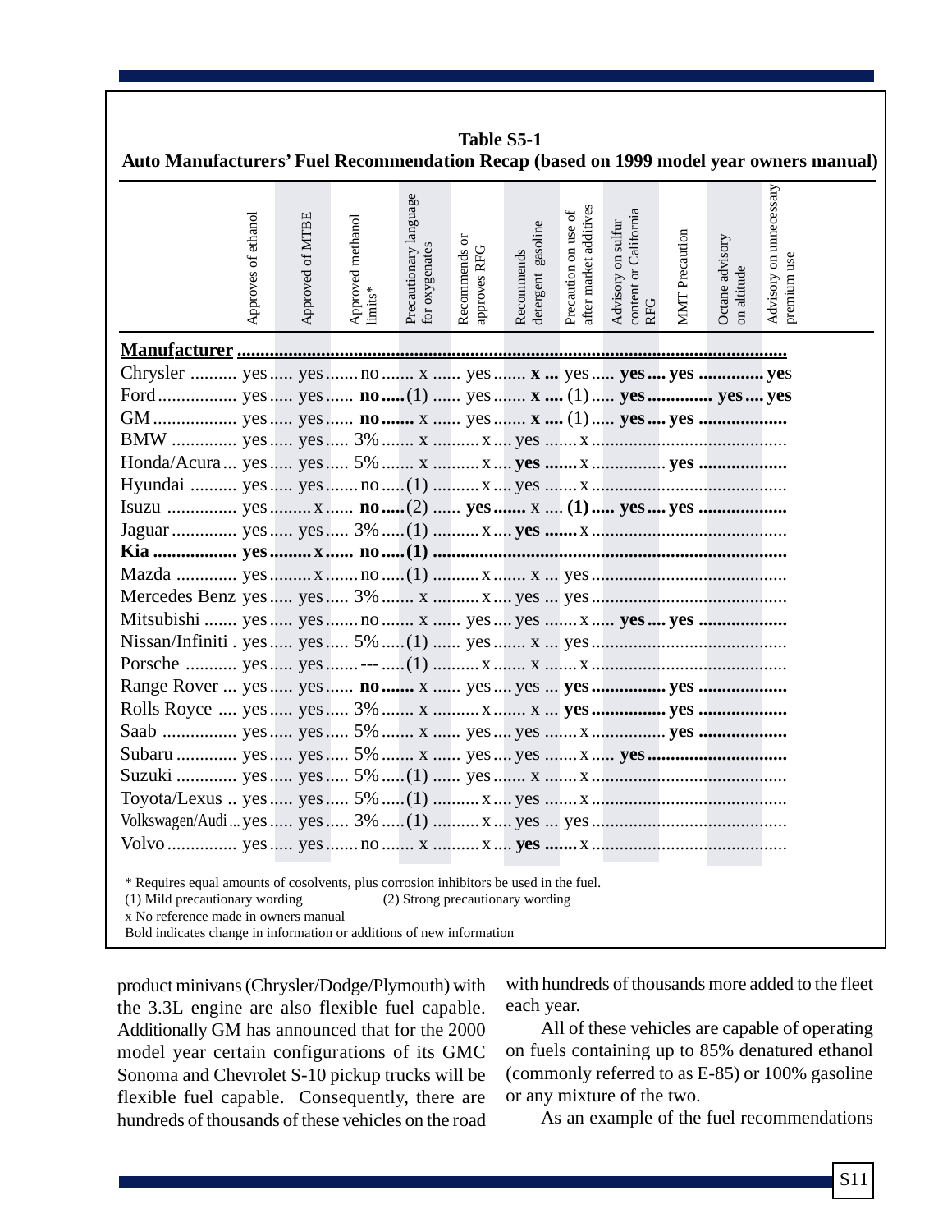**Table S5-1**

**Auto Manufacturers' Fuel Recommendation Recap (based on 1999 model year owners manual)**

| Manufacturer | Approves of ethanol | Approved of MTBE | Approved methanol limits* | Precautionary language for oxygenates | Recommends or approves RFG | Recommends detergent gasoline | Precaution on use of after market additives | Advisory on sulfur content or California RFG | MMT Precaution | Octane advisory on altitude | Advisory on unnecessary premium use |
|---|---|---|---|---|---|---|---|---|---|---|---|
| Chrysler | yes | yes | no | x | yes | **x** | yes | **yes** | **yes** | | **yes** |
| Ford | yes | yes | **no** | (1) | yes | **x** | (1) | **yes** | | **yes** | **yes** |
| GM | yes | yes | **no** | x | yes | **x** | (1) | **yes** | **yes** | | |
| BMW | yes | yes | 3% | x | x | yes | x | | | | |
| Honda/Acura | yes | yes | 5% | x | x | **yes** | x | | **yes** | | |
| Hyundai | yes | yes | no | (1) | x | yes | x | | | | |
| Isuzu | yes | x | **no** | (2) | **yes** | x | **(1)** | **yes** | **yes** | | |
| Jaguar | yes | yes | 3% | (1) | x | **yes** | x | | | | |
| **Kia** | **yes** | **x** | **no** | **(1)** | | | | | | | |
| Mazda | yes | x | no | (1) | x | x | yes | | | | |
| Mercedes Benz | yes | yes | 3% | x | x | yes | yes | | | | |
| Mitsubishi | yes | yes | no | x | yes | yes | x | **yes** | **yes** | | |
| Nissan/Infiniti | yes | yes | 5% | (1) | yes | x | yes | | | | |
| Porsche | yes | yes | --- | (1) | x | x | x | | | | |
| Range Rover | yes | yes | **no** | x | yes | yes | **yes** | | **yes** | | |
| Rolls Royce | yes | yes | 3% | x | x | x | **yes** | | **yes** | | |
| Saab | yes | yes | 5% | x | yes | yes | x | | **yes** | | |
| Subaru | yes | yes | 5% | x | yes | yes | x | **yes** | | | |
| Suzuki | yes | yes | 5% | (1) | yes | x | x | | | | |
| Toyota/Lexus | yes | yes | 5% | (1) | x | yes | x | | | | |
| Volkswagen/Audi | yes | yes | 3% | (1) | x | yes | yes | | | | |
| Volvo | yes | yes | no | x | x | **yes** | x | | | | |

\* Requires equal amounts of cosolvents, plus corrosion inhibitors be used in the fuel.
(1) Mild precautionary wording (2) Strong precautionary wording
x No reference made in owners manual
Bold indicates change in information or additions of new information

product minivans (Chrysler/Dodge/Plymouth) with the 3.3L engine are also flexible fuel capable. Additionally GM has announced that for the 2000 model year certain configurations of its GMC Sonoma and Chevrolet S-10 pickup trucks will be flexible fuel capable. Consequently, there are hundreds of thousands of these vehicles on the road with hundreds of thousands more added to the fleet each year.

All of these vehicles are capable of operating on fuels containing up to 85% denatured ethanol (commonly referred to as E-85) or 100% gasoline or any mixture of the two.

As an example of the fuel recommendations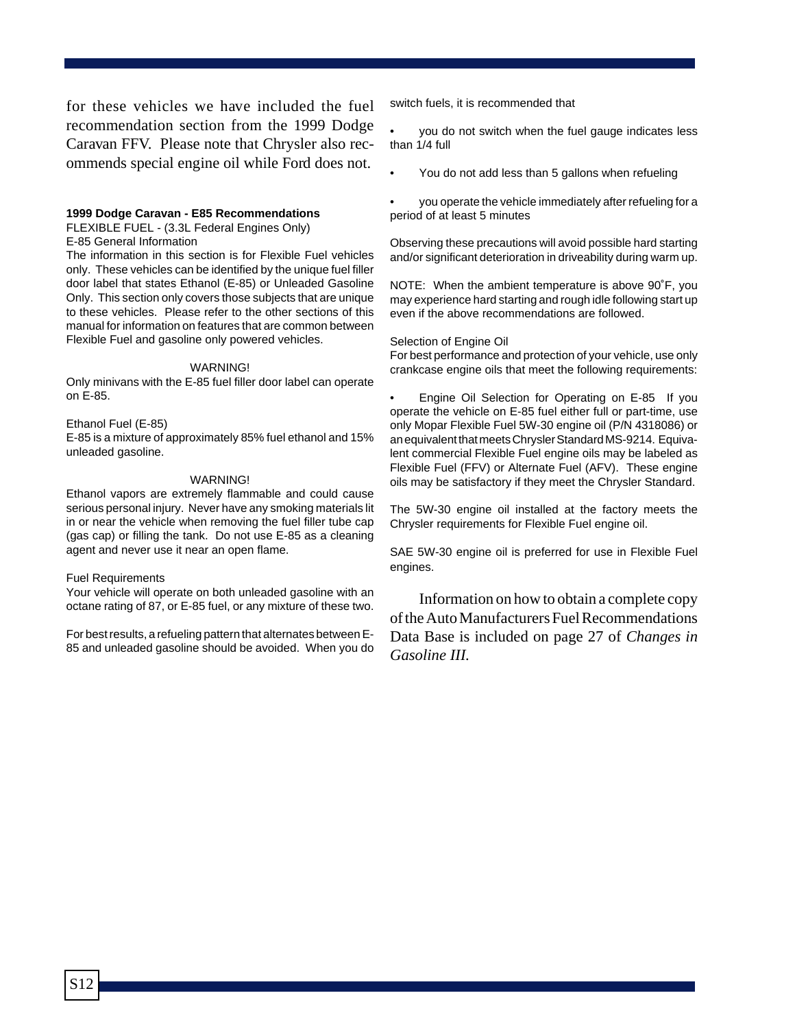for these vehicles we have included the fuel recommendation section from the 1999 Dodge Caravan FFV. Please note that Chrysler also recommends special engine oil while Ford does not.

**1999 Dodge Caravan - E85 Recommendations**

FLEXIBLE FUEL - (3.3L Federal Engines Only)

E-85 General Information

The information in this section is for Flexible Fuel vehicles only. These vehicles can be identified by the unique fuel filler door label that states Ethanol (E-85) or Unleaded Gasoline Only. This section only covers those subjects that are unique to these vehicles. Please refer to the other sections of this manual for information on features that are common between Flexible Fuel and gasoline only powered vehicles.

WARNING!

Only minivans with the E-85 fuel filler door label can operate on E-85.

Ethanol Fuel (E-85)

E-85 is a mixture of approximately 85% fuel ethanol and 15% unleaded gasoline.

WARNING!

Ethanol vapors are extremely flammable and could cause serious personal injury. Never have any smoking materials lit in or near the vehicle when removing the fuel filler tube cap (gas cap) or filling the tank. Do not use E-85 as a cleaning agent and never use it near an open flame.

Fuel Requirements

Your vehicle will operate on both unleaded gasoline with an octane rating of 87, or E-85 fuel, or any mixture of these two.

For best results, a refueling pattern that alternates between E-85 and unleaded gasoline should be avoided. When you do switch fuels, it is recommended that

- you do not switch when the fuel gauge indicates less than 1/4 full
- You do not add less than 5 gallons when refueling
- you operate the vehicle immediately after refueling for a period of at least 5 minutes

Observing these precautions will avoid possible hard starting and/or significant deterioration in driveability during warm up.

NOTE: When the ambient temperature is above 90˚F, you may experience hard starting and rough idle following start up even if the above recommendations are followed.

Selection of Engine Oil

For best performance and protection of your vehicle, use only crankcase engine oils that meet the following requirements:

- Engine Oil Selection for Operating on E-85 If you operate the vehicle on E-85 fuel either full or part-time, use only Mopar Flexible Fuel 5W-30 engine oil (P/N 4318086) or an equivalent that meets Chrysler Standard MS-9214. Equivalent commercial Flexible Fuel engine oils may be labeled as Flexible Fuel (FFV) or Alternate Fuel (AFV). These engine oils may be satisfactory if they meet the Chrysler Standard.

The 5W-30 engine oil installed at the factory meets the Chrysler requirements for Flexible Fuel engine oil.

SAE 5W-30 engine oil is preferred for use in Flexible Fuel engines.

Information on how to obtain a complete copy of the Auto Manufacturers Fuel Recommendations Data Base is included on page 27 of *Changes in Gasoline III.*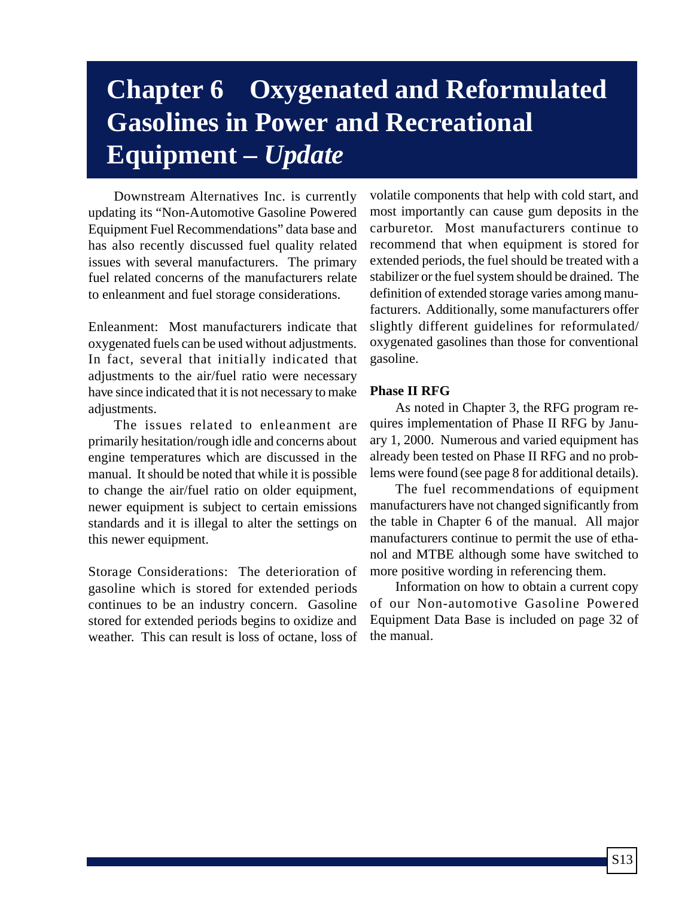# Chapter 6 Oxygenated and Reformulated Gasolines in Power and Recreational Equipment – *Update*

Downstream Alternatives Inc. is currently updating its "Non-Automotive Gasoline Powered Equipment Fuel Recommendations" data base and has also recently discussed fuel quality related issues with several manufacturers. The primary fuel related concerns of the manufacturers relate to enleanment and fuel storage considerations.

Enleanment: Most manufacturers indicate that oxygenated fuels can be used without adjustments. In fact, several that initially indicated that adjustments to the air/fuel ratio were necessary have since indicated that it is not necessary to make adjustments.

The issues related to enleanment are primarily hesitation/rough idle and concerns about engine temperatures which are discussed in the manual. It should be noted that while it is possible to change the air/fuel ratio on older equipment, newer equipment is subject to certain emissions standards and it is illegal to alter the settings on this newer equipment.

Storage Considerations: The deterioration of gasoline which is stored for extended periods continues to be an industry concern. Gasoline stored for extended periods begins to oxidize and weather. This can result is loss of octane, loss of volatile components that help with cold start, and most importantly can cause gum deposits in the carburetor. Most manufacturers continue to recommend that when equipment is stored for extended periods, the fuel should be treated with a stabilizer or the fuel system should be drained. The definition of extended storage varies among manufacturers. Additionally, some manufacturers offer slightly different guidelines for reformulated/oxygenated gasolines than those for conventional gasoline.

**Phase II RFG**

As noted in Chapter 3, the RFG program requires implementation of Phase II RFG by January 1, 2000. Numerous and varied equipment has already been tested on Phase II RFG and no problems were found (see page 8 for additional details).

The fuel recommendations of equipment manufacturers have not changed significantly from the table in Chapter 6 of the manual. All major manufacturers continue to permit the use of ethanol and MTBE although some have switched to more positive wording in referencing them.

Information on how to obtain a current copy of our Non-automotive Gasoline Powered Equipment Data Base is included on page 32 of the manual.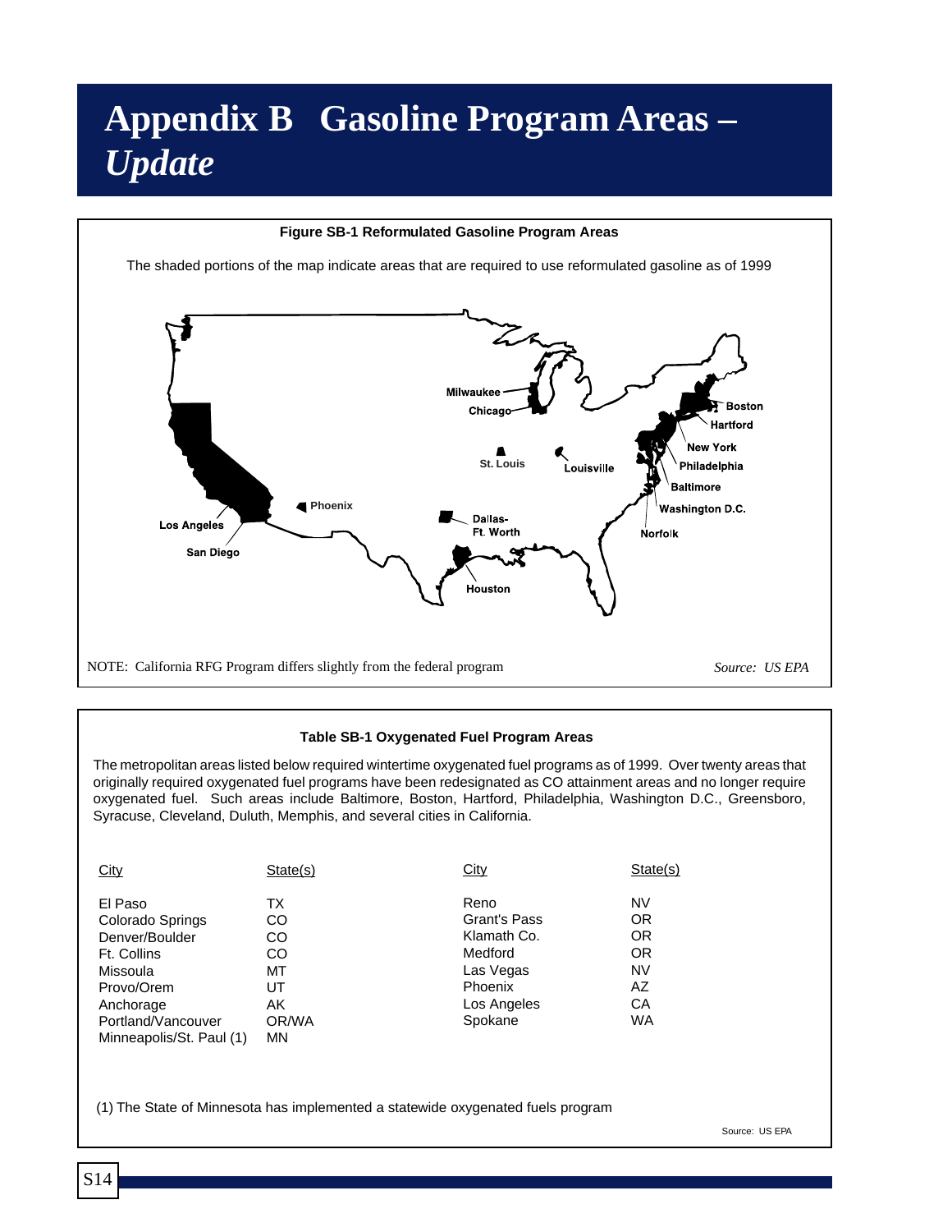# Appendix B Gasoline Program Areas – *Update*

**Figure SB-1 Reformulated Gasoline Program Areas**

The shaded portions of the map indicate areas that are required to use reformulated gasoline as of 1999

Milwaukee, Chicago, St. Louis, Louisville, Boston, Hartford, New York, Philadelphia, Baltimore, Washington D.C., Norfolk, Phoenix, Los Angeles, San Diego, Dallas-Ft. Worth, Houston

NOTE: California RFG Program differs slightly from the federal program

*Source: US EPA*

**Table SB-1 Oxygenated Fuel Program Areas**

The metropolitan areas listed below required wintertime oxygenated fuel programs as of 1999. Over twenty areas that originally required oxygenated fuel programs have been redesignated as CO attainment areas and no longer require oxygenated fuel. Such areas include Baltimore, Boston, Hartford, Philadelphia, Washington D.C., Greensboro, Syracuse, Cleveland, Duluth, Memphis, and several cities in California.

| City | State(s) | City | State(s) |
|---|---|---|---|
| El Paso | TX | Reno | NV |
| Colorado Springs | CO | Grant's Pass | OR |
| Denver/Boulder | CO | Klamath Co. | OR |
| Ft. Collins | CO | Medford | OR |
| Missoula | MT | Las Vegas | NV |
| Provo/Orem | UT | Phoenix | AZ |
| Anchorage | AK | Los Angeles | CA |
| Portland/Vancouver | OR/WA | Spokane | WA |
| Minneapolis/St. Paul (1) | MN | | |

(1) The State of Minnesota has implemented a statewide oxygenated fuels program

Source: US EPA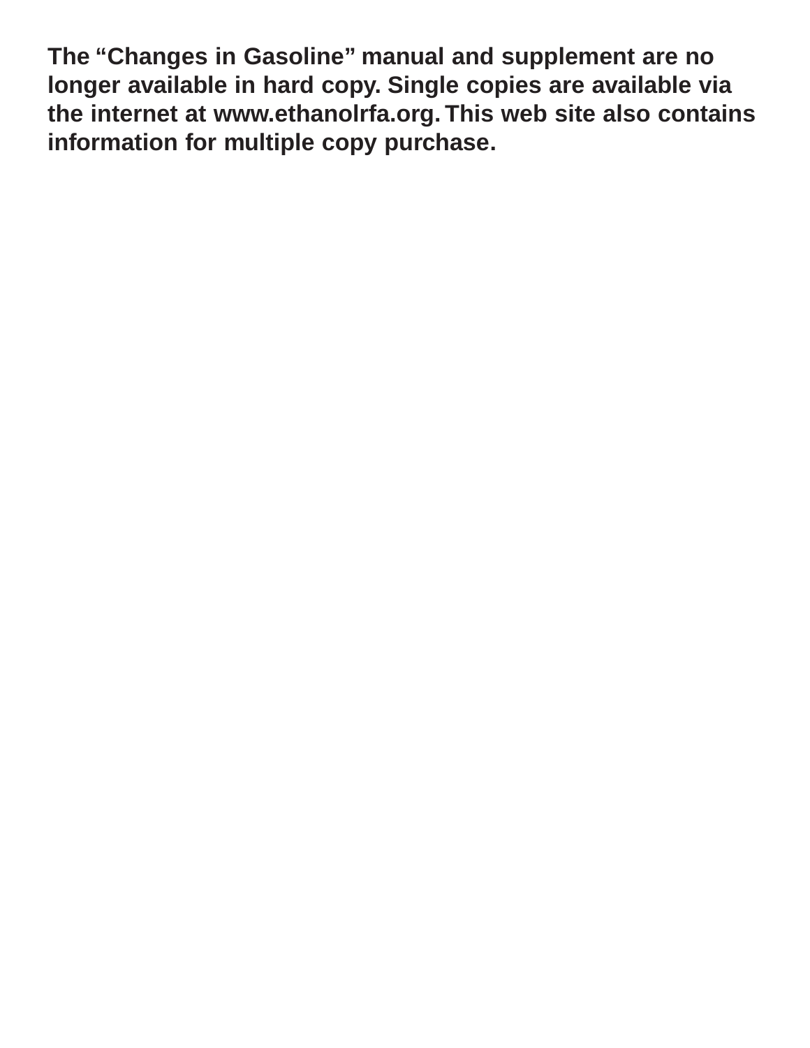**The "Changes in Gasoline" manual and supplement are no longer available in hard copy. Single copies are available via the internet at www.ethanolrfa.org. This web site also contains information for multiple copy purchase.**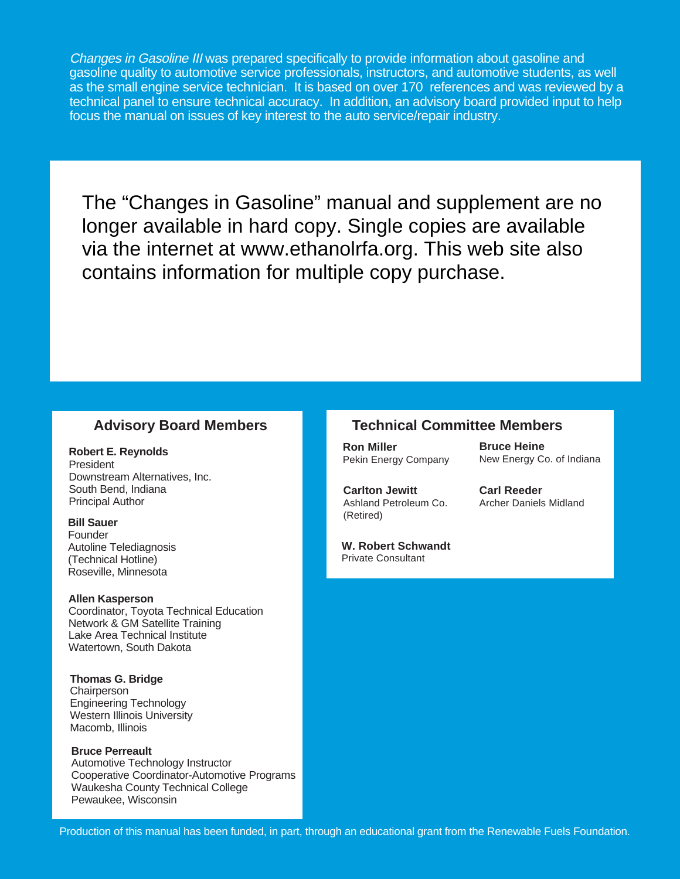*Changes in Gasoline III* was prepared specifically to provide information about gasoline and gasoline quality to automotive service professionals, instructors, and automotive students, as well as the small engine service technician. It is based on over 170 references and was reviewed by a technical panel to ensure technical accuracy. In addition, an advisory board provided input to help focus the manual on issues of key interest to the auto service/repair industry.

The "Changes in Gasoline" manual and supplement are no longer available in hard copy. Single copies are available via the internet at www.ethanolrfa.org. This web site also contains information for multiple copy purchase.

## Advisory Board Members

**Robert E. Reynolds**
President
Downstream Alternatives, Inc.
South Bend, Indiana
Principal Author

**Bill Sauer**
Founder
Autoline Telediagnosis
(Technical Hotline)
Roseville, Minnesota

**Allen Kasperson**
Coordinator, Toyota Technical Education
Network & GM Satellite Training
Lake Area Technical Institute
Watertown, South Dakota

**Thomas G. Bridge**
Chairperson
Engineering Technology
Western Illinois University
Macomb, Illinois

**Bruce Perreault**
Automotive Technology Instructor
Cooperative Coordinator-Automotive Programs
Waukesha County Technical College
Pewaukee, Wisconsin

## Technical Committee Members

**Ron Miller**
Pekin Energy Company

**Bruce Heine**
New Energy Co. of Indiana

**Carlton Jewitt**
Ashland Petroleum Co.
(Retired)

**Carl Reeder**
Archer Daniels Midland

**W. Robert Schwandt**
Private Consultant

Production of this manual has been funded, in part, through an educational grant from the Renewable Fuels Foundation.